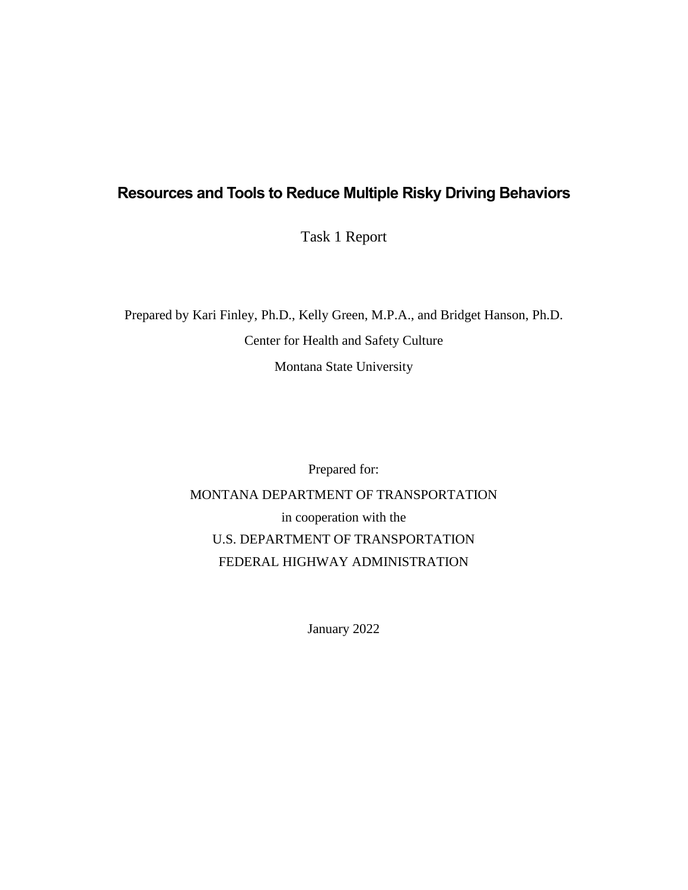# Resources and Tools to Reduce Multiple Risky Driving Behaviors

Task 1 Report

Prepared by Kari Finley, Ph.D., Kelly Green, M.P.A., and Bridget Hanson, Ph.D.

Center for Health and Safety Culture

Montana State University

Prepared for:

MONTANA DEPARTMENT OF TRANSPORTATION

in cooperation with the

U.S. DEPARTMENT OF TRANSPORTATION

FEDERAL HIGHWAY ADMINISTRATION

January 2022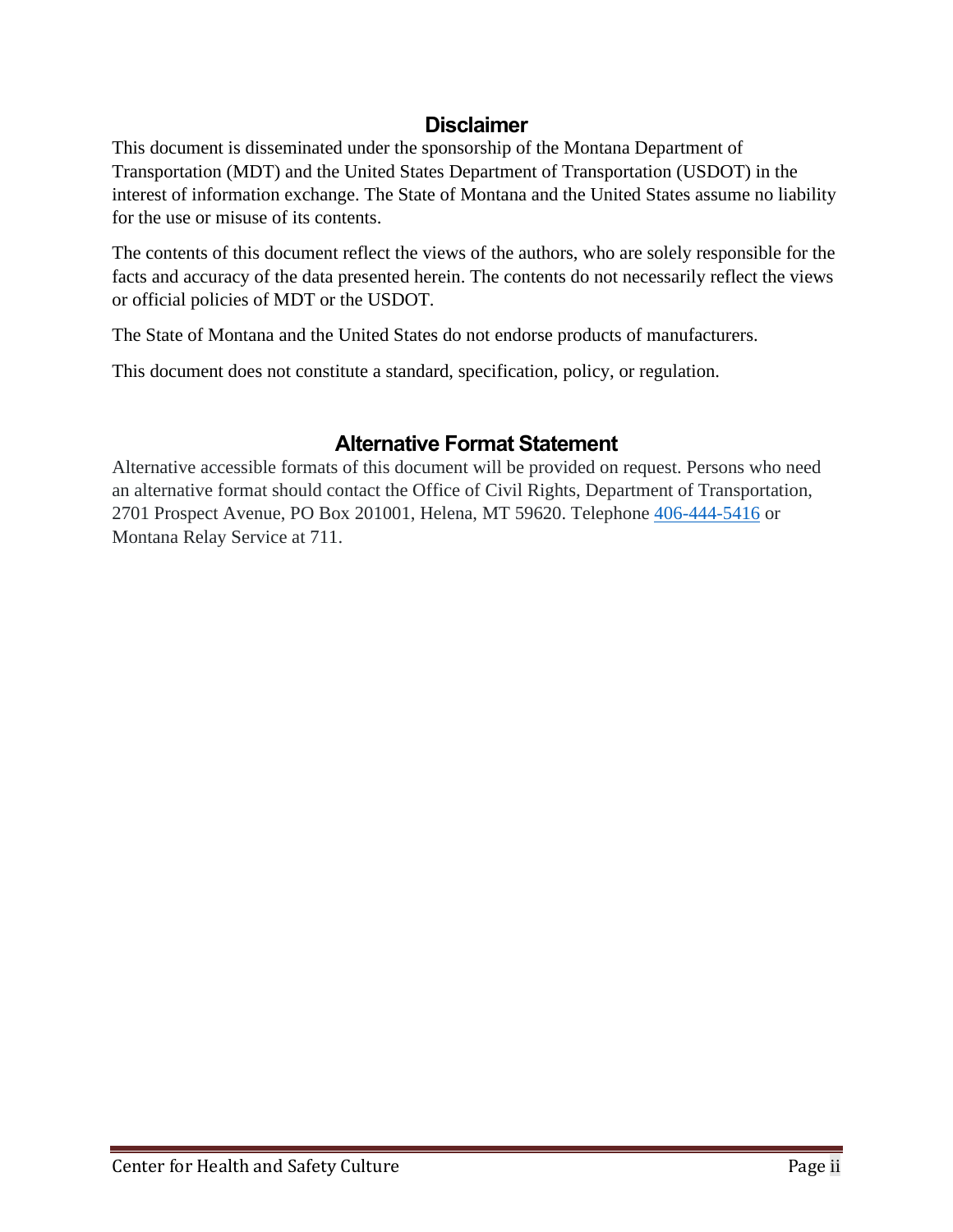## Disclaimer

This document is disseminated under the sponsorship of the Montana Department of Transportation (MDT) and the United States Department of Transportation (USDOT) in the interest of information exchange. The State of Montana and the United States assume no liability for the use or misuse of its contents.

The contents of this document reflect the views of the authors, who are solely responsible for the facts and accuracy of the data presented herein. The contents do not necessarily reflect the views or official policies of MDT or the USDOT.

The State of Montana and the United States do not endorse products of manufacturers.

This document does not constitute a standard, specification, policy, or regulation.

## Alternative Format Statement

Alternative accessible formats of this document will be provided on request. Persons who need an alternative format should contact the Office of Civil Rights, Department of Transportation, 2701 Prospect Avenue, PO Box 201001, Helena, MT 59620. Telephone 406-444-5416 or Montana Relay Service at 711.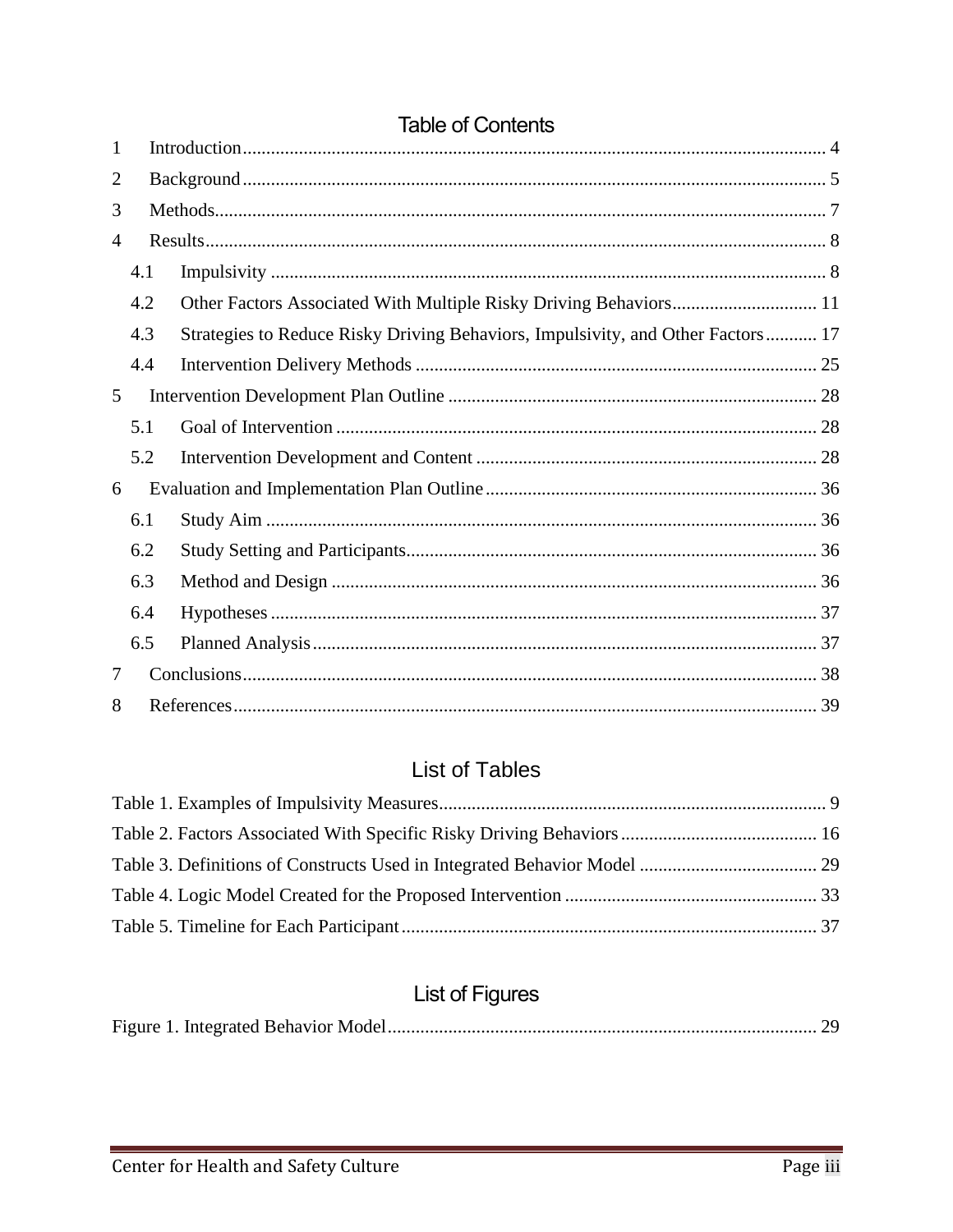## Table of Contents

1 Introduction ... 4

2 Background ... 5

3 Methods ... 7

4 Results ... 8

- 4.1 Impulsivity ... 8
- 4.2 Other Factors Associated With Multiple Risky Driving Behaviors ... 11
- 4.3 Strategies to Reduce Risky Driving Behaviors, Impulsivity, and Other Factors ... 17
- 4.4 Intervention Delivery Methods ... 25

5 Intervention Development Plan Outline ... 28

- 5.1 Goal of Intervention ... 28
- 5.2 Intervention Development and Content ... 28

6 Evaluation and Implementation Plan Outline ... 36

- 6.1 Study Aim ... 36
- 6.2 Study Setting and Participants ... 36
- 6.3 Method and Design ... 36
- 6.4 Hypotheses ... 37
- 6.5 Planned Analysis ... 37

7 Conclusions ... 38

8 References ... 39

## List of Tables

Table 1. Examples of Impulsivity Measures ... 9

Table 2. Factors Associated With Specific Risky Driving Behaviors ... 16

Table 3. Definitions of Constructs Used in Integrated Behavior Model ... 29

Table 4. Logic Model Created for the Proposed Intervention ... 33

Table 5. Timeline for Each Participant ... 37

## List of Figures

Figure 1. Integrated Behavior Model ... 29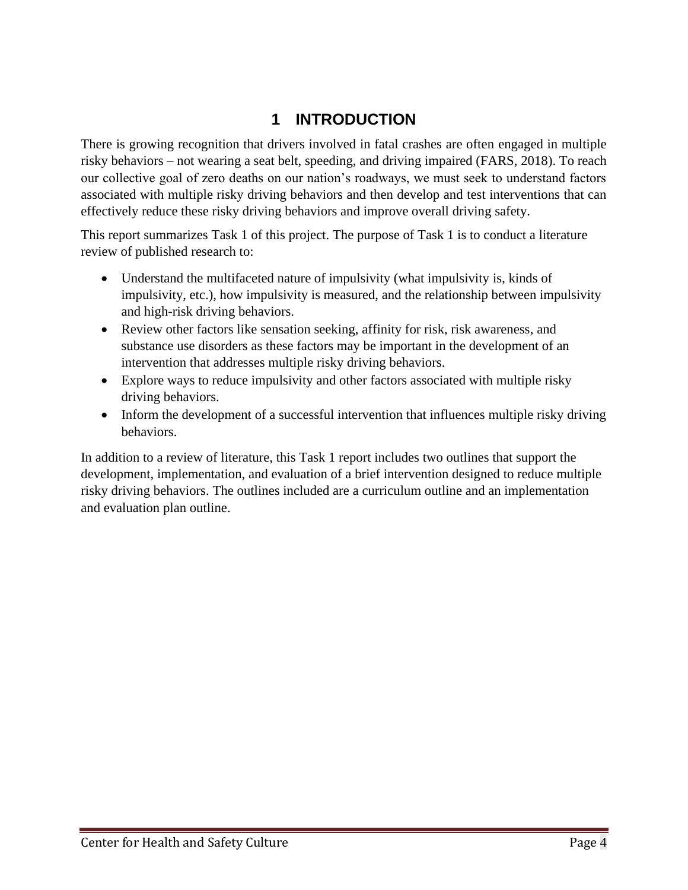# 1 INTRODUCTION

There is growing recognition that drivers involved in fatal crashes are often engaged in multiple risky behaviors – not wearing a seat belt, speeding, and driving impaired (FARS, 2018). To reach our collective goal of zero deaths on our nation's roadways, we must seek to understand factors associated with multiple risky driving behaviors and then develop and test interventions that can effectively reduce these risky driving behaviors and improve overall driving safety.

This report summarizes Task 1 of this project. The purpose of Task 1 is to conduct a literature review of published research to:

- Understand the multifaceted nature of impulsivity (what impulsivity is, kinds of impulsivity, etc.), how impulsivity is measured, and the relationship between impulsivity and high-risk driving behaviors.
- Review other factors like sensation seeking, affinity for risk, risk awareness, and substance use disorders as these factors may be important in the development of an intervention that addresses multiple risky driving behaviors.
- Explore ways to reduce impulsivity and other factors associated with multiple risky driving behaviors.
- Inform the development of a successful intervention that influences multiple risky driving behaviors.

In addition to a review of literature, this Task 1 report includes two outlines that support the development, implementation, and evaluation of a brief intervention designed to reduce multiple risky driving behaviors. The outlines included are a curriculum outline and an implementation and evaluation plan outline.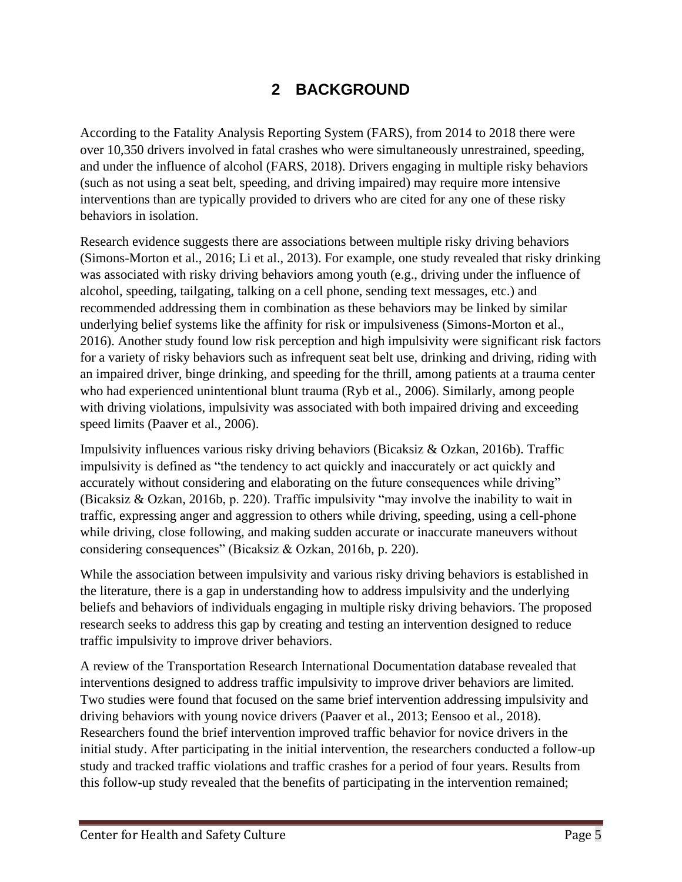# 2 BACKGROUND

According to the Fatality Analysis Reporting System (FARS), from 2014 to 2018 there were over 10,350 drivers involved in fatal crashes who were simultaneously unrestrained, speeding, and under the influence of alcohol (FARS, 2018). Drivers engaging in multiple risky behaviors (such as not using a seat belt, speeding, and driving impaired) may require more intensive interventions than are typically provided to drivers who are cited for any one of these risky behaviors in isolation.

Research evidence suggests there are associations between multiple risky driving behaviors (Simons-Morton et al., 2016; Li et al., 2013). For example, one study revealed that risky drinking was associated with risky driving behaviors among youth (e.g., driving under the influence of alcohol, speeding, tailgating, talking on a cell phone, sending text messages, etc.) and recommended addressing them in combination as these behaviors may be linked by similar underlying belief systems like the affinity for risk or impulsiveness (Simons-Morton et al., 2016). Another study found low risk perception and high impulsivity were significant risk factors for a variety of risky behaviors such as infrequent seat belt use, drinking and driving, riding with an impaired driver, binge drinking, and speeding for the thrill, among patients at a trauma center who had experienced unintentional blunt trauma (Ryb et al., 2006). Similarly, among people with driving violations, impulsivity was associated with both impaired driving and exceeding speed limits (Paaver et al., 2006).

Impulsivity influences various risky driving behaviors (Bicaksiz & Ozkan, 2016b). Traffic impulsivity is defined as "the tendency to act quickly and inaccurately or act quickly and accurately without considering and elaborating on the future consequences while driving" (Bicaksiz & Ozkan, 2016b, p. 220). Traffic impulsivity "may involve the inability to wait in traffic, expressing anger and aggression to others while driving, speeding, using a cell-phone while driving, close following, and making sudden accurate or inaccurate maneuvers without considering consequences" (Bicaksiz & Ozkan, 2016b, p. 220).

While the association between impulsivity and various risky driving behaviors is established in the literature, there is a gap in understanding how to address impulsivity and the underlying beliefs and behaviors of individuals engaging in multiple risky driving behaviors. The proposed research seeks to address this gap by creating and testing an intervention designed to reduce traffic impulsivity to improve driver behaviors.

A review of the Transportation Research International Documentation database revealed that interventions designed to address traffic impulsivity to improve driver behaviors are limited. Two studies were found that focused on the same brief intervention addressing impulsivity and driving behaviors with young novice drivers (Paaver et al., 2013; Eensoo et al., 2018). Researchers found the brief intervention improved traffic behavior for novice drivers in the initial study. After participating in the initial intervention, the researchers conducted a follow-up study and tracked traffic violations and traffic crashes for a period of four years. Results from this follow-up study revealed that the benefits of participating in the intervention remained;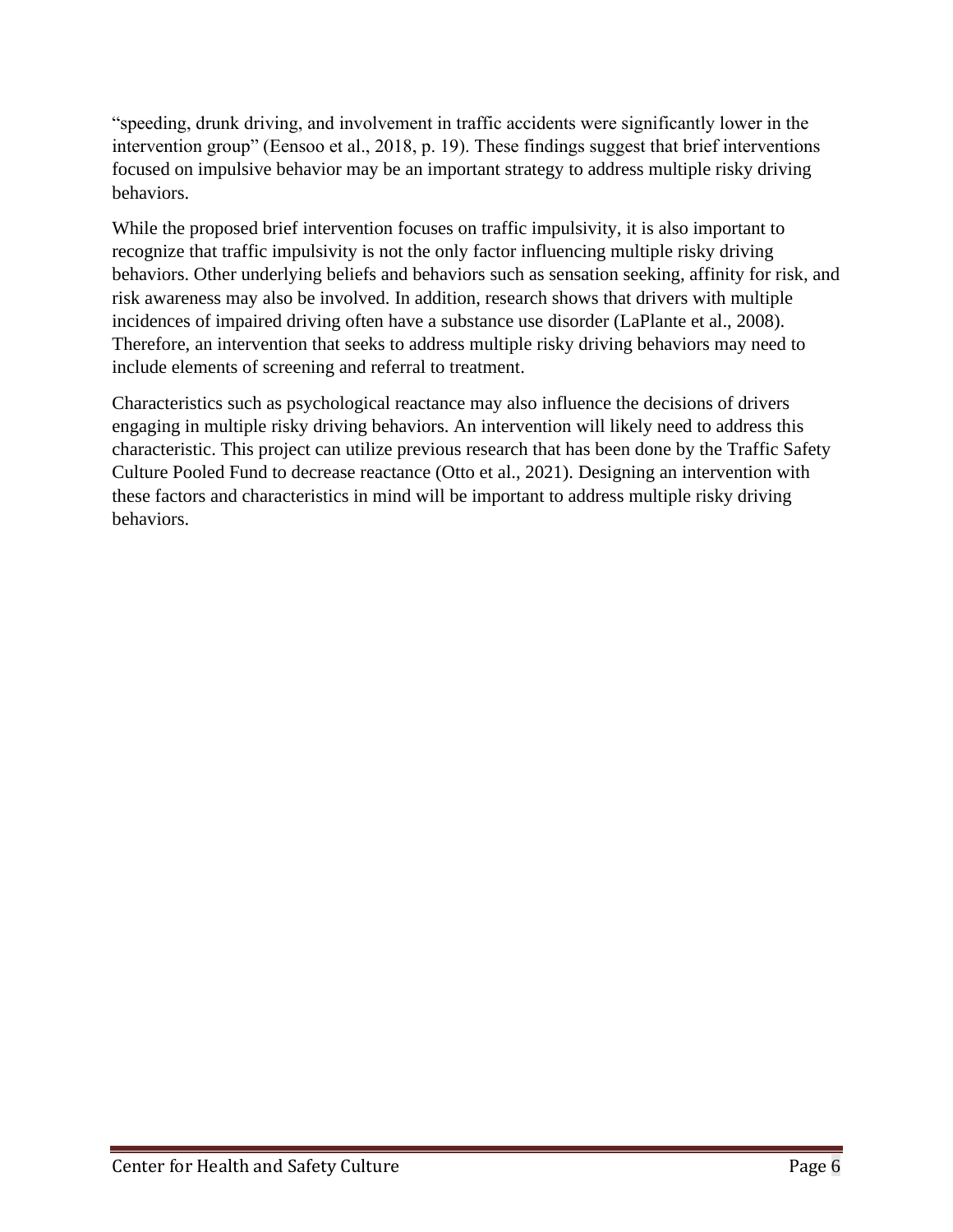"speeding, drunk driving, and involvement in traffic accidents were significantly lower in the intervention group" (Eensoo et al., 2018, p. 19). These findings suggest that brief interventions focused on impulsive behavior may be an important strategy to address multiple risky driving behaviors.

While the proposed brief intervention focuses on traffic impulsivity, it is also important to recognize that traffic impulsivity is not the only factor influencing multiple risky driving behaviors. Other underlying beliefs and behaviors such as sensation seeking, affinity for risk, and risk awareness may also be involved. In addition, research shows that drivers with multiple incidences of impaired driving often have a substance use disorder (LaPlante et al., 2008). Therefore, an intervention that seeks to address multiple risky driving behaviors may need to include elements of screening and referral to treatment.

Characteristics such as psychological reactance may also influence the decisions of drivers engaging in multiple risky driving behaviors. An intervention will likely need to address this characteristic. This project can utilize previous research that has been done by the Traffic Safety Culture Pooled Fund to decrease reactance (Otto et al., 2021). Designing an intervention with these factors and characteristics in mind will be important to address multiple risky driving behaviors.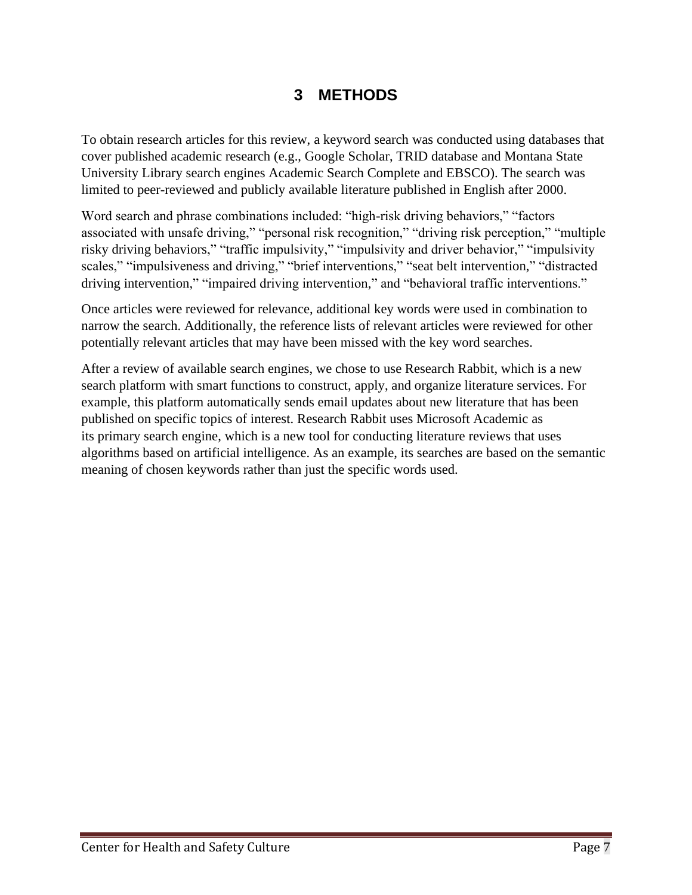# 3 METHODS

To obtain research articles for this review, a keyword search was conducted using databases that cover published academic research (e.g., Google Scholar, TRID database and Montana State University Library search engines Academic Search Complete and EBSCO). The search was limited to peer-reviewed and publicly available literature published in English after 2000.

Word search and phrase combinations included: "high-risk driving behaviors," "factors associated with unsafe driving," "personal risk recognition," "driving risk perception," "multiple risky driving behaviors," "traffic impulsivity," "impulsivity and driver behavior," "impulsivity scales," "impulsiveness and driving," "brief interventions," "seat belt intervention," "distracted driving intervention," "impaired driving intervention," and "behavioral traffic interventions."

Once articles were reviewed for relevance, additional key words were used in combination to narrow the search. Additionally, the reference lists of relevant articles were reviewed for other potentially relevant articles that may have been missed with the key word searches.

After a review of available search engines, we chose to use Research Rabbit, which is a new search platform with smart functions to construct, apply, and organize literature services. For example, this platform automatically sends email updates about new literature that has been published on specific topics of interest. Research Rabbit uses Microsoft Academic as its primary search engine, which is a new tool for conducting literature reviews that uses algorithms based on artificial intelligence. As an example, its searches are based on the semantic meaning of chosen keywords rather than just the specific words used.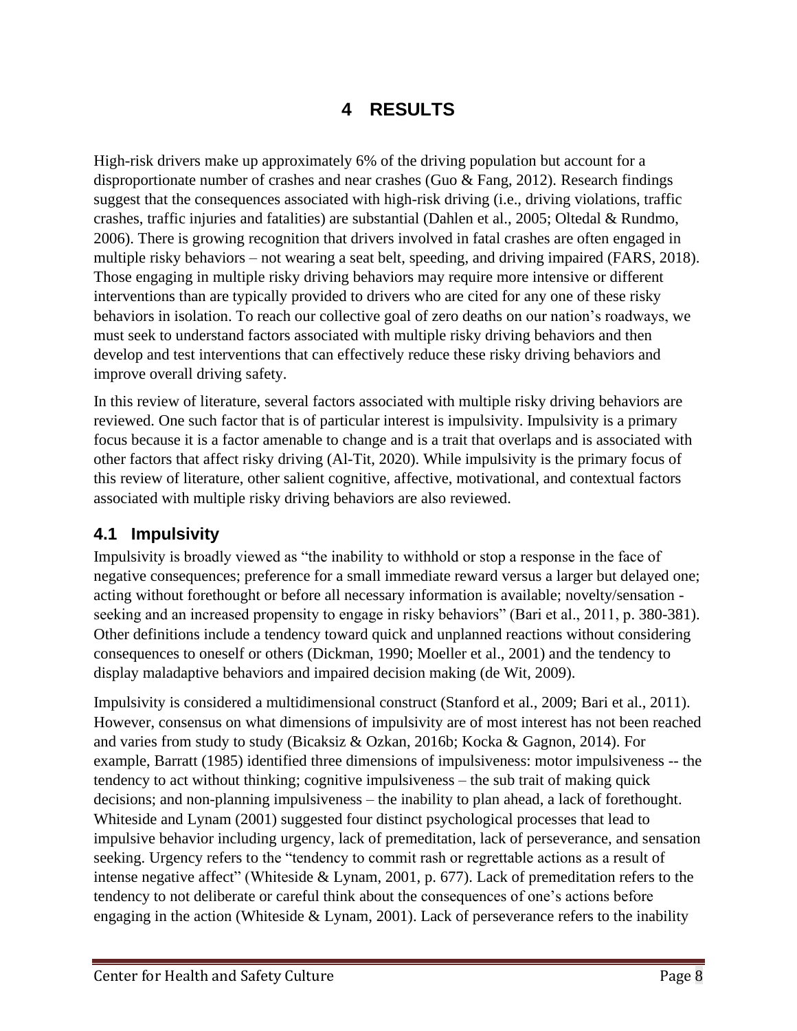# 4 RESULTS

High-risk drivers make up approximately 6% of the driving population but account for a disproportionate number of crashes and near crashes (Guo & Fang, 2012). Research findings suggest that the consequences associated with high-risk driving (i.e., driving violations, traffic crashes, traffic injuries and fatalities) are substantial (Dahlen et al., 2005; Oltedal & Rundmo, 2006). There is growing recognition that drivers involved in fatal crashes are often engaged in multiple risky behaviors – not wearing a seat belt, speeding, and driving impaired (FARS, 2018). Those engaging in multiple risky driving behaviors may require more intensive or different interventions than are typically provided to drivers who are cited for any one of these risky behaviors in isolation. To reach our collective goal of zero deaths on our nation's roadways, we must seek to understand factors associated with multiple risky driving behaviors and then develop and test interventions that can effectively reduce these risky driving behaviors and improve overall driving safety.

In this review of literature, several factors associated with multiple risky driving behaviors are reviewed. One such factor that is of particular interest is impulsivity. Impulsivity is a primary focus because it is a factor amenable to change and is a trait that overlaps and is associated with other factors that affect risky driving (Al-Tit, 2020). While impulsivity is the primary focus of this review of literature, other salient cognitive, affective, motivational, and contextual factors associated with multiple risky driving behaviors are also reviewed.

## 4.1 Impulsivity

Impulsivity is broadly viewed as "the inability to withhold or stop a response in the face of negative consequences; preference for a small immediate reward versus a larger but delayed one; acting without forethought or before all necessary information is available; novelty/sensation - seeking and an increased propensity to engage in risky behaviors" (Bari et al., 2011, p. 380-381). Other definitions include a tendency toward quick and unplanned reactions without considering consequences to oneself or others (Dickman, 1990; Moeller et al., 2001) and the tendency to display maladaptive behaviors and impaired decision making (de Wit, 2009).

Impulsivity is considered a multidimensional construct (Stanford et al., 2009; Bari et al., 2011). However, consensus on what dimensions of impulsivity are of most interest has not been reached and varies from study to study (Bicaksiz & Ozkan, 2016b; Kocka & Gagnon, 2014). For example, Barratt (1985) identified three dimensions of impulsiveness: motor impulsiveness -- the tendency to act without thinking; cognitive impulsiveness – the sub trait of making quick decisions; and non-planning impulsiveness – the inability to plan ahead, a lack of forethought. Whiteside and Lynam (2001) suggested four distinct psychological processes that lead to impulsive behavior including urgency, lack of premeditation, lack of perseverance, and sensation seeking. Urgency refers to the "tendency to commit rash or regrettable actions as a result of intense negative affect" (Whiteside & Lynam, 2001, p. 677). Lack of premeditation refers to the tendency to not deliberate or careful think about the consequences of one's actions before engaging in the action (Whiteside & Lynam, 2001). Lack of perseverance refers to the inability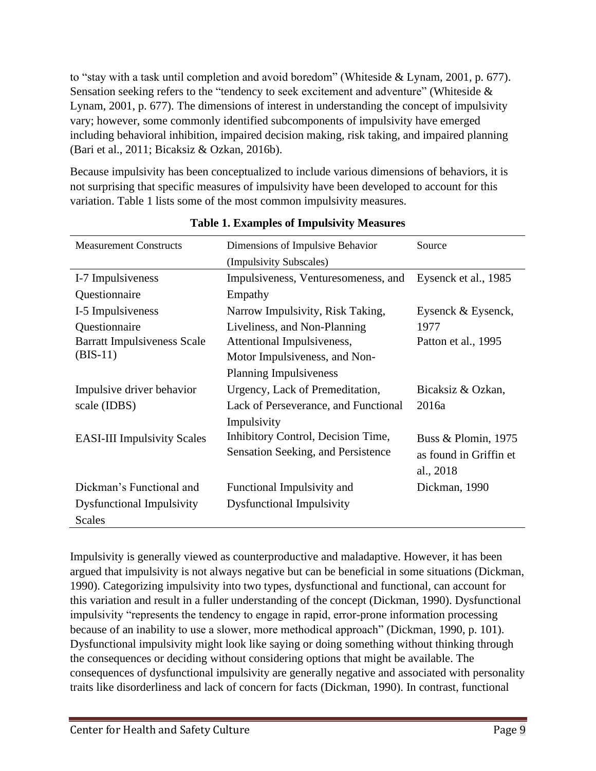to "stay with a task until completion and avoid boredom" (Whiteside & Lynam, 2001, p. 677). Sensation seeking refers to the "tendency to seek excitement and adventure" (Whiteside & Lynam, 2001, p. 677). The dimensions of interest in understanding the concept of impulsivity vary; however, some commonly identified subcomponents of impulsivity have emerged including behavioral inhibition, impaired decision making, risk taking, and impaired planning (Bari et al., 2011; Bicaksiz & Ozkan, 2016b).

Because impulsivity has been conceptualized to include various dimensions of behaviors, it is not surprising that specific measures of impulsivity have been developed to account for this variation. Table 1 lists some of the most common impulsivity measures.

**Table 1. Examples of Impulsivity Measures**

| Measurement Constructs | Dimensions of Impulsive Behavior (Impulsivity Subscales) | Source |
|---|---|---|
| I-7 Impulsiveness Questionnaire | Impulsiveness, Venturesomeness, and Empathy | Eysenck et al., 1985 |
| I-5 Impulsiveness Questionnaire | Narrow Impulsivity, Risk Taking, Liveliness, and Non-Planning | Eysenck & Eysenck, 1977 |
| Barratt Impulsiveness Scale (BIS-11) | Attentional Impulsiveness, Motor Impulsiveness, and Non-Planning Impulsiveness | Patton et al., 1995 |
| Impulsive driver behavior scale (IDBS) | Urgency, Lack of Premeditation, Lack of Perseverance, and Functional Impulsivity | Bicaksiz & Ozkan, 2016a |
| EASI-III Impulsivity Scales | Inhibitory Control, Decision Time, Sensation Seeking, and Persistence | Buss & Plomin, 1975 as found in Griffin et al., 2018 |
| Dickman's Functional and Dysfunctional Impulsivity Scales | Functional Impulsivity and Dysfunctional Impulsivity | Dickman, 1990 |

Impulsivity is generally viewed as counterproductive and maladaptive. However, it has been argued that impulsivity is not always negative but can be beneficial in some situations (Dickman, 1990). Categorizing impulsivity into two types, dysfunctional and functional, can account for this variation and result in a fuller understanding of the concept (Dickman, 1990). Dysfunctional impulsivity "represents the tendency to engage in rapid, error-prone information processing because of an inability to use a slower, more methodical approach" (Dickman, 1990, p. 101). Dysfunctional impulsivity might look like saying or doing something without thinking through the consequences or deciding without considering options that might be available. The consequences of dysfunctional impulsivity are generally negative and associated with personality traits like disorderliness and lack of concern for facts (Dickman, 1990). In contrast, functional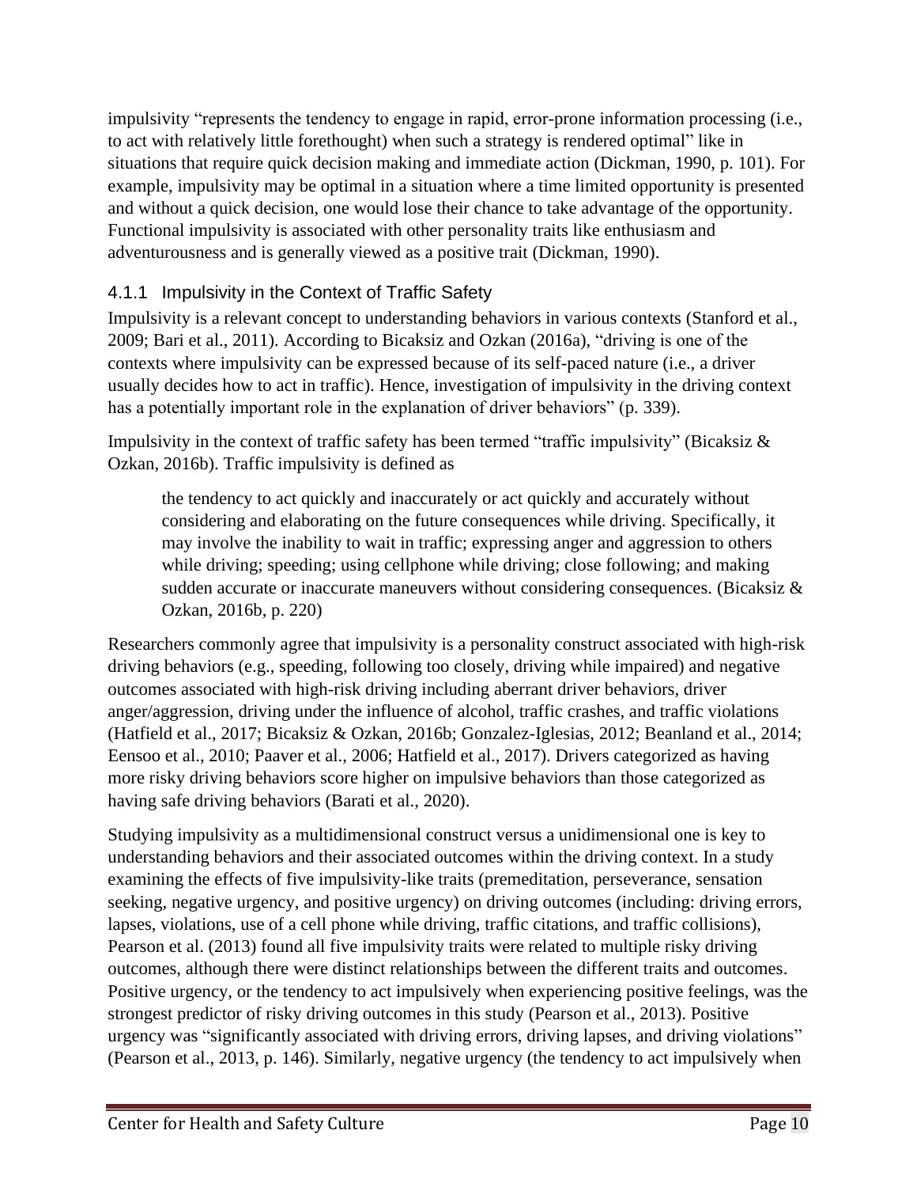impulsivity "represents the tendency to engage in rapid, error-prone information processing (i.e., to act with relatively little forethought) when such a strategy is rendered optimal" like in situations that require quick decision making and immediate action (Dickman, 1990, p. 101). For example, impulsivity may be optimal in a situation where a time limited opportunity is presented and without a quick decision, one would lose their chance to take advantage of the opportunity. Functional impulsivity is associated with other personality traits like enthusiasm and adventurousness and is generally viewed as a positive trait (Dickman, 1990).

### 4.1.1 Impulsivity in the Context of Traffic Safety

Impulsivity is a relevant concept to understanding behaviors in various contexts (Stanford et al., 2009; Bari et al., 2011). According to Bicaksiz and Ozkan (2016a), "driving is one of the contexts where impulsivity can be expressed because of its self-paced nature (i.e., a driver usually decides how to act in traffic). Hence, investigation of impulsivity in the driving context has a potentially important role in the explanation of driver behaviors" (p. 339).

Impulsivity in the context of traffic safety has been termed "traffic impulsivity" (Bicaksiz & Ozkan, 2016b). Traffic impulsivity is defined as

> the tendency to act quickly and inaccurately or act quickly and accurately without considering and elaborating on the future consequences while driving. Specifically, it may involve the inability to wait in traffic; expressing anger and aggression to others while driving; speeding; using cellphone while driving; close following; and making sudden accurate or inaccurate maneuvers without considering consequences. (Bicaksiz & Ozkan, 2016b, p. 220)

Researchers commonly agree that impulsivity is a personality construct associated with high-risk driving behaviors (e.g., speeding, following too closely, driving while impaired) and negative outcomes associated with high-risk driving including aberrant driver behaviors, driver anger/aggression, driving under the influence of alcohol, traffic crashes, and traffic violations (Hatfield et al., 2017; Bicaksiz & Ozkan, 2016b; Gonzalez-Iglesias, 2012; Beanland et al., 2014; Eensoo et al., 2010; Paaver et al., 2006; Hatfield et al., 2017). Drivers categorized as having more risky driving behaviors score higher on impulsive behaviors than those categorized as having safe driving behaviors (Barati et al., 2020).

Studying impulsivity as a multidimensional construct versus a unidimensional one is key to understanding behaviors and their associated outcomes within the driving context. In a study examining the effects of five impulsivity-like traits (premeditation, perseverance, sensation seeking, negative urgency, and positive urgency) on driving outcomes (including: driving errors, lapses, violations, use of a cell phone while driving, traffic citations, and traffic collisions), Pearson et al. (2013) found all five impulsivity traits were related to multiple risky driving outcomes, although there were distinct relationships between the different traits and outcomes. Positive urgency, or the tendency to act impulsively when experiencing positive feelings, was the strongest predictor of risky driving outcomes in this study (Pearson et al., 2013). Positive urgency was "significantly associated with driving errors, driving lapses, and driving violations" (Pearson et al., 2013, p. 146). Similarly, negative urgency (the tendency to act impulsively when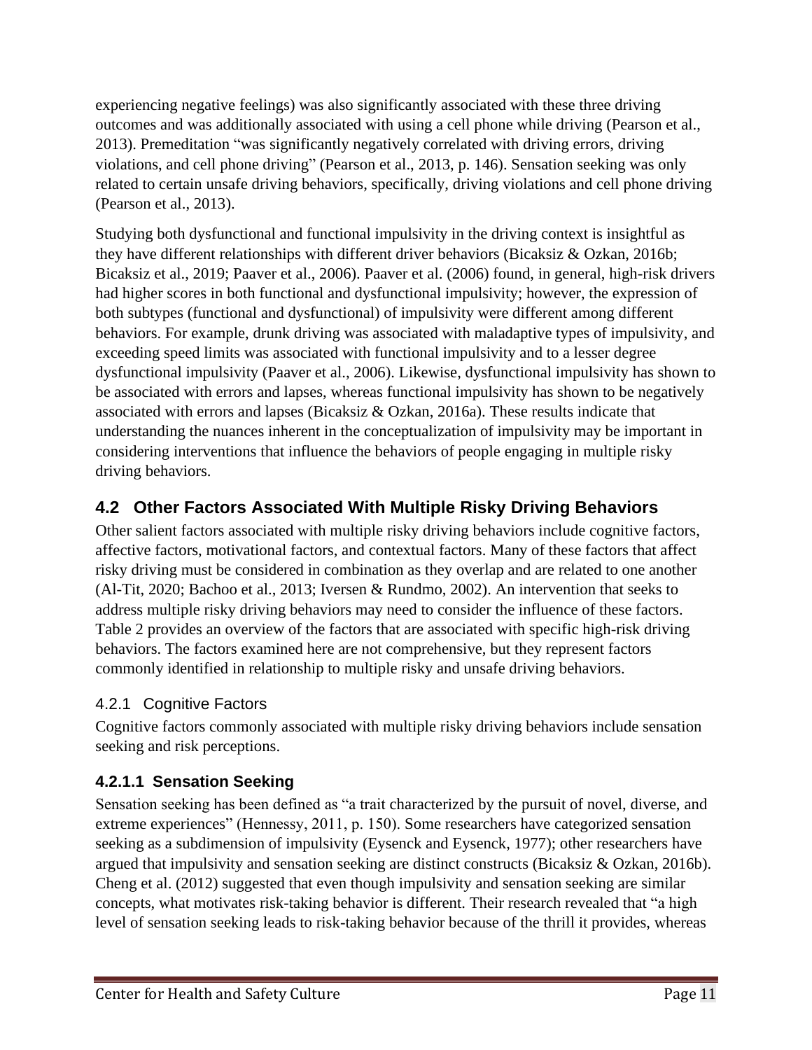experiencing negative feelings) was also significantly associated with these three driving outcomes and was additionally associated with using a cell phone while driving (Pearson et al., 2013). Premeditation "was significantly negatively correlated with driving errors, driving violations, and cell phone driving" (Pearson et al., 2013, p. 146). Sensation seeking was only related to certain unsafe driving behaviors, specifically, driving violations and cell phone driving (Pearson et al., 2013).

Studying both dysfunctional and functional impulsivity in the driving context is insightful as they have different relationships with different driver behaviors (Bicaksiz & Ozkan, 2016b; Bicaksiz et al., 2019; Paaver et al., 2006). Paaver et al. (2006) found, in general, high-risk drivers had higher scores in both functional and dysfunctional impulsivity; however, the expression of both subtypes (functional and dysfunctional) of impulsivity were different among different behaviors. For example, drunk driving was associated with maladaptive types of impulsivity, and exceeding speed limits was associated with functional impulsivity and to a lesser degree dysfunctional impulsivity (Paaver et al., 2006). Likewise, dysfunctional impulsivity has shown to be associated with errors and lapses, whereas functional impulsivity has shown to be negatively associated with errors and lapses (Bicaksiz & Ozkan, 2016a). These results indicate that understanding the nuances inherent in the conceptualization of impulsivity may be important in considering interventions that influence the behaviors of people engaging in multiple risky driving behaviors.

## 4.2 Other Factors Associated With Multiple Risky Driving Behaviors

Other salient factors associated with multiple risky driving behaviors include cognitive factors, affective factors, motivational factors, and contextual factors. Many of these factors that affect risky driving must be considered in combination as they overlap and are related to one another (Al-Tit, 2020; Bachoo et al., 2013; Iversen & Rundmo, 2002). An intervention that seeks to address multiple risky driving behaviors may need to consider the influence of these factors. Table 2 provides an overview of the factors that are associated with specific high-risk driving behaviors. The factors examined here are not comprehensive, but they represent factors commonly identified in relationship to multiple risky and unsafe driving behaviors.

### 4.2.1 Cognitive Factors

Cognitive factors commonly associated with multiple risky driving behaviors include sensation seeking and risk perceptions.

#### 4.2.1.1 Sensation Seeking

Sensation seeking has been defined as "a trait characterized by the pursuit of novel, diverse, and extreme experiences" (Hennessy, 2011, p. 150). Some researchers have categorized sensation seeking as a subdimension of impulsivity (Eysenck and Eysenck, 1977); other researchers have argued that impulsivity and sensation seeking are distinct constructs (Bicaksiz & Ozkan, 2016b). Cheng et al. (2012) suggested that even though impulsivity and sensation seeking are similar concepts, what motivates risk-taking behavior is different. Their research revealed that "a high level of sensation seeking leads to risk-taking behavior because of the thrill it provides, whereas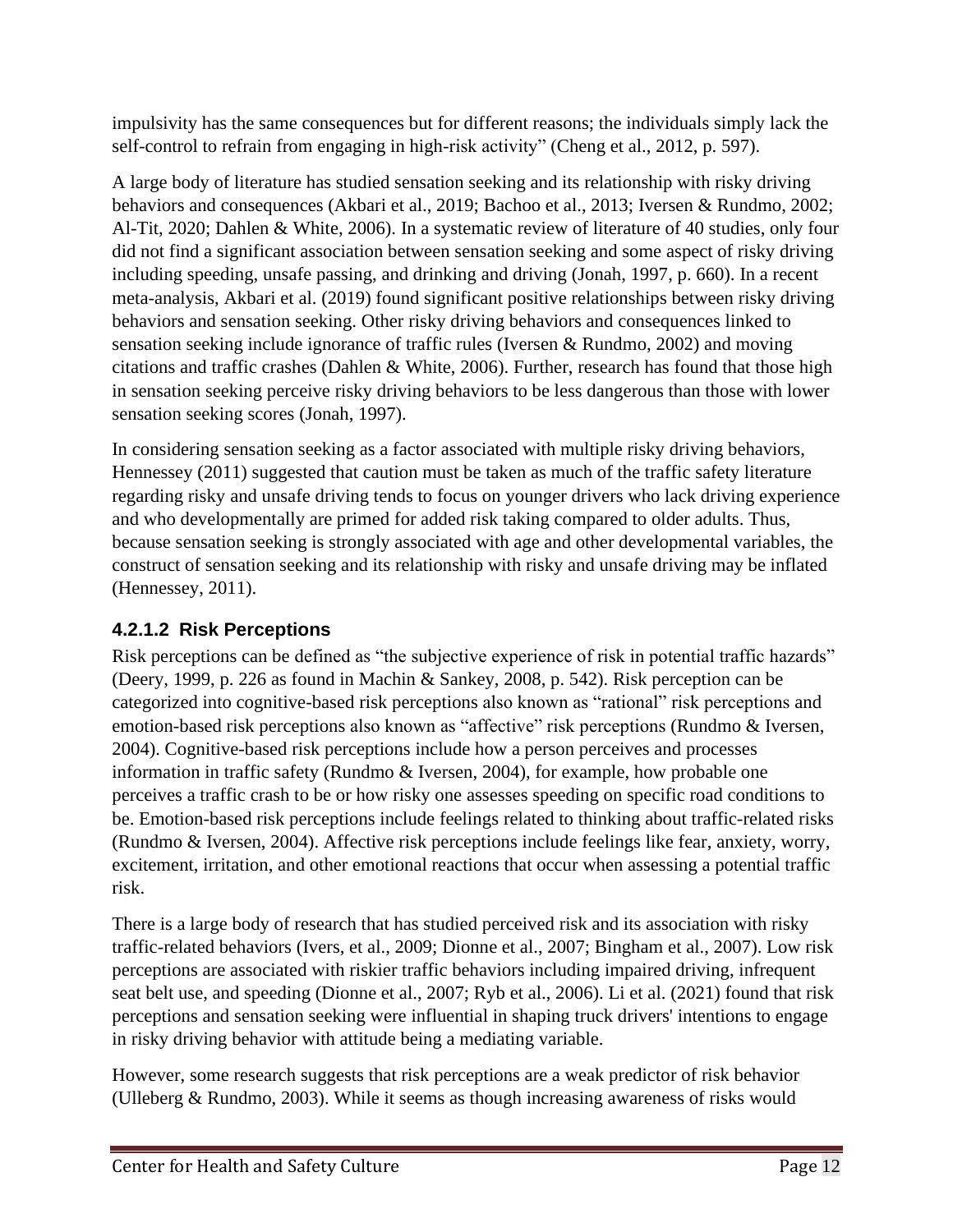impulsivity has the same consequences but for different reasons; the individuals simply lack the self-control to refrain from engaging in high-risk activity" (Cheng et al., 2012, p. 597).

A large body of literature has studied sensation seeking and its relationship with risky driving behaviors and consequences (Akbari et al., 2019; Bachoo et al., 2013; Iversen & Rundmo, 2002; Al-Tit, 2020; Dahlen & White, 2006). In a systematic review of literature of 40 studies, only four did not find a significant association between sensation seeking and some aspect of risky driving including speeding, unsafe passing, and drinking and driving (Jonah, 1997, p. 660). In a recent meta-analysis, Akbari et al. (2019) found significant positive relationships between risky driving behaviors and sensation seeking. Other risky driving behaviors and consequences linked to sensation seeking include ignorance of traffic rules (Iversen & Rundmo, 2002) and moving citations and traffic crashes (Dahlen & White, 2006). Further, research has found that those high in sensation seeking perceive risky driving behaviors to be less dangerous than those with lower sensation seeking scores (Jonah, 1997).

In considering sensation seeking as a factor associated with multiple risky driving behaviors, Hennessey (2011) suggested that caution must be taken as much of the traffic safety literature regarding risky and unsafe driving tends to focus on younger drivers who lack driving experience and who developmentally are primed for added risk taking compared to older adults. Thus, because sensation seeking is strongly associated with age and other developmental variables, the construct of sensation seeking and its relationship with risky and unsafe driving may be inflated (Hennessey, 2011).

#### 4.2.1.2 Risk Perceptions

Risk perceptions can be defined as "the subjective experience of risk in potential traffic hazards" (Deery, 1999, p. 226 as found in Machin & Sankey, 2008, p. 542). Risk perception can be categorized into cognitive-based risk perceptions also known as "rational" risk perceptions and emotion-based risk perceptions also known as "affective" risk perceptions (Rundmo & Iversen, 2004). Cognitive-based risk perceptions include how a person perceives and processes information in traffic safety (Rundmo & Iversen, 2004), for example, how probable one perceives a traffic crash to be or how risky one assesses speeding on specific road conditions to be. Emotion-based risk perceptions include feelings related to thinking about traffic-related risks (Rundmo & Iversen, 2004). Affective risk perceptions include feelings like fear, anxiety, worry, excitement, irritation, and other emotional reactions that occur when assessing a potential traffic risk.

There is a large body of research that has studied perceived risk and its association with risky traffic-related behaviors (Ivers, et al., 2009; Dionne et al., 2007; Bingham et al., 2007). Low risk perceptions are associated with riskier traffic behaviors including impaired driving, infrequent seat belt use, and speeding (Dionne et al., 2007; Ryb et al., 2006). Li et al. (2021) found that risk perceptions and sensation seeking were influential in shaping truck drivers' intentions to engage in risky driving behavior with attitude being a mediating variable.

However, some research suggests that risk perceptions are a weak predictor of risk behavior (Ulleberg & Rundmo, 2003). While it seems as though increasing awareness of risks would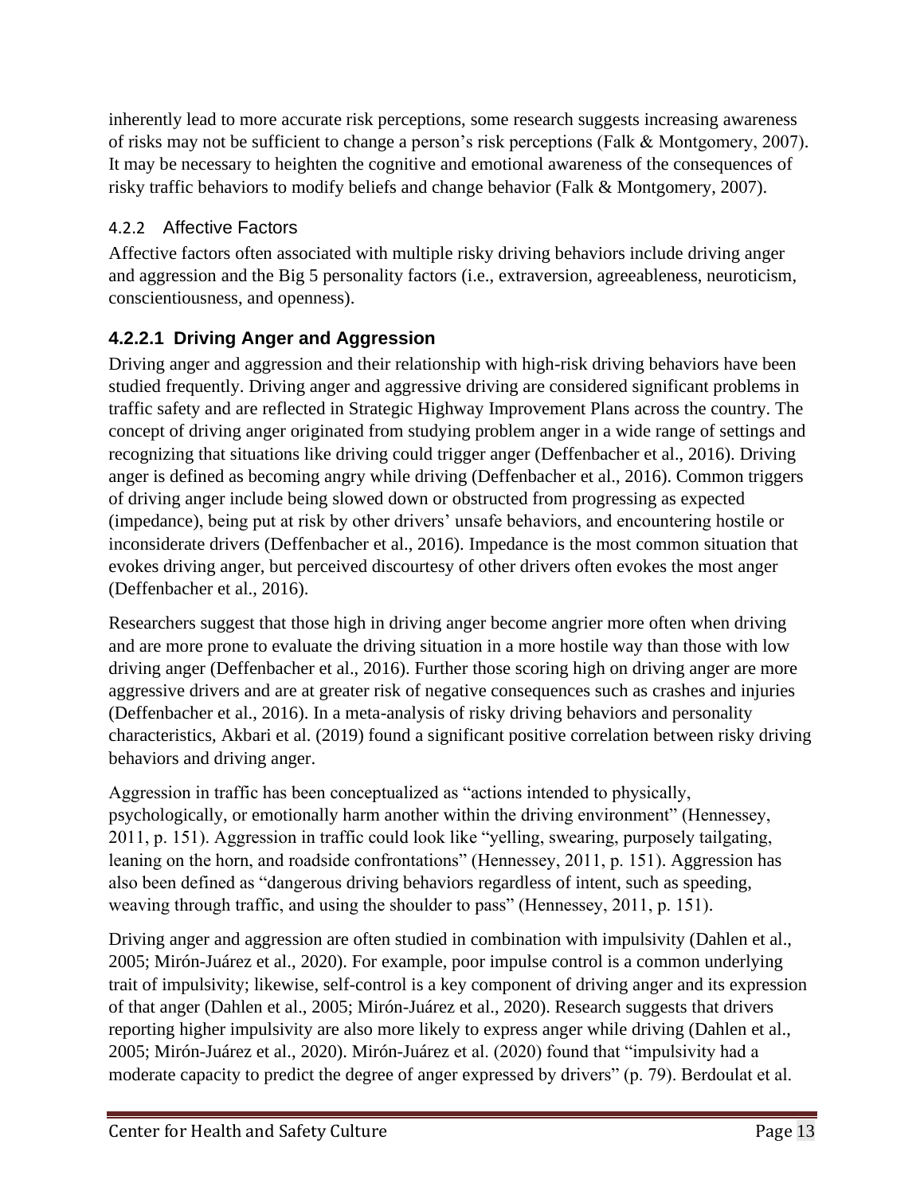inherently lead to more accurate risk perceptions, some research suggests increasing awareness of risks may not be sufficient to change a person's risk perceptions (Falk & Montgomery, 2007). It may be necessary to heighten the cognitive and emotional awareness of the consequences of risky traffic behaviors to modify beliefs and change behavior (Falk & Montgomery, 2007).

### 4.2.2 Affective Factors

Affective factors often associated with multiple risky driving behaviors include driving anger and aggression and the Big 5 personality factors (i.e., extraversion, agreeableness, neuroticism, conscientiousness, and openness).

#### 4.2.2.1 Driving Anger and Aggression

Driving anger and aggression and their relationship with high-risk driving behaviors have been studied frequently. Driving anger and aggressive driving are considered significant problems in traffic safety and are reflected in Strategic Highway Improvement Plans across the country. The concept of driving anger originated from studying problem anger in a wide range of settings and recognizing that situations like driving could trigger anger (Deffenbacher et al., 2016). Driving anger is defined as becoming angry while driving (Deffenbacher et al., 2016). Common triggers of driving anger include being slowed down or obstructed from progressing as expected (impedance), being put at risk by other drivers' unsafe behaviors, and encountering hostile or inconsiderate drivers (Deffenbacher et al., 2016). Impedance is the most common situation that evokes driving anger, but perceived discourtesy of other drivers often evokes the most anger (Deffenbacher et al., 2016).

Researchers suggest that those high in driving anger become angrier more often when driving and are more prone to evaluate the driving situation in a more hostile way than those with low driving anger (Deffenbacher et al., 2016). Further those scoring high on driving anger are more aggressive drivers and are at greater risk of negative consequences such as crashes and injuries (Deffenbacher et al., 2016). In a meta-analysis of risky driving behaviors and personality characteristics, Akbari et al. (2019) found a significant positive correlation between risky driving behaviors and driving anger.

Aggression in traffic has been conceptualized as "actions intended to physically, psychologically, or emotionally harm another within the driving environment" (Hennessey, 2011, p. 151). Aggression in traffic could look like "yelling, swearing, purposely tailgating, leaning on the horn, and roadside confrontations" (Hennessey, 2011, p. 151). Aggression has also been defined as "dangerous driving behaviors regardless of intent, such as speeding, weaving through traffic, and using the shoulder to pass" (Hennessey, 2011, p. 151).

Driving anger and aggression are often studied in combination with impulsivity (Dahlen et al., 2005; Mirón-Juárez et al., 2020). For example, poor impulse control is a common underlying trait of impulsivity; likewise, self-control is a key component of driving anger and its expression of that anger (Dahlen et al., 2005; Mirón-Juárez et al., 2020). Research suggests that drivers reporting higher impulsivity are also more likely to express anger while driving (Dahlen et al., 2005; Mirón-Juárez et al., 2020). Mirón-Juárez et al. (2020) found that "impulsivity had a moderate capacity to predict the degree of anger expressed by drivers" (p. 79). Berdoulat et al.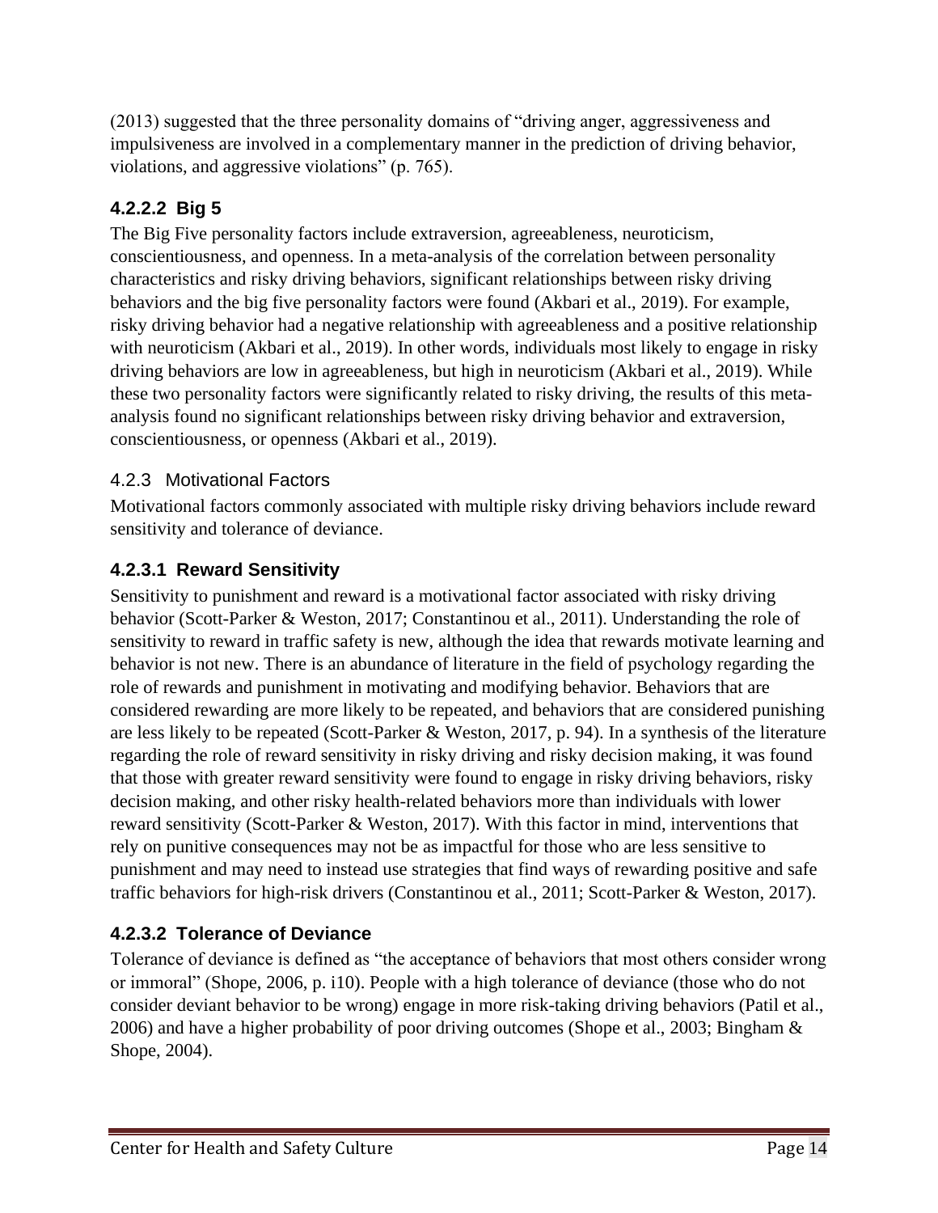(2013) suggested that the three personality domains of "driving anger, aggressiveness and impulsiveness are involved in a complementary manner in the prediction of driving behavior, violations, and aggressive violations" (p. 765).

#### 4.2.2.2 Big 5

The Big Five personality factors include extraversion, agreeableness, neuroticism, conscientiousness, and openness. In a meta-analysis of the correlation between personality characteristics and risky driving behaviors, significant relationships between risky driving behaviors and the big five personality factors were found (Akbari et al., 2019). For example, risky driving behavior had a negative relationship with agreeableness and a positive relationship with neuroticism (Akbari et al., 2019). In other words, individuals most likely to engage in risky driving behaviors are low in agreeableness, but high in neuroticism (Akbari et al., 2019). While these two personality factors were significantly related to risky driving, the results of this meta-analysis found no significant relationships between risky driving behavior and extraversion, conscientiousness, or openness (Akbari et al., 2019).

### 4.2.3 Motivational Factors

Motivational factors commonly associated with multiple risky driving behaviors include reward sensitivity and tolerance of deviance.

#### 4.2.3.1 Reward Sensitivity

Sensitivity to punishment and reward is a motivational factor associated with risky driving behavior (Scott-Parker & Weston, 2017; Constantinou et al., 2011). Understanding the role of sensitivity to reward in traffic safety is new, although the idea that rewards motivate learning and behavior is not new. There is an abundance of literature in the field of psychology regarding the role of rewards and punishment in motivating and modifying behavior. Behaviors that are considered rewarding are more likely to be repeated, and behaviors that are considered punishing are less likely to be repeated (Scott-Parker & Weston, 2017, p. 94). In a synthesis of the literature regarding the role of reward sensitivity in risky driving and risky decision making, it was found that those with greater reward sensitivity were found to engage in risky driving behaviors, risky decision making, and other risky health-related behaviors more than individuals with lower reward sensitivity (Scott-Parker & Weston, 2017). With this factor in mind, interventions that rely on punitive consequences may not be as impactful for those who are less sensitive to punishment and may need to instead use strategies that find ways of rewarding positive and safe traffic behaviors for high-risk drivers (Constantinou et al., 2011; Scott-Parker & Weston, 2017).

#### 4.2.3.2 Tolerance of Deviance

Tolerance of deviance is defined as "the acceptance of behaviors that most others consider wrong or immoral" (Shope, 2006, p. i10). People with a high tolerance of deviance (those who do not consider deviant behavior to be wrong) engage in more risk-taking driving behaviors (Patil et al., 2006) and have a higher probability of poor driving outcomes (Shope et al., 2003; Bingham & Shope, 2004).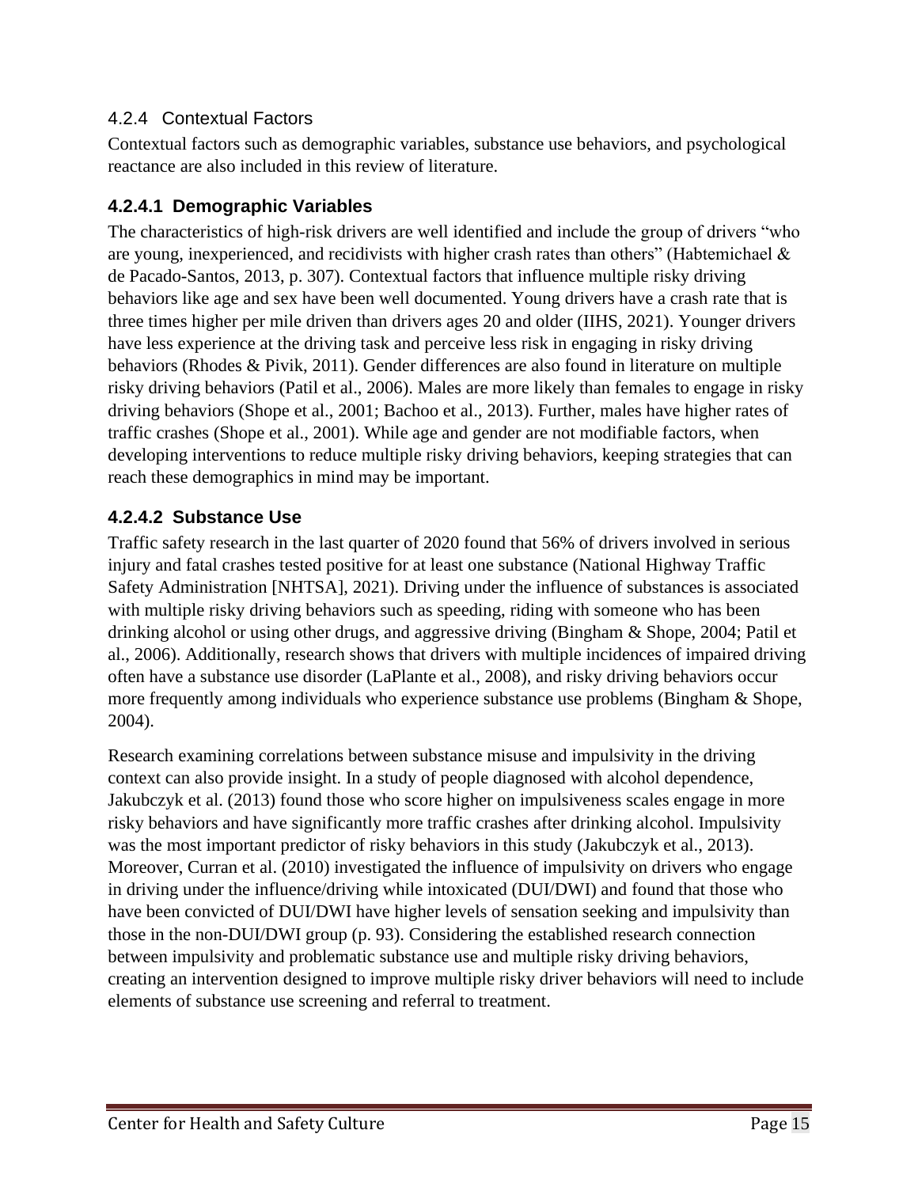### 4.2.4 Contextual Factors

Contextual factors such as demographic variables, substance use behaviors, and psychological reactance are also included in this review of literature.

#### 4.2.4.1 Demographic Variables

The characteristics of high-risk drivers are well identified and include the group of drivers "who are young, inexperienced, and recidivists with higher crash rates than others" (Habtemichael & de Pacado-Santos, 2013, p. 307). Contextual factors that influence multiple risky driving behaviors like age and sex have been well documented. Young drivers have a crash rate that is three times higher per mile driven than drivers ages 20 and older (IIHS, 2021). Younger drivers have less experience at the driving task and perceive less risk in engaging in risky driving behaviors (Rhodes & Pivik, 2011). Gender differences are also found in literature on multiple risky driving behaviors (Patil et al., 2006). Males are more likely than females to engage in risky driving behaviors (Shope et al., 2001; Bachoo et al., 2013). Further, males have higher rates of traffic crashes (Shope et al., 2001). While age and gender are not modifiable factors, when developing interventions to reduce multiple risky driving behaviors, keeping strategies that can reach these demographics in mind may be important.

#### 4.2.4.2 Substance Use

Traffic safety research in the last quarter of 2020 found that 56% of drivers involved in serious injury and fatal crashes tested positive for at least one substance (National Highway Traffic Safety Administration [NHTSA], 2021). Driving under the influence of substances is associated with multiple risky driving behaviors such as speeding, riding with someone who has been drinking alcohol or using other drugs, and aggressive driving (Bingham & Shope, 2004; Patil et al., 2006). Additionally, research shows that drivers with multiple incidences of impaired driving often have a substance use disorder (LaPlante et al., 2008), and risky driving behaviors occur more frequently among individuals who experience substance use problems (Bingham & Shope, 2004).

Research examining correlations between substance misuse and impulsivity in the driving context can also provide insight. In a study of people diagnosed with alcohol dependence, Jakubczyk et al. (2013) found those who score higher on impulsiveness scales engage in more risky behaviors and have significantly more traffic crashes after drinking alcohol. Impulsivity was the most important predictor of risky behaviors in this study (Jakubczyk et al., 2013). Moreover, Curran et al. (2010) investigated the influence of impulsivity on drivers who engage in driving under the influence/driving while intoxicated (DUI/DWI) and found that those who have been convicted of DUI/DWI have higher levels of sensation seeking and impulsivity than those in the non-DUI/DWI group (p. 93). Considering the established research connection between impulsivity and problematic substance use and multiple risky driving behaviors, creating an intervention designed to improve multiple risky driver behaviors will need to include elements of substance use screening and referral to treatment.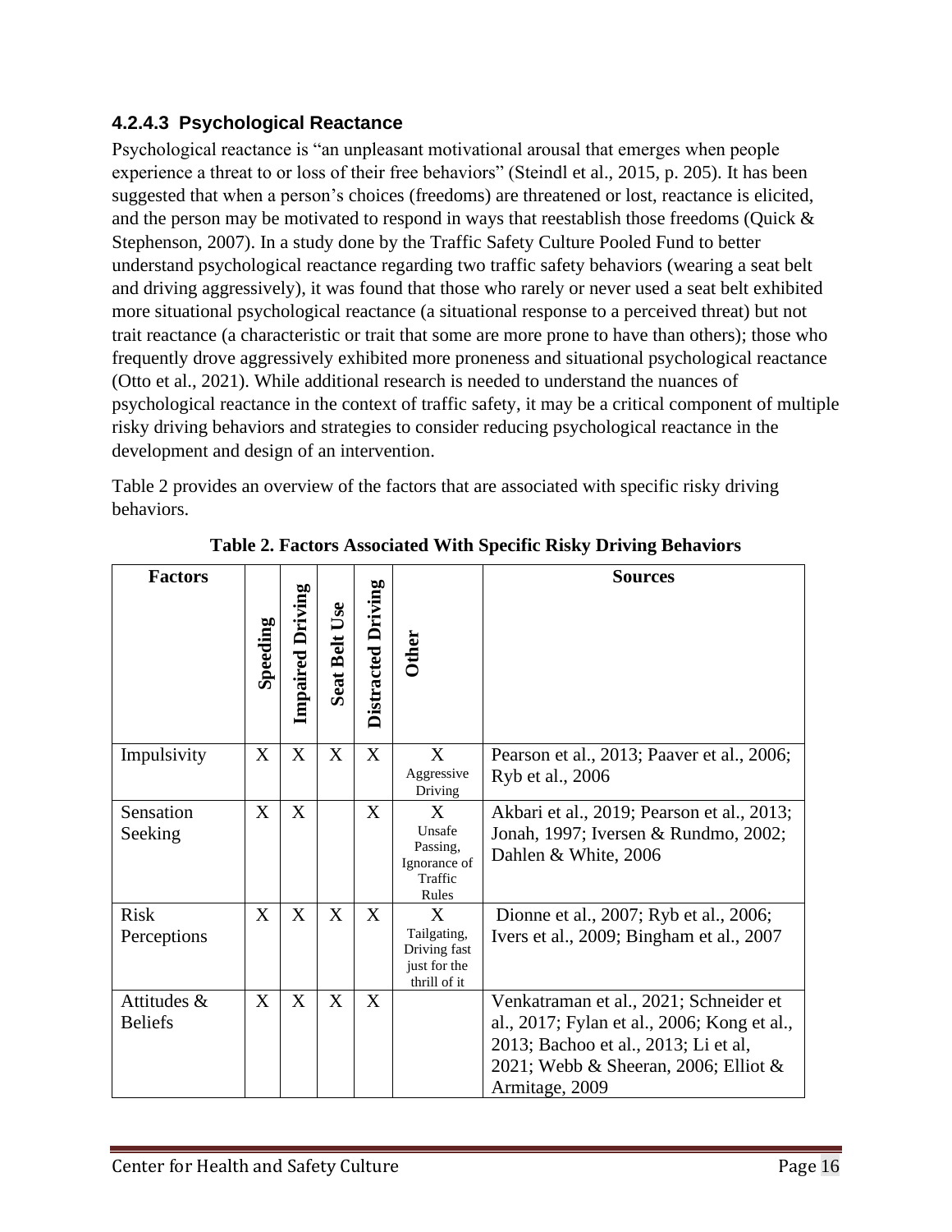#### 4.2.4.3 Psychological Reactance

Psychological reactance is "an unpleasant motivational arousal that emerges when people experience a threat to or loss of their free behaviors" (Steindl et al., 2015, p. 205). It has been suggested that when a person's choices (freedoms) are threatened or lost, reactance is elicited, and the person may be motivated to respond in ways that reestablish those freedoms (Quick & Stephenson, 2007). In a study done by the Traffic Safety Culture Pooled Fund to better understand psychological reactance regarding two traffic safety behaviors (wearing a seat belt and driving aggressively), it was found that those who rarely or never used a seat belt exhibited more situational psychological reactance (a situational response to a perceived threat) but not trait reactance (a characteristic or trait that some are more prone to have than others); those who frequently drove aggressively exhibited more proneness and situational psychological reactance (Otto et al., 2021). While additional research is needed to understand the nuances of psychological reactance in the context of traffic safety, it may be a critical component of multiple risky driving behaviors and strategies to consider reducing psychological reactance in the development and design of an intervention.

Table 2 provides an overview of the factors that are associated with specific risky driving behaviors.

**Table 2. Factors Associated With Specific Risky Driving Behaviors**

| Factors | Speeding | Impaired Driving | Seat Belt Use | Distracted Driving | Other | Sources |
|---|---|---|---|---|---|---|
| Impulsivity | X | X | X | X | X Aggressive Driving | Pearson et al., 2013; Paaver et al., 2006; Ryb et al., 2006 |
| Sensation Seeking | X | X | | X | X Unsafe Passing, Ignorance of Traffic Rules | Akbari et al., 2019; Pearson et al., 2013; Jonah, 1997; Iversen & Rundmo, 2002; Dahlen & White, 2006 |
| Risk Perceptions | X | X | X | X | X Tailgating, Driving fast just for the thrill of it | Dionne et al., 2007; Ryb et al., 2006; Ivers et al., 2009; Bingham et al., 2007 |
| Attitudes & Beliefs | X | X | X | X | | Venkatraman et al., 2021; Schneider et al., 2017; Fylan et al., 2006; Kong et al., 2013; Bachoo et al., 2013; Li et al, 2021; Webb & Sheeran, 2006; Elliot & Armitage, 2009 |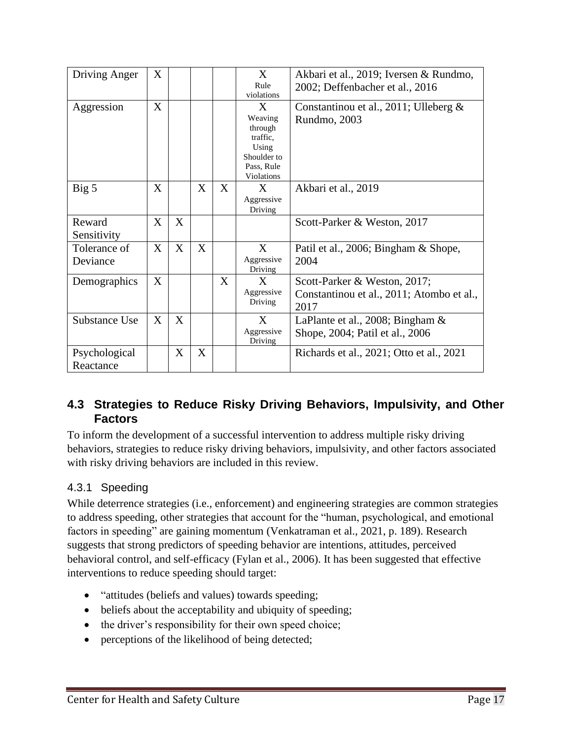| Driving Anger | X | | | | X Rule violations | Akbari et al., 2019; Iversen & Rundmo, 2002; Deffenbacher et al., 2016 |
|---|---|---|---|---|---|---|
| Aggression | X | | | | X Weaving through traffic, Using Shoulder to Pass, Rule Violations | Constantinou et al., 2011; Ulleberg & Rundmo, 2003 |
| Big 5 | X | | X | X | X Aggressive Driving | Akbari et al., 2019 |
| Reward Sensitivity | X | X | | | | Scott-Parker & Weston, 2017 |
| Tolerance of Deviance | X | X | X | | X Aggressive Driving | Patil et al., 2006; Bingham & Shope, 2004 |
| Demographics | X | | | X | X Aggressive Driving | Scott-Parker & Weston, 2017; Constantinou et al., 2011; Atombo et al., 2017 |
| Substance Use | X | X | | | X Aggressive Driving | LaPlante et al., 2008; Bingham & Shope, 2004; Patil et al., 2006 |
| Psychological Reactance | | X | X | | | Richards et al., 2021; Otto et al., 2021 |

## 4.3 Strategies to Reduce Risky Driving Behaviors, Impulsivity, and Other Factors

To inform the development of a successful intervention to address multiple risky driving behaviors, strategies to reduce risky driving behaviors, impulsivity, and other factors associated with risky driving behaviors are included in this review.

### 4.3.1 Speeding

While deterrence strategies (i.e., enforcement) and engineering strategies are common strategies to address speeding, other strategies that account for the "human, psychological, and emotional factors in speeding" are gaining momentum (Venkatraman et al., 2021, p. 189). Research suggests that strong predictors of speeding behavior are intentions, attitudes, perceived behavioral control, and self-efficacy (Fylan et al., 2006). It has been suggested that effective interventions to reduce speeding should target:

- "attitudes (beliefs and values) towards speeding;
- beliefs about the acceptability and ubiquity of speeding;
- the driver's responsibility for their own speed choice;
- perceptions of the likelihood of being detected;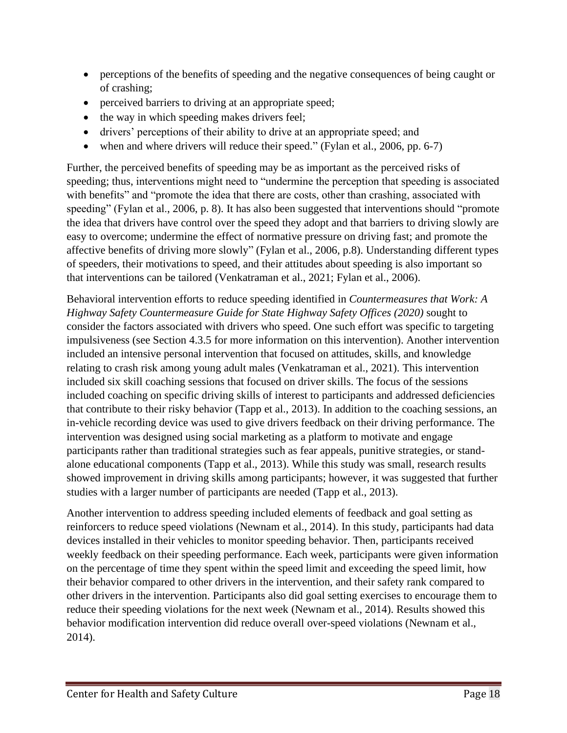- perceptions of the benefits of speeding and the negative consequences of being caught or of crashing;
- perceived barriers to driving at an appropriate speed;
- the way in which speeding makes drivers feel;
- drivers' perceptions of their ability to drive at an appropriate speed; and
- when and where drivers will reduce their speed." (Fylan et al., 2006, pp. 6-7)

Further, the perceived benefits of speeding may be as important as the perceived risks of speeding; thus, interventions might need to "undermine the perception that speeding is associated with benefits" and "promote the idea that there are costs, other than crashing, associated with speeding" (Fylan et al., 2006, p. 8). It has also been suggested that interventions should "promote the idea that drivers have control over the speed they adopt and that barriers to driving slowly are easy to overcome; undermine the effect of normative pressure on driving fast; and promote the affective benefits of driving more slowly" (Fylan et al., 2006, p.8). Understanding different types of speeders, their motivations to speed, and their attitudes about speeding is also important so that interventions can be tailored (Venkatraman et al., 2021; Fylan et al., 2006).

Behavioral intervention efforts to reduce speeding identified in *Countermeasures that Work: A Highway Safety Countermeasure Guide for State Highway Safety Offices (2020)* sought to consider the factors associated with drivers who speed. One such effort was specific to targeting impulsiveness (see Section 4.3.5 for more information on this intervention). Another intervention included an intensive personal intervention that focused on attitudes, skills, and knowledge relating to crash risk among young adult males (Venkatraman et al., 2021). This intervention included six skill coaching sessions that focused on driver skills. The focus of the sessions included coaching on specific driving skills of interest to participants and addressed deficiencies that contribute to their risky behavior (Tapp et al., 2013). In addition to the coaching sessions, an in-vehicle recording device was used to give drivers feedback on their driving performance. The intervention was designed using social marketing as a platform to motivate and engage participants rather than traditional strategies such as fear appeals, punitive strategies, or stand-alone educational components (Tapp et al., 2013). While this study was small, research results showed improvement in driving skills among participants; however, it was suggested that further studies with a larger number of participants are needed (Tapp et al., 2013).

Another intervention to address speeding included elements of feedback and goal setting as reinforcers to reduce speed violations (Newnam et al., 2014). In this study, participants had data devices installed in their vehicles to monitor speeding behavior. Then, participants received weekly feedback on their speeding performance. Each week, participants were given information on the percentage of time they spent within the speed limit and exceeding the speed limit, how their behavior compared to other drivers in the intervention, and their safety rank compared to other drivers in the intervention. Participants also did goal setting exercises to encourage them to reduce their speeding violations for the next week (Newnam et al., 2014). Results showed this behavior modification intervention did reduce overall over-speed violations (Newnam et al., 2014).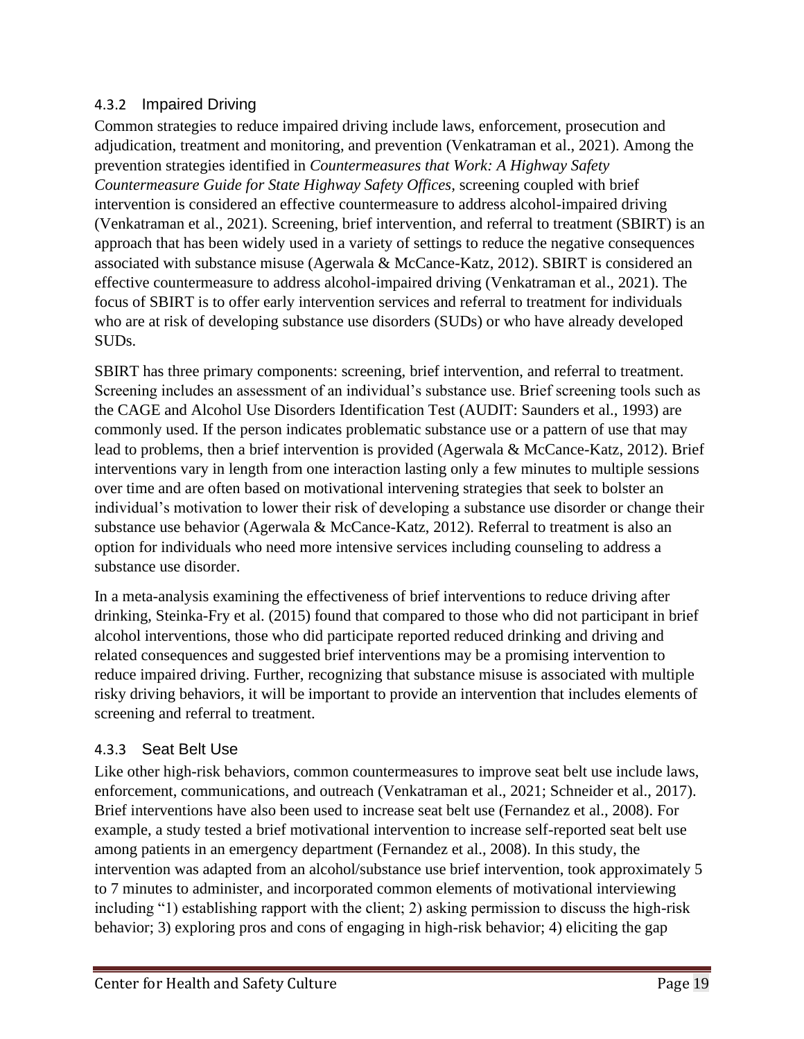### 4.3.2 Impaired Driving

Common strategies to reduce impaired driving include laws, enforcement, prosecution and adjudication, treatment and monitoring, and prevention (Venkatraman et al., 2021). Among the prevention strategies identified in *Countermeasures that Work: A Highway Safety Countermeasure Guide for State Highway Safety Offices*, screening coupled with brief intervention is considered an effective countermeasure to address alcohol-impaired driving (Venkatraman et al., 2021). Screening, brief intervention, and referral to treatment (SBIRT) is an approach that has been widely used in a variety of settings to reduce the negative consequences associated with substance misuse (Agerwala & McCance-Katz, 2012). SBIRT is considered an effective countermeasure to address alcohol-impaired driving (Venkatraman et al., 2021). The focus of SBIRT is to offer early intervention services and referral to treatment for individuals who are at risk of developing substance use disorders (SUDs) or who have already developed SUDs.

SBIRT has three primary components: screening, brief intervention, and referral to treatment. Screening includes an assessment of an individual's substance use. Brief screening tools such as the CAGE and Alcohol Use Disorders Identification Test (AUDIT: Saunders et al., 1993) are commonly used. If the person indicates problematic substance use or a pattern of use that may lead to problems, then a brief intervention is provided (Agerwala & McCance-Katz, 2012). Brief interventions vary in length from one interaction lasting only a few minutes to multiple sessions over time and are often based on motivational intervening strategies that seek to bolster an individual's motivation to lower their risk of developing a substance use disorder or change their substance use behavior (Agerwala & McCance-Katz, 2012). Referral to treatment is also an option for individuals who need more intensive services including counseling to address a substance use disorder.

In a meta-analysis examining the effectiveness of brief interventions to reduce driving after drinking, Steinka-Fry et al. (2015) found that compared to those who did not participant in brief alcohol interventions, those who did participate reported reduced drinking and driving and related consequences and suggested brief interventions may be a promising intervention to reduce impaired driving. Further, recognizing that substance misuse is associated with multiple risky driving behaviors, it will be important to provide an intervention that includes elements of screening and referral to treatment.

### 4.3.3 Seat Belt Use

Like other high-risk behaviors, common countermeasures to improve seat belt use include laws, enforcement, communications, and outreach (Venkatraman et al., 2021; Schneider et al., 2017). Brief interventions have also been used to increase seat belt use (Fernandez et al., 2008). For example, a study tested a brief motivational intervention to increase self-reported seat belt use among patients in an emergency department (Fernandez et al., 2008). In this study, the intervention was adapted from an alcohol/substance use brief intervention, took approximately 5 to 7 minutes to administer, and incorporated common elements of motivational interviewing including "1) establishing rapport with the client; 2) asking permission to discuss the high-risk behavior; 3) exploring pros and cons of engaging in high-risk behavior; 4) eliciting the gap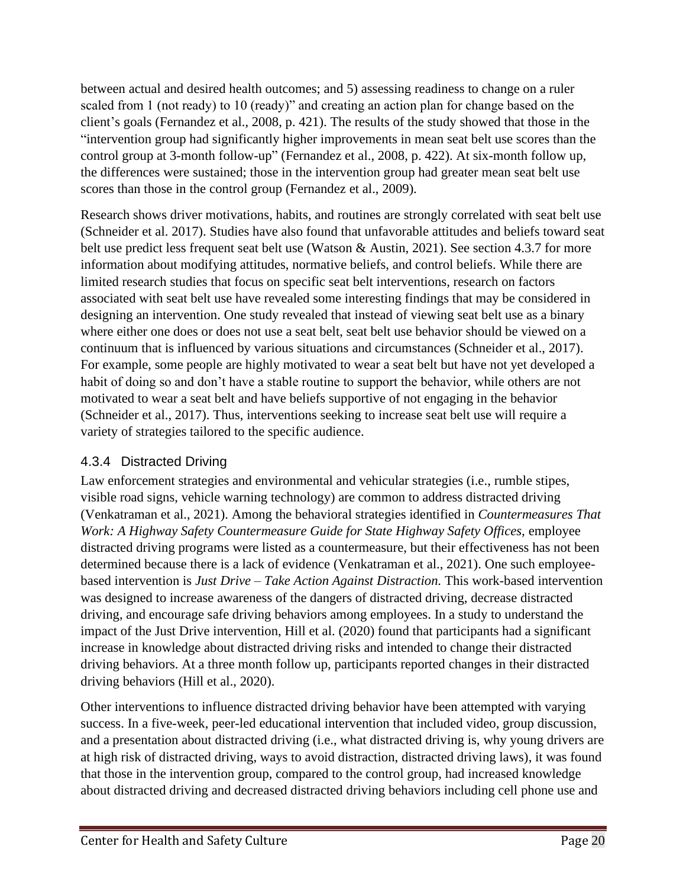between actual and desired health outcomes; and 5) assessing readiness to change on a ruler scaled from 1 (not ready) to 10 (ready)" and creating an action plan for change based on the client's goals (Fernandez et al., 2008, p. 421). The results of the study showed that those in the "intervention group had significantly higher improvements in mean seat belt use scores than the control group at 3-month follow-up" (Fernandez et al., 2008, p. 422). At six-month follow up, the differences were sustained; those in the intervention group had greater mean seat belt use scores than those in the control group (Fernandez et al., 2009).

Research shows driver motivations, habits, and routines are strongly correlated with seat belt use (Schneider et al. 2017). Studies have also found that unfavorable attitudes and beliefs toward seat belt use predict less frequent seat belt use (Watson & Austin, 2021). See section 4.3.7 for more information about modifying attitudes, normative beliefs, and control beliefs. While there are limited research studies that focus on specific seat belt interventions, research on factors associated with seat belt use have revealed some interesting findings that may be considered in designing an intervention. One study revealed that instead of viewing seat belt use as a binary where either one does or does not use a seat belt, seat belt use behavior should be viewed on a continuum that is influenced by various situations and circumstances (Schneider et al., 2017). For example, some people are highly motivated to wear a seat belt but have not yet developed a habit of doing so and don't have a stable routine to support the behavior, while others are not motivated to wear a seat belt and have beliefs supportive of not engaging in the behavior (Schneider et al., 2017). Thus, interventions seeking to increase seat belt use will require a variety of strategies tailored to the specific audience.

### 4.3.4 Distracted Driving

Law enforcement strategies and environmental and vehicular strategies (i.e., rumble stipes, visible road signs, vehicle warning technology) are common to address distracted driving (Venkatraman et al., 2021). Among the behavioral strategies identified in *Countermeasures That Work: A Highway Safety Countermeasure Guide for State Highway Safety Offices*, employee distracted driving programs were listed as a countermeasure, but their effectiveness has not been determined because there is a lack of evidence (Venkatraman et al., 2021). One such employee-based intervention is *Just Drive – Take Action Against Distraction.* This work-based intervention was designed to increase awareness of the dangers of distracted driving, decrease distracted driving, and encourage safe driving behaviors among employees. In a study to understand the impact of the Just Drive intervention, Hill et al. (2020) found that participants had a significant increase in knowledge about distracted driving risks and intended to change their distracted driving behaviors. At a three month follow up, participants reported changes in their distracted driving behaviors (Hill et al., 2020).

Other interventions to influence distracted driving behavior have been attempted with varying success. In a five-week, peer-led educational intervention that included video, group discussion, and a presentation about distracted driving (i.e., what distracted driving is, why young drivers are at high risk of distracted driving, ways to avoid distraction, distracted driving laws), it was found that those in the intervention group, compared to the control group, had increased knowledge about distracted driving and decreased distracted driving behaviors including cell phone use and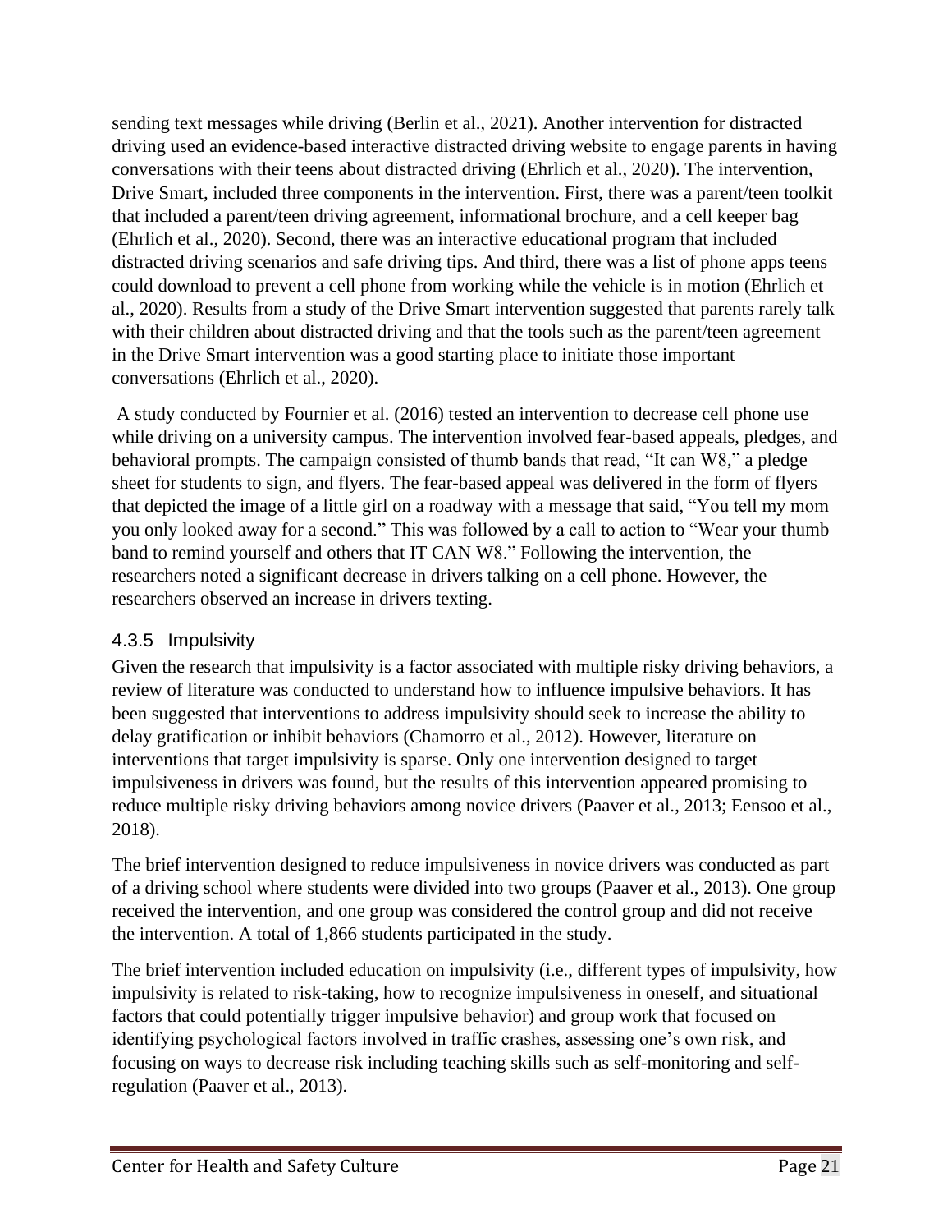sending text messages while driving (Berlin et al., 2021). Another intervention for distracted driving used an evidence-based interactive distracted driving website to engage parents in having conversations with their teens about distracted driving (Ehrlich et al., 2020). The intervention, Drive Smart, included three components in the intervention. First, there was a parent/teen toolkit that included a parent/teen driving agreement, informational brochure, and a cell keeper bag (Ehrlich et al., 2020). Second, there was an interactive educational program that included distracted driving scenarios and safe driving tips. And third, there was a list of phone apps teens could download to prevent a cell phone from working while the vehicle is in motion (Ehrlich et al., 2020). Results from a study of the Drive Smart intervention suggested that parents rarely talk with their children about distracted driving and that the tools such as the parent/teen agreement in the Drive Smart intervention was a good starting place to initiate those important conversations (Ehrlich et al., 2020).

A study conducted by Fournier et al. (2016) tested an intervention to decrease cell phone use while driving on a university campus. The intervention involved fear-based appeals, pledges, and behavioral prompts. The campaign consisted of thumb bands that read, "It can W8," a pledge sheet for students to sign, and flyers. The fear-based appeal was delivered in the form of flyers that depicted the image of a little girl on a roadway with a message that said, "You tell my mom you only looked away for a second." This was followed by a call to action to "Wear your thumb band to remind yourself and others that IT CAN W8." Following the intervention, the researchers noted a significant decrease in drivers talking on a cell phone. However, the researchers observed an increase in drivers texting.

### 4.3.5 Impulsivity

Given the research that impulsivity is a factor associated with multiple risky driving behaviors, a review of literature was conducted to understand how to influence impulsive behaviors. It has been suggested that interventions to address impulsivity should seek to increase the ability to delay gratification or inhibit behaviors (Chamorro et al., 2012). However, literature on interventions that target impulsivity is sparse. Only one intervention designed to target impulsiveness in drivers was found, but the results of this intervention appeared promising to reduce multiple risky driving behaviors among novice drivers (Paaver et al., 2013; Eensoo et al., 2018).

The brief intervention designed to reduce impulsiveness in novice drivers was conducted as part of a driving school where students were divided into two groups (Paaver et al., 2013). One group received the intervention, and one group was considered the control group and did not receive the intervention. A total of 1,866 students participated in the study.

The brief intervention included education on impulsivity (i.e., different types of impulsivity, how impulsivity is related to risk-taking, how to recognize impulsiveness in oneself, and situational factors that could potentially trigger impulsive behavior) and group work that focused on identifying psychological factors involved in traffic crashes, assessing one's own risk, and focusing on ways to decrease risk including teaching skills such as self-monitoring and self-regulation (Paaver et al., 2013).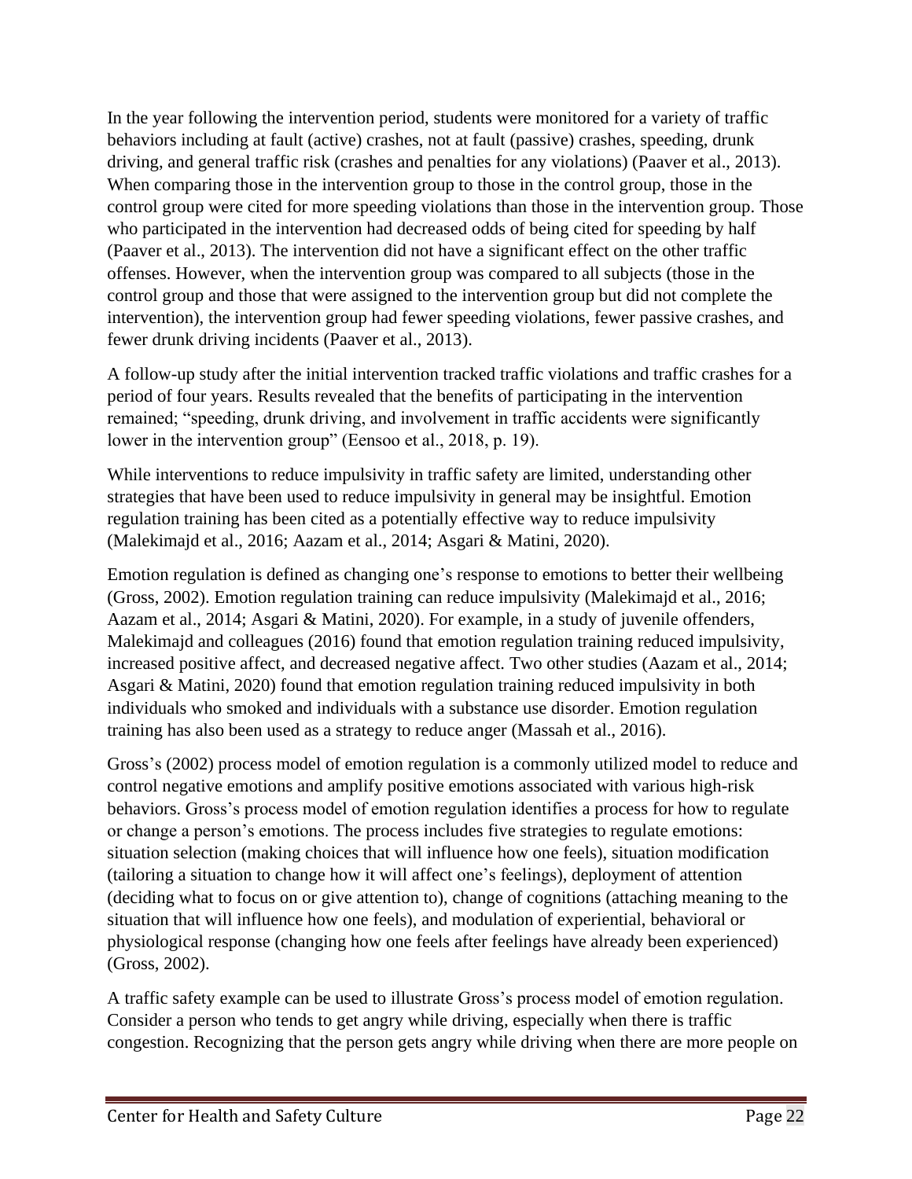In the year following the intervention period, students were monitored for a variety of traffic behaviors including at fault (active) crashes, not at fault (passive) crashes, speeding, drunk driving, and general traffic risk (crashes and penalties for any violations) (Paaver et al., 2013). When comparing those in the intervention group to those in the control group, those in the control group were cited for more speeding violations than those in the intervention group. Those who participated in the intervention had decreased odds of being cited for speeding by half (Paaver et al., 2013). The intervention did not have a significant effect on the other traffic offenses. However, when the intervention group was compared to all subjects (those in the control group and those that were assigned to the intervention group but did not complete the intervention), the intervention group had fewer speeding violations, fewer passive crashes, and fewer drunk driving incidents (Paaver et al., 2013).

A follow-up study after the initial intervention tracked traffic violations and traffic crashes for a period of four years. Results revealed that the benefits of participating in the intervention remained; "speeding, drunk driving, and involvement in traffic accidents were significantly lower in the intervention group" (Eensoo et al., 2018, p. 19).

While interventions to reduce impulsivity in traffic safety are limited, understanding other strategies that have been used to reduce impulsivity in general may be insightful. Emotion regulation training has been cited as a potentially effective way to reduce impulsivity (Malekimajd et al., 2016; Aazam et al., 2014; Asgari & Matini, 2020).

Emotion regulation is defined as changing one's response to emotions to better their wellbeing (Gross, 2002). Emotion regulation training can reduce impulsivity (Malekimajd et al., 2016; Aazam et al., 2014; Asgari & Matini, 2020). For example, in a study of juvenile offenders, Malekimajd and colleagues (2016) found that emotion regulation training reduced impulsivity, increased positive affect, and decreased negative affect. Two other studies (Aazam et al., 2014; Asgari & Matini, 2020) found that emotion regulation training reduced impulsivity in both individuals who smoked and individuals with a substance use disorder. Emotion regulation training has also been used as a strategy to reduce anger (Massah et al., 2016).

Gross's (2002) process model of emotion regulation is a commonly utilized model to reduce and control negative emotions and amplify positive emotions associated with various high-risk behaviors. Gross's process model of emotion regulation identifies a process for how to regulate or change a person's emotions. The process includes five strategies to regulate emotions: situation selection (making choices that will influence how one feels), situation modification (tailoring a situation to change how it will affect one's feelings), deployment of attention (deciding what to focus on or give attention to), change of cognitions (attaching meaning to the situation that will influence how one feels), and modulation of experiential, behavioral or physiological response (changing how one feels after feelings have already been experienced) (Gross, 2002).

A traffic safety example can be used to illustrate Gross's process model of emotion regulation. Consider a person who tends to get angry while driving, especially when there is traffic congestion. Recognizing that the person gets angry while driving when there are more people on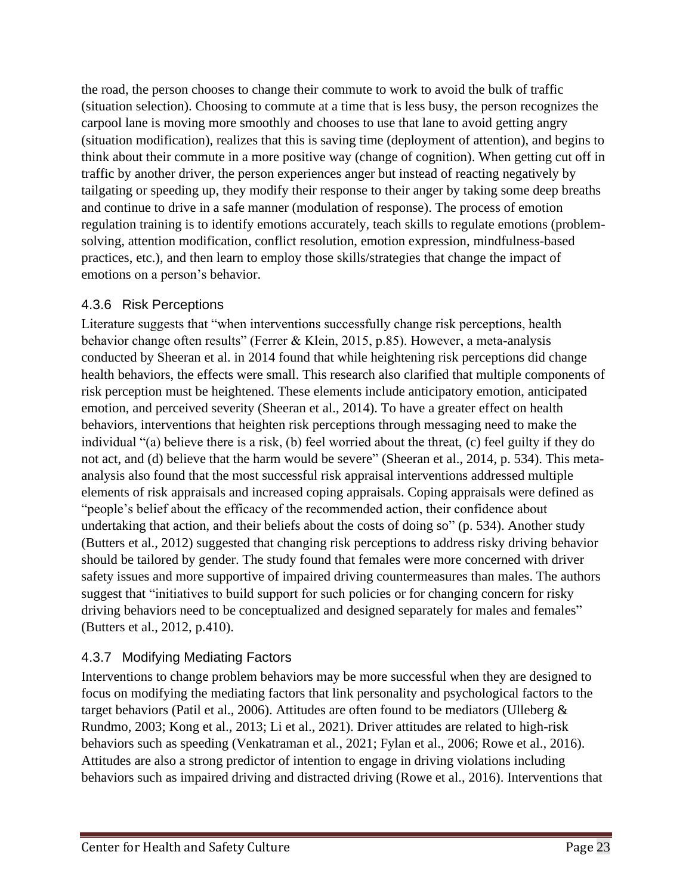the road, the person chooses to change their commute to work to avoid the bulk of traffic (situation selection). Choosing to commute at a time that is less busy, the person recognizes the carpool lane is moving more smoothly and chooses to use that lane to avoid getting angry (situation modification), realizes that this is saving time (deployment of attention), and begins to think about their commute in a more positive way (change of cognition). When getting cut off in traffic by another driver, the person experiences anger but instead of reacting negatively by tailgating or speeding up, they modify their response to their anger by taking some deep breaths and continue to drive in a safe manner (modulation of response). The process of emotion regulation training is to identify emotions accurately, teach skills to regulate emotions (problem-solving, attention modification, conflict resolution, emotion expression, mindfulness-based practices, etc.), and then learn to employ those skills/strategies that change the impact of emotions on a person's behavior.

### 4.3.6 Risk Perceptions

Literature suggests that "when interventions successfully change risk perceptions, health behavior change often results" (Ferrer & Klein, 2015, p.85). However, a meta-analysis conducted by Sheeran et al. in 2014 found that while heightening risk perceptions did change health behaviors, the effects were small. This research also clarified that multiple components of risk perception must be heightened. These elements include anticipatory emotion, anticipated emotion, and perceived severity (Sheeran et al., 2014). To have a greater effect on health behaviors, interventions that heighten risk perceptions through messaging need to make the individual "(a) believe there is a risk, (b) feel worried about the threat, (c) feel guilty if they do not act, and (d) believe that the harm would be severe" (Sheeran et al., 2014, p. 534). This meta-analysis also found that the most successful risk appraisal interventions addressed multiple elements of risk appraisals and increased coping appraisals. Coping appraisals were defined as "people's belief about the efficacy of the recommended action, their confidence about undertaking that action, and their beliefs about the costs of doing so" (p. 534). Another study (Butters et al., 2012) suggested that changing risk perceptions to address risky driving behavior should be tailored by gender. The study found that females were more concerned with driver safety issues and more supportive of impaired driving countermeasures than males. The authors suggest that "initiatives to build support for such policies or for changing concern for risky driving behaviors need to be conceptualized and designed separately for males and females" (Butters et al., 2012, p.410).

### 4.3.7 Modifying Mediating Factors

Interventions to change problem behaviors may be more successful when they are designed to focus on modifying the mediating factors that link personality and psychological factors to the target behaviors (Patil et al., 2006). Attitudes are often found to be mediators (Ulleberg & Rundmo, 2003; Kong et al., 2013; Li et al., 2021). Driver attitudes are related to high-risk behaviors such as speeding (Venkatraman et al., 2021; Fylan et al., 2006; Rowe et al., 2016). Attitudes are also a strong predictor of intention to engage in driving violations including behaviors such as impaired driving and distracted driving (Rowe et al., 2016). Interventions that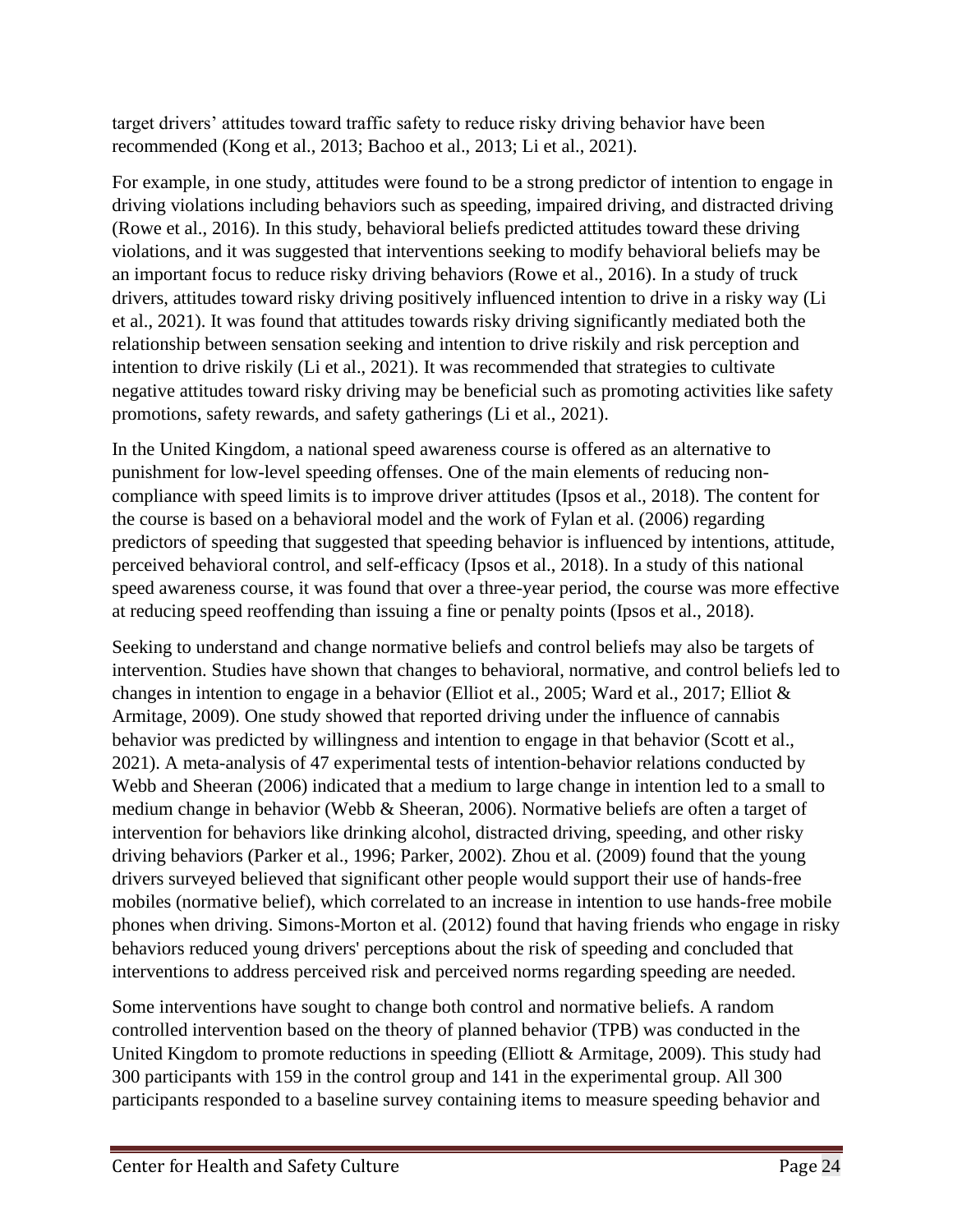target drivers' attitudes toward traffic safety to reduce risky driving behavior have been recommended (Kong et al., 2013; Bachoo et al., 2013; Li et al., 2021).

For example, in one study, attitudes were found to be a strong predictor of intention to engage in driving violations including behaviors such as speeding, impaired driving, and distracted driving (Rowe et al., 2016). In this study, behavioral beliefs predicted attitudes toward these driving violations, and it was suggested that interventions seeking to modify behavioral beliefs may be an important focus to reduce risky driving behaviors (Rowe et al., 2016). In a study of truck drivers, attitudes toward risky driving positively influenced intention to drive in a risky way (Li et al., 2021). It was found that attitudes towards risky driving significantly mediated both the relationship between sensation seeking and intention to drive riskily and risk perception and intention to drive riskily (Li et al., 2021). It was recommended that strategies to cultivate negative attitudes toward risky driving may be beneficial such as promoting activities like safety promotions, safety rewards, and safety gatherings (Li et al., 2021).

In the United Kingdom, a national speed awareness course is offered as an alternative to punishment for low-level speeding offenses. One of the main elements of reducing non-compliance with speed limits is to improve driver attitudes (Ipsos et al., 2018). The content for the course is based on a behavioral model and the work of Fylan et al. (2006) regarding predictors of speeding that suggested that speeding behavior is influenced by intentions, attitude, perceived behavioral control, and self-efficacy (Ipsos et al., 2018). In a study of this national speed awareness course, it was found that over a three-year period, the course was more effective at reducing speed reoffending than issuing a fine or penalty points (Ipsos et al., 2018).

Seeking to understand and change normative beliefs and control beliefs may also be targets of intervention. Studies have shown that changes to behavioral, normative, and control beliefs led to changes in intention to engage in a behavior (Elliot et al., 2005; Ward et al., 2017; Elliot & Armitage, 2009). One study showed that reported driving under the influence of cannabis behavior was predicted by willingness and intention to engage in that behavior (Scott et al., 2021). A meta-analysis of 47 experimental tests of intention-behavior relations conducted by Webb and Sheeran (2006) indicated that a medium to large change in intention led to a small to medium change in behavior (Webb & Sheeran, 2006). Normative beliefs are often a target of intervention for behaviors like drinking alcohol, distracted driving, speeding, and other risky driving behaviors (Parker et al., 1996; Parker, 2002). Zhou et al. (2009) found that the young drivers surveyed believed that significant other people would support their use of hands-free mobiles (normative belief), which correlated to an increase in intention to use hands-free mobile phones when driving. Simons-Morton et al. (2012) found that having friends who engage in risky behaviors reduced young drivers' perceptions about the risk of speeding and concluded that interventions to address perceived risk and perceived norms regarding speeding are needed.

Some interventions have sought to change both control and normative beliefs. A random controlled intervention based on the theory of planned behavior (TPB) was conducted in the United Kingdom to promote reductions in speeding (Elliott & Armitage, 2009). This study had 300 participants with 159 in the control group and 141 in the experimental group. All 300 participants responded to a baseline survey containing items to measure speeding behavior and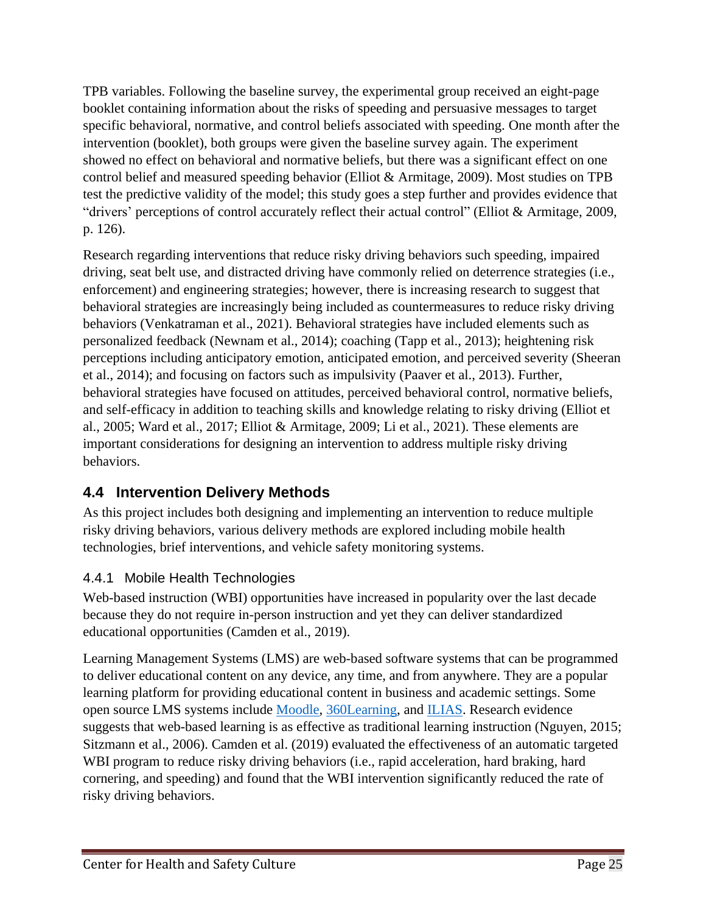TPB variables. Following the baseline survey, the experimental group received an eight-page booklet containing information about the risks of speeding and persuasive messages to target specific behavioral, normative, and control beliefs associated with speeding. One month after the intervention (booklet), both groups were given the baseline survey again. The experiment showed no effect on behavioral and normative beliefs, but there was a significant effect on one control belief and measured speeding behavior (Elliot & Armitage, 2009). Most studies on TPB test the predictive validity of the model; this study goes a step further and provides evidence that "drivers' perceptions of control accurately reflect their actual control" (Elliot & Armitage, 2009, p. 126).

Research regarding interventions that reduce risky driving behaviors such speeding, impaired driving, seat belt use, and distracted driving have commonly relied on deterrence strategies (i.e., enforcement) and engineering strategies; however, there is increasing research to suggest that behavioral strategies are increasingly being included as countermeasures to reduce risky driving behaviors (Venkatraman et al., 2021). Behavioral strategies have included elements such as personalized feedback (Newnam et al., 2014); coaching (Tapp et al., 2013); heightening risk perceptions including anticipatory emotion, anticipated emotion, and perceived severity (Sheeran et al., 2014); and focusing on factors such as impulsivity (Paaver et al., 2013). Further, behavioral strategies have focused on attitudes, perceived behavioral control, normative beliefs, and self-efficacy in addition to teaching skills and knowledge relating to risky driving (Elliot et al., 2005; Ward et al., 2017; Elliot & Armitage, 2009; Li et al., 2021). These elements are important considerations for designing an intervention to address multiple risky driving behaviors.

## 4.4 Intervention Delivery Methods

As this project includes both designing and implementing an intervention to reduce multiple risky driving behaviors, various delivery methods are explored including mobile health technologies, brief interventions, and vehicle safety monitoring systems.

### 4.4.1 Mobile Health Technologies

Web-based instruction (WBI) opportunities have increased in popularity over the last decade because they do not require in-person instruction and yet they can deliver standardized educational opportunities (Camden et al., 2019).

Learning Management Systems (LMS) are web-based software systems that can be programmed to deliver educational content on any device, any time, and from anywhere. They are a popular learning platform for providing educational content in business and academic settings. Some open source LMS systems include Moodle, 360Learning, and ILIAS. Research evidence suggests that web-based learning is as effective as traditional learning instruction (Nguyen, 2015; Sitzmann et al., 2006). Camden et al. (2019) evaluated the effectiveness of an automatic targeted WBI program to reduce risky driving behaviors (i.e., rapid acceleration, hard braking, hard cornering, and speeding) and found that the WBI intervention significantly reduced the rate of risky driving behaviors.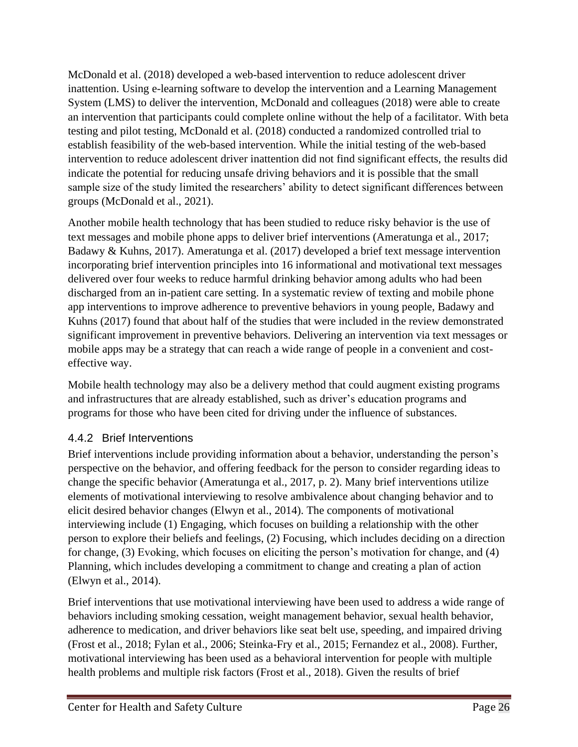McDonald et al. (2018) developed a web-based intervention to reduce adolescent driver inattention. Using e-learning software to develop the intervention and a Learning Management System (LMS) to deliver the intervention, McDonald and colleagues (2018) were able to create an intervention that participants could complete online without the help of a facilitator. With beta testing and pilot testing, McDonald et al. (2018) conducted a randomized controlled trial to establish feasibility of the web-based intervention. While the initial testing of the web-based intervention to reduce adolescent driver inattention did not find significant effects, the results did indicate the potential for reducing unsafe driving behaviors and it is possible that the small sample size of the study limited the researchers' ability to detect significant differences between groups (McDonald et al., 2021).

Another mobile health technology that has been studied to reduce risky behavior is the use of text messages and mobile phone apps to deliver brief interventions (Ameratunga et al., 2017; Badawy & Kuhns, 2017). Ameratunga et al. (2017) developed a brief text message intervention incorporating brief intervention principles into 16 informational and motivational text messages delivered over four weeks to reduce harmful drinking behavior among adults who had been discharged from an in-patient care setting. In a systematic review of texting and mobile phone app interventions to improve adherence to preventive behaviors in young people, Badawy and Kuhns (2017) found that about half of the studies that were included in the review demonstrated significant improvement in preventive behaviors. Delivering an intervention via text messages or mobile apps may be a strategy that can reach a wide range of people in a convenient and cost-effective way.

Mobile health technology may also be a delivery method that could augment existing programs and infrastructures that are already established, such as driver's education programs and programs for those who have been cited for driving under the influence of substances.

### 4.4.2 Brief Interventions

Brief interventions include providing information about a behavior, understanding the person's perspective on the behavior, and offering feedback for the person to consider regarding ideas to change the specific behavior (Ameratunga et al., 2017, p. 2). Many brief interventions utilize elements of motivational interviewing to resolve ambivalence about changing behavior and to elicit desired behavior changes (Elwyn et al., 2014). The components of motivational interviewing include (1) Engaging, which focuses on building a relationship with the other person to explore their beliefs and feelings, (2) Focusing, which includes deciding on a direction for change, (3) Evoking, which focuses on eliciting the person's motivation for change, and (4) Planning, which includes developing a commitment to change and creating a plan of action (Elwyn et al., 2014).

Brief interventions that use motivational interviewing have been used to address a wide range of behaviors including smoking cessation, weight management behavior, sexual health behavior, adherence to medication, and driver behaviors like seat belt use, speeding, and impaired driving (Frost et al., 2018; Fylan et al., 2006; Steinka-Fry et al., 2015; Fernandez et al., 2008). Further, motivational interviewing has been used as a behavioral intervention for people with multiple health problems and multiple risk factors (Frost et al., 2018). Given the results of brief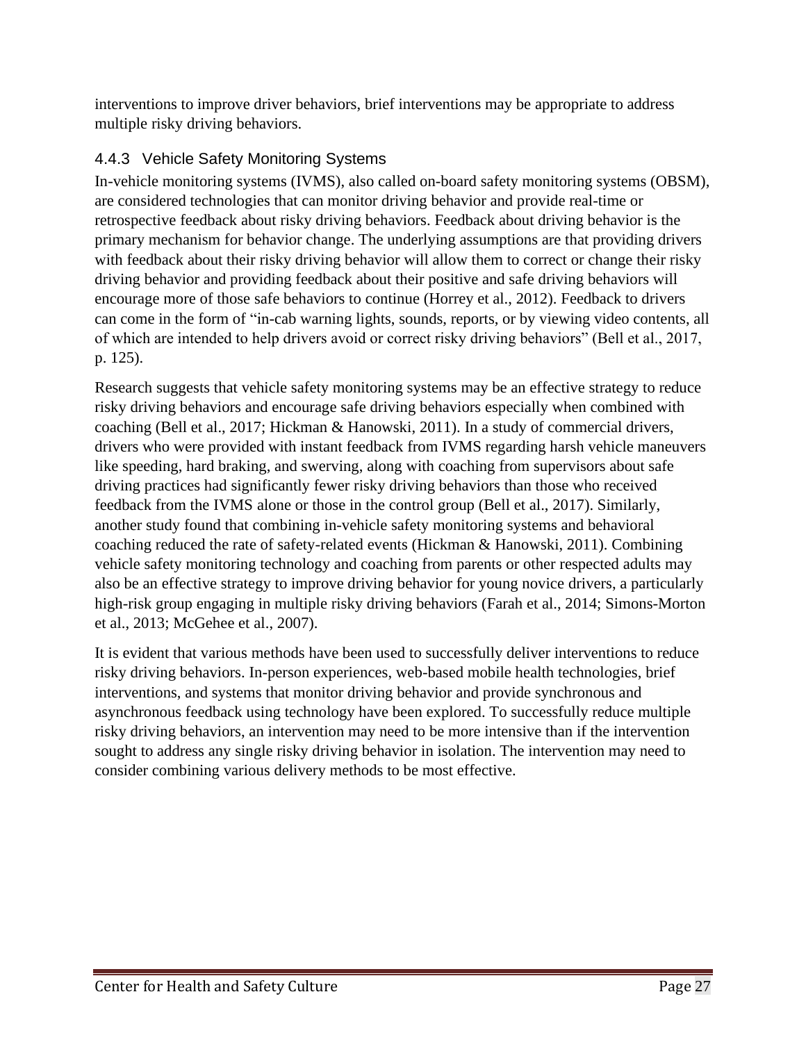interventions to improve driver behaviors, brief interventions may be appropriate to address multiple risky driving behaviors.

### 4.4.3 Vehicle Safety Monitoring Systems

In-vehicle monitoring systems (IVMS), also called on-board safety monitoring systems (OBSM), are considered technologies that can monitor driving behavior and provide real-time or retrospective feedback about risky driving behaviors. Feedback about driving behavior is the primary mechanism for behavior change. The underlying assumptions are that providing drivers with feedback about their risky driving behavior will allow them to correct or change their risky driving behavior and providing feedback about their positive and safe driving behaviors will encourage more of those safe behaviors to continue (Horrey et al., 2012). Feedback to drivers can come in the form of "in-cab warning lights, sounds, reports, or by viewing video contents, all of which are intended to help drivers avoid or correct risky driving behaviors" (Bell et al., 2017, p. 125).

Research suggests that vehicle safety monitoring systems may be an effective strategy to reduce risky driving behaviors and encourage safe driving behaviors especially when combined with coaching (Bell et al., 2017; Hickman & Hanowski, 2011). In a study of commercial drivers, drivers who were provided with instant feedback from IVMS regarding harsh vehicle maneuvers like speeding, hard braking, and swerving, along with coaching from supervisors about safe driving practices had significantly fewer risky driving behaviors than those who received feedback from the IVMS alone or those in the control group (Bell et al., 2017). Similarly, another study found that combining in-vehicle safety monitoring systems and behavioral coaching reduced the rate of safety-related events (Hickman & Hanowski, 2011). Combining vehicle safety monitoring technology and coaching from parents or other respected adults may also be an effective strategy to improve driving behavior for young novice drivers, a particularly high-risk group engaging in multiple risky driving behaviors (Farah et al., 2014; Simons-Morton et al., 2013; McGehee et al., 2007).

It is evident that various methods have been used to successfully deliver interventions to reduce risky driving behaviors. In-person experiences, web-based mobile health technologies, brief interventions, and systems that monitor driving behavior and provide synchronous and asynchronous feedback using technology have been explored. To successfully reduce multiple risky driving behaviors, an intervention may need to be more intensive than if the intervention sought to address any single risky driving behavior in isolation. The intervention may need to consider combining various delivery methods to be most effective.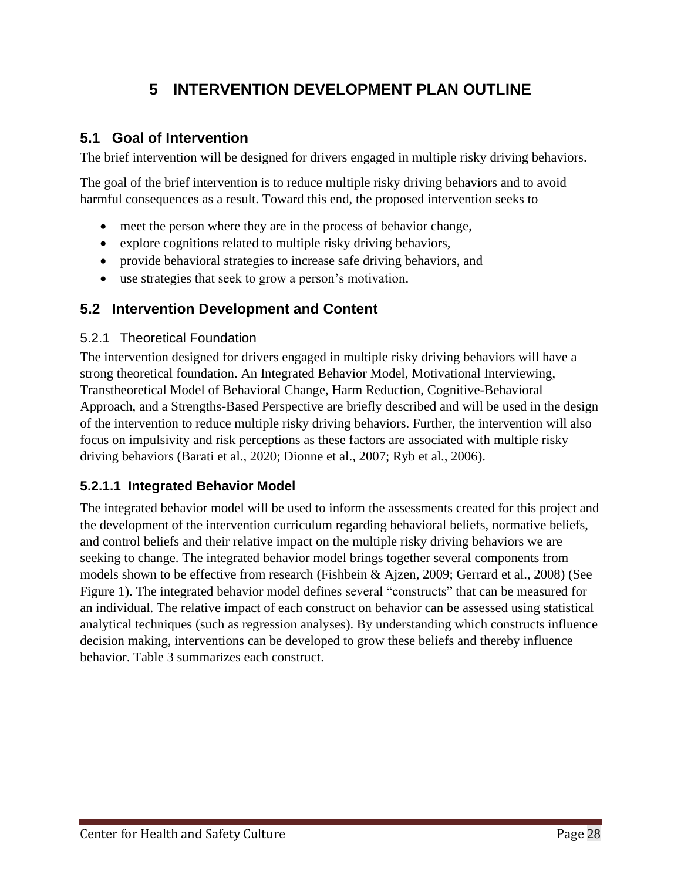# 5 INTERVENTION DEVELOPMENT PLAN OUTLINE

## 5.1 Goal of Intervention

The brief intervention will be designed for drivers engaged in multiple risky driving behaviors.

The goal of the brief intervention is to reduce multiple risky driving behaviors and to avoid harmful consequences as a result. Toward this end, the proposed intervention seeks to

- meet the person where they are in the process of behavior change,
- explore cognitions related to multiple risky driving behaviors,
- provide behavioral strategies to increase safe driving behaviors, and
- use strategies that seek to grow a person's motivation.

## 5.2 Intervention Development and Content

### 5.2.1 Theoretical Foundation

The intervention designed for drivers engaged in multiple risky driving behaviors will have a strong theoretical foundation. An Integrated Behavior Model, Motivational Interviewing, Transtheoretical Model of Behavioral Change, Harm Reduction, Cognitive-Behavioral Approach, and a Strengths-Based Perspective are briefly described and will be used in the design of the intervention to reduce multiple risky driving behaviors. Further, the intervention will also focus on impulsivity and risk perceptions as these factors are associated with multiple risky driving behaviors (Barati et al., 2020; Dionne et al., 2007; Ryb et al., 2006).

#### 5.2.1.1 Integrated Behavior Model

The integrated behavior model will be used to inform the assessments created for this project and the development of the intervention curriculum regarding behavioral beliefs, normative beliefs, and control beliefs and their relative impact on the multiple risky driving behaviors we are seeking to change. The integrated behavior model brings together several components from models shown to be effective from research (Fishbein & Ajzen, 2009; Gerrard et al., 2008) (See Figure 1). The integrated behavior model defines several "constructs" that can be measured for an individual. The relative impact of each construct on behavior can be assessed using statistical analytical techniques (such as regression analyses). By understanding which constructs influence decision making, interventions can be developed to grow these beliefs and thereby influence behavior. Table 3 summarizes each construct.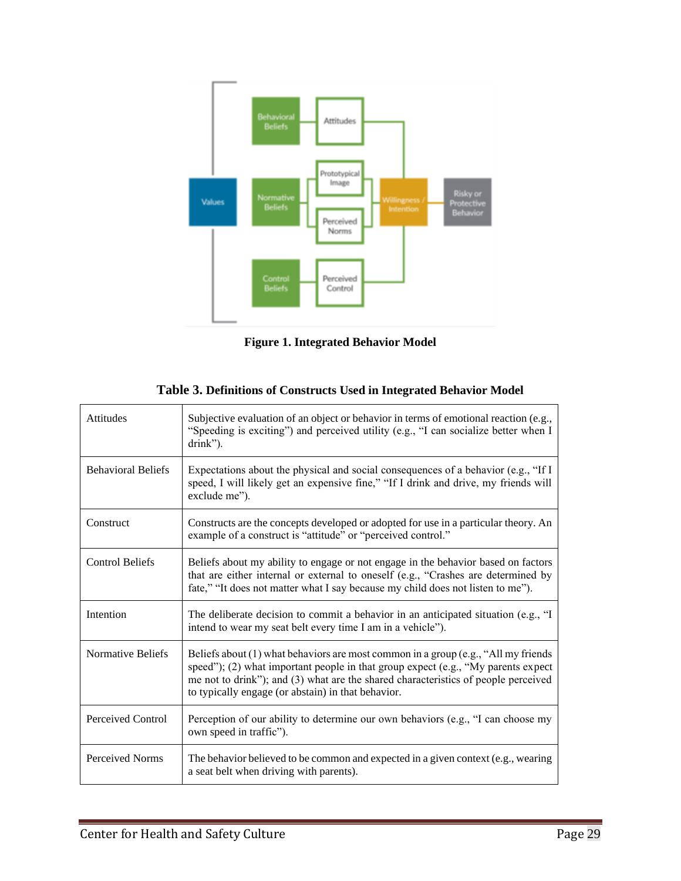**Figure 1. Integrated Behavior Model**

**Table 3. Definitions of Constructs Used in Integrated Behavior Model**

| | |
|---|---|
| Attitudes | Subjective evaluation of an object or behavior in terms of emotional reaction (e.g., "Speeding is exciting") and perceived utility (e.g., "I can socialize better when I drink"). |
| Behavioral Beliefs | Expectations about the physical and social consequences of a behavior (e.g., "If I speed, I will likely get an expensive fine," "If I drink and drive, my friends will exclude me"). |
| Construct | Constructs are the concepts developed or adopted for use in a particular theory. An example of a construct is "attitude" or "perceived control." |
| Control Beliefs | Beliefs about my ability to engage or not engage in the behavior based on factors that are either internal or external to oneself (e.g., "Crashes are determined by fate," "It does not matter what I say because my child does not listen to me"). |
| Intention | The deliberate decision to commit a behavior in an anticipated situation (e.g., "I intend to wear my seat belt every time I am in a vehicle"). |
| Normative Beliefs | Beliefs about (1) what behaviors are most common in a group (e.g., "All my friends speed"); (2) what important people in that group expect (e.g., "My parents expect me not to drink"); and (3) what are the shared characteristics of people perceived to typically engage (or abstain) in that behavior. |
| Perceived Control | Perception of our ability to determine our own behaviors (e.g., "I can choose my own speed in traffic"). |
| Perceived Norms | The behavior believed to be common and expected in a given context (e.g., wearing a seat belt when driving with parents). |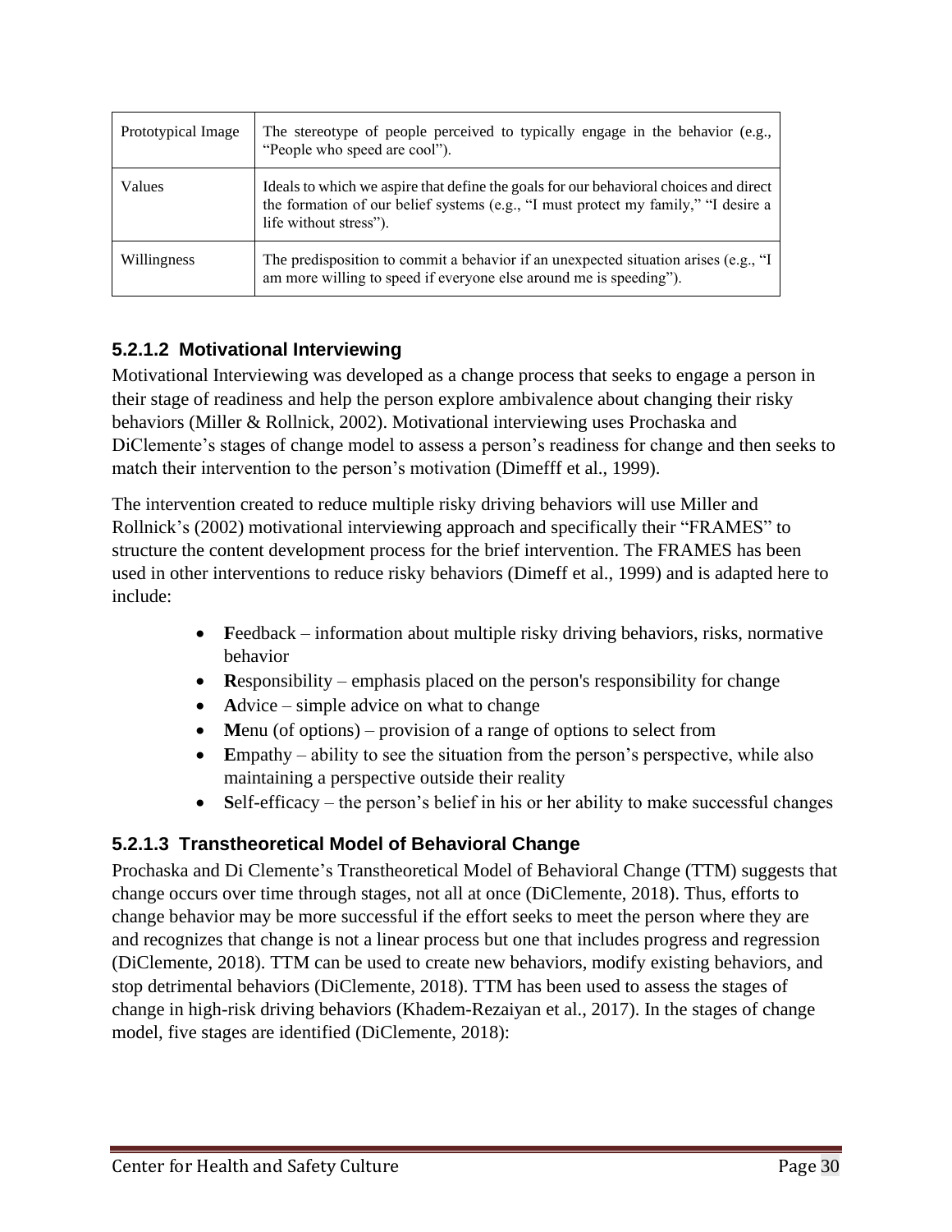| | |
|---|---|
| Prototypical Image | The stereotype of people perceived to typically engage in the behavior (e.g., "People who speed are cool"). |
| Values | Ideals to which we aspire that define the goals for our behavioral choices and direct the formation of our belief systems (e.g., "I must protect my family," "I desire a life without stress"). |
| Willingness | The predisposition to commit a behavior if an unexpected situation arises (e.g., "I am more willing to speed if everyone else around me is speeding"). |

### 5.2.1.2 Motivational Interviewing

Motivational Interviewing was developed as a change process that seeks to engage a person in their stage of readiness and help the person explore ambivalence about changing their risky behaviors (Miller & Rollnick, 2002). Motivational interviewing uses Prochaska and DiClemente's stages of change model to assess a person's readiness for change and then seeks to match their intervention to the person's motivation (Dimefff et al., 1999).

The intervention created to reduce multiple risky driving behaviors will use Miller and Rollnick's (2002) motivational interviewing approach and specifically their "FRAMES" to structure the content development process for the brief intervention. The FRAMES has been used in other interventions to reduce risky behaviors (Dimeff et al., 1999) and is adapted here to include:

- **F**eedback – information about multiple risky driving behaviors, risks, normative behavior
- **R**esponsibility – emphasis placed on the person's responsibility for change
- **A**dvice – simple advice on what to change
- **M**enu (of options) – provision of a range of options to select from
- **E**mpathy – ability to see the situation from the person's perspective, while also maintaining a perspective outside their reality
- **S**elf-efficacy – the person's belief in his or her ability to make successful changes

### 5.2.1.3 Transtheoretical Model of Behavioral Change

Prochaska and Di Clemente's Transtheoretical Model of Behavioral Change (TTM) suggests that change occurs over time through stages, not all at once (DiClemente, 2018). Thus, efforts to change behavior may be more successful if the effort seeks to meet the person where they are and recognizes that change is not a linear process but one that includes progress and regression (DiClemente, 2018). TTM can be used to create new behaviors, modify existing behaviors, and stop detrimental behaviors (DiClemente, 2018). TTM has been used to assess the stages of change in high-risk driving behaviors (Khadem-Rezaiyan et al., 2017). In the stages of change model, five stages are identified (DiClemente, 2018):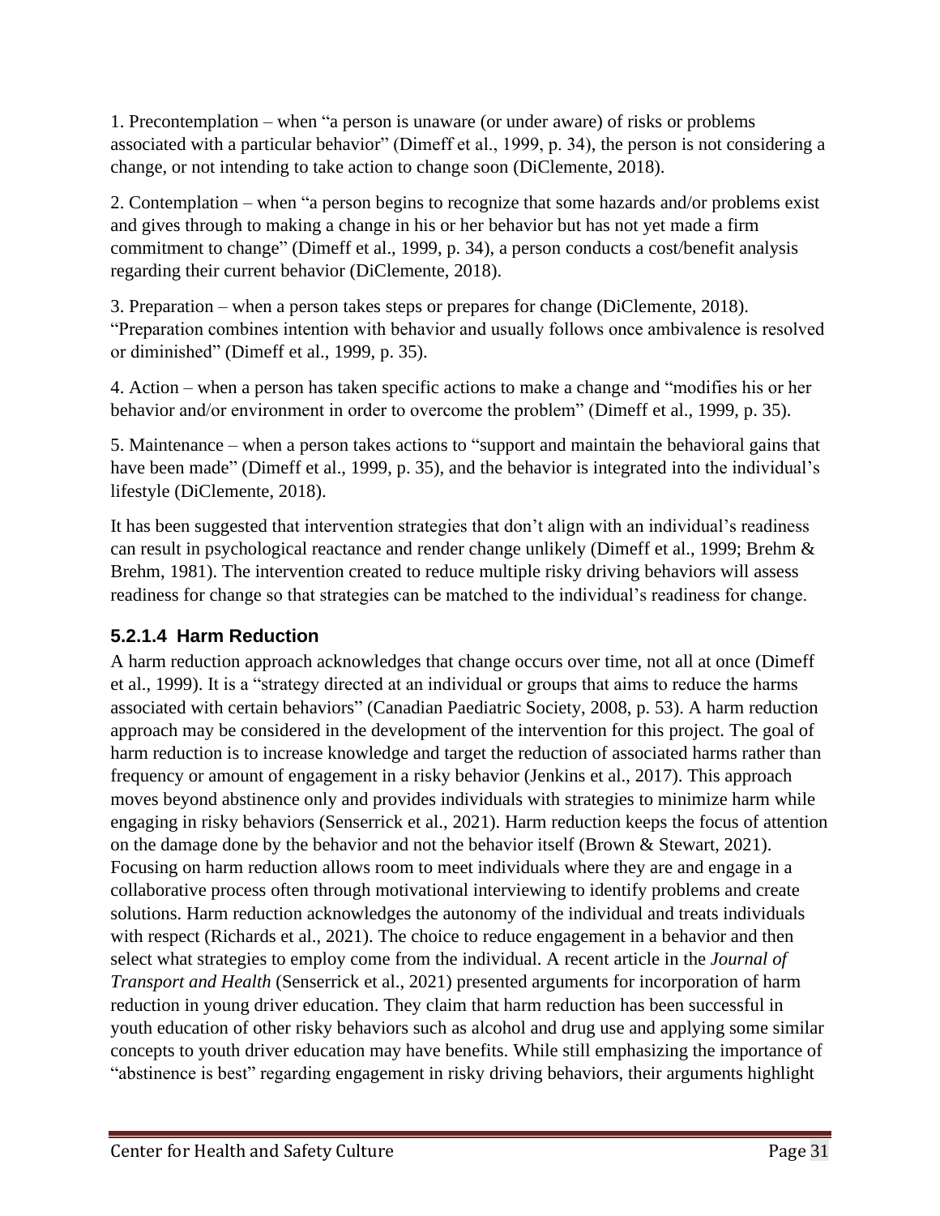1. Precontemplation – when "a person is unaware (or under aware) of risks or problems associated with a particular behavior" (Dimeff et al., 1999, p. 34), the person is not considering a change, or not intending to take action to change soon (DiClemente, 2018).

2. Contemplation – when "a person begins to recognize that some hazards and/or problems exist and gives through to making a change in his or her behavior but has not yet made a firm commitment to change" (Dimeff et al., 1999, p. 34), a person conducts a cost/benefit analysis regarding their current behavior (DiClemente, 2018).

3. Preparation – when a person takes steps or prepares for change (DiClemente, 2018). "Preparation combines intention with behavior and usually follows once ambivalence is resolved or diminished" (Dimeff et al., 1999, p. 35).

4. Action – when a person has taken specific actions to make a change and "modifies his or her behavior and/or environment in order to overcome the problem" (Dimeff et al., 1999, p. 35).

5. Maintenance – when a person takes actions to "support and maintain the behavioral gains that have been made" (Dimeff et al., 1999, p. 35), and the behavior is integrated into the individual's lifestyle (DiClemente, 2018).

It has been suggested that intervention strategies that don't align with an individual's readiness can result in psychological reactance and render change unlikely (Dimeff et al., 1999; Brehm & Brehm, 1981). The intervention created to reduce multiple risky driving behaviors will assess readiness for change so that strategies can be matched to the individual's readiness for change.

#### 5.2.1.4 Harm Reduction

A harm reduction approach acknowledges that change occurs over time, not all at once (Dimeff et al., 1999). It is a "strategy directed at an individual or groups that aims to reduce the harms associated with certain behaviors" (Canadian Paediatric Society, 2008, p. 53). A harm reduction approach may be considered in the development of the intervention for this project. The goal of harm reduction is to increase knowledge and target the reduction of associated harms rather than frequency or amount of engagement in a risky behavior (Jenkins et al., 2017). This approach moves beyond abstinence only and provides individuals with strategies to minimize harm while engaging in risky behaviors (Senserrick et al., 2021). Harm reduction keeps the focus of attention on the damage done by the behavior and not the behavior itself (Brown & Stewart, 2021). Focusing on harm reduction allows room to meet individuals where they are and engage in a collaborative process often through motivational interviewing to identify problems and create solutions. Harm reduction acknowledges the autonomy of the individual and treats individuals with respect (Richards et al., 2021). The choice to reduce engagement in a behavior and then select what strategies to employ come from the individual. A recent article in the *Journal of Transport and Health* (Senserrick et al., 2021) presented arguments for incorporation of harm reduction in young driver education. They claim that harm reduction has been successful in youth education of other risky behaviors such as alcohol and drug use and applying some similar concepts to youth driver education may have benefits. While still emphasizing the importance of "abstinence is best" regarding engagement in risky driving behaviors, their arguments highlight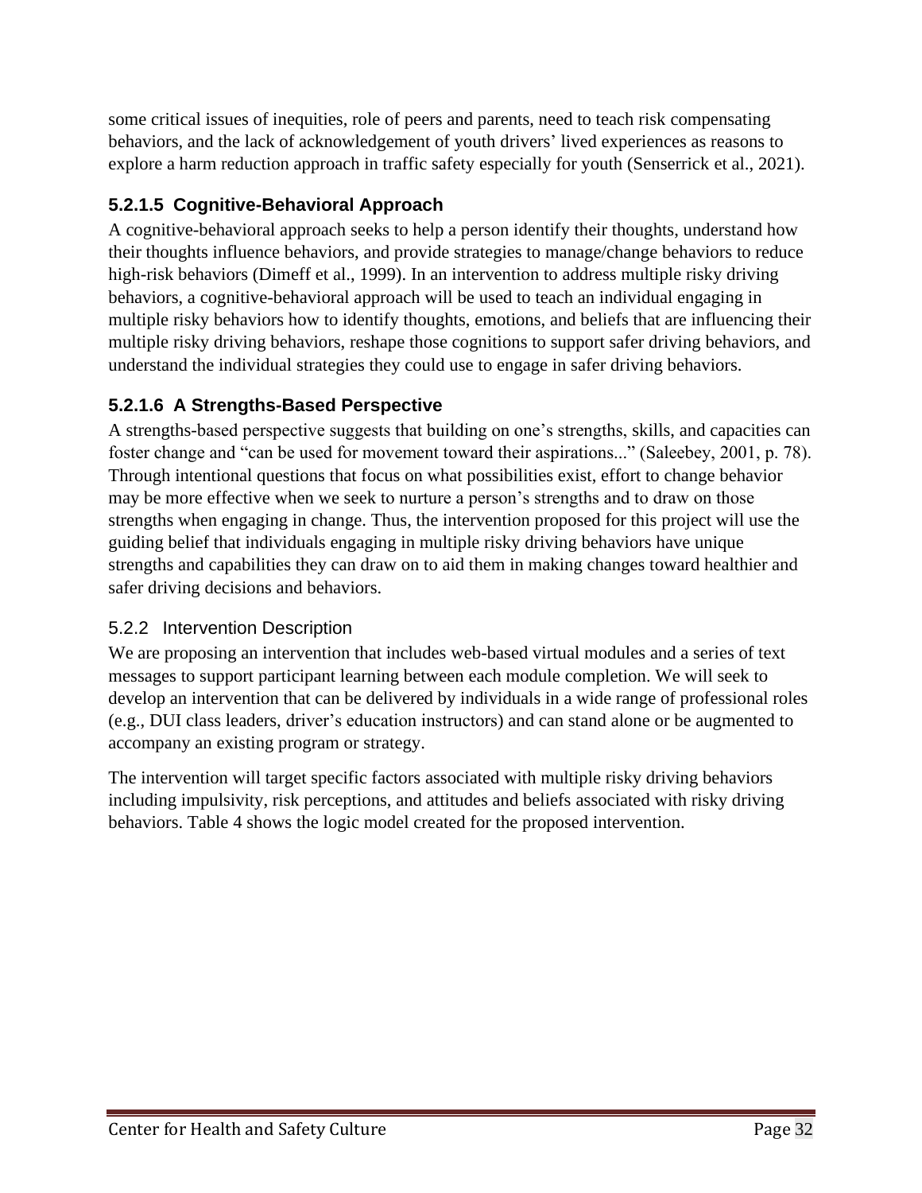some critical issues of inequities, role of peers and parents, need to teach risk compensating behaviors, and the lack of acknowledgement of youth drivers' lived experiences as reasons to explore a harm reduction approach in traffic safety especially for youth (Senserrick et al., 2021).

#### 5.2.1.5 Cognitive-Behavioral Approach

A cognitive-behavioral approach seeks to help a person identify their thoughts, understand how their thoughts influence behaviors, and provide strategies to manage/change behaviors to reduce high-risk behaviors (Dimeff et al., 1999). In an intervention to address multiple risky driving behaviors, a cognitive-behavioral approach will be used to teach an individual engaging in multiple risky behaviors how to identify thoughts, emotions, and beliefs that are influencing their multiple risky driving behaviors, reshape those cognitions to support safer driving behaviors, and understand the individual strategies they could use to engage in safer driving behaviors.

#### 5.2.1.6 A Strengths-Based Perspective

A strengths-based perspective suggests that building on one's strengths, skills, and capacities can foster change and "can be used for movement toward their aspirations..." (Saleebey, 2001, p. 78). Through intentional questions that focus on what possibilities exist, effort to change behavior may be more effective when we seek to nurture a person's strengths and to draw on those strengths when engaging in change. Thus, the intervention proposed for this project will use the guiding belief that individuals engaging in multiple risky driving behaviors have unique strengths and capabilities they can draw on to aid them in making changes toward healthier and safer driving decisions and behaviors.

### 5.2.2 Intervention Description

We are proposing an intervention that includes web-based virtual modules and a series of text messages to support participant learning between each module completion. We will seek to develop an intervention that can be delivered by individuals in a wide range of professional roles (e.g., DUI class leaders, driver's education instructors) and can stand alone or be augmented to accompany an existing program or strategy.

The intervention will target specific factors associated with multiple risky driving behaviors including impulsivity, risk perceptions, and attitudes and beliefs associated with risky driving behaviors. Table 4 shows the logic model created for the proposed intervention.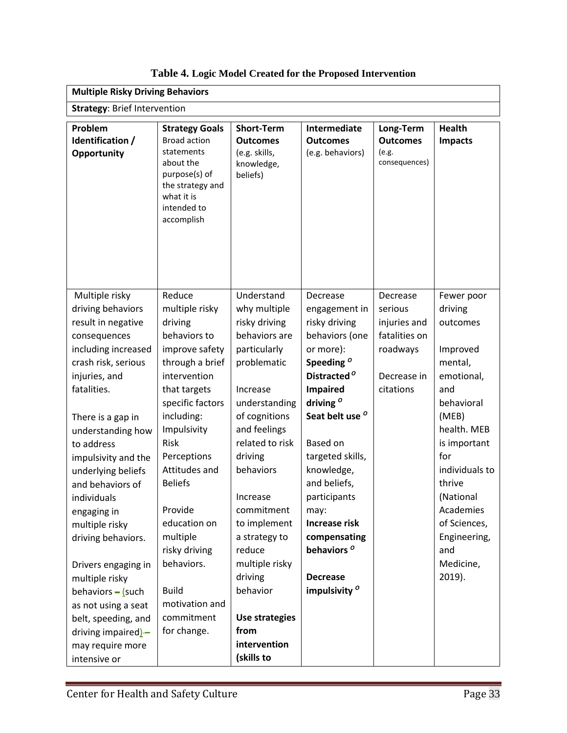**Table 4. Logic Model Created for the Proposed Intervention**

| **Multiple Risky Driving Behaviors** | | | | | |
|---|---|---|---|---|---|
| **Strategy**: Brief Intervention | | | | | |
| **Problem Identification / Opportunity** | **Strategy Goals** Broad action statements about the purpose(s) of the strategy and what it is intended to accomplish | **Short-Term Outcomes** (e.g. skills, knowledge, beliefs) | **Intermediate Outcomes** (e.g. behaviors) | **Long-Term Outcomes** (e.g. consequences) | **Health Impacts** |
| Multiple risky driving behaviors result in negative consequences including increased crash risk, serious injuries, and fatalities.<br><br>There is a gap in understanding how to address impulsivity and the underlying beliefs and behaviors of individuals engaging in multiple risky driving behaviors.<br><br>Drivers engaging in multiple risky behaviors – (such as not using a seat belt, speeding, and driving impaired) – may require more intensive or | Reduce multiple risky driving behaviors to improve safety through a brief intervention that targets specific factors including:<br>Impulsivity<br>Risk Perceptions<br>Attitudes and Beliefs<br><br>Provide education on multiple risky driving behaviors.<br><br>Build motivation and commitment for change. | Understand why multiple risky driving behaviors are particularly problematic<br><br>Increase understanding of cognitions and feelings related to risk driving behaviors<br><br>Increase commitment to implement a strategy to reduce multiple risky driving behavior<br><br>**Use strategies from intervention (skills to** | Decrease engagement in risky driving behaviors (one or more):<br>**Speeding** *o*<br>**Distracted** *o*<br>**Impaired driving** *o*<br>**Seat belt use** *o*<br><br>Based on targeted skills, knowledge, and beliefs, participants may:<br>**Increase risk compensating behaviors** *o*<br><br>**Decrease impulsivity** *o* | Decrease serious injuries and fatalities on roadways<br><br>Decrease in citations | Fewer poor driving outcomes<br><br>Improved mental, emotional, and behavioral (MEB) health. MEB is important for individuals to thrive (National Academies of Sciences, Engineering, and Medicine, 2019). |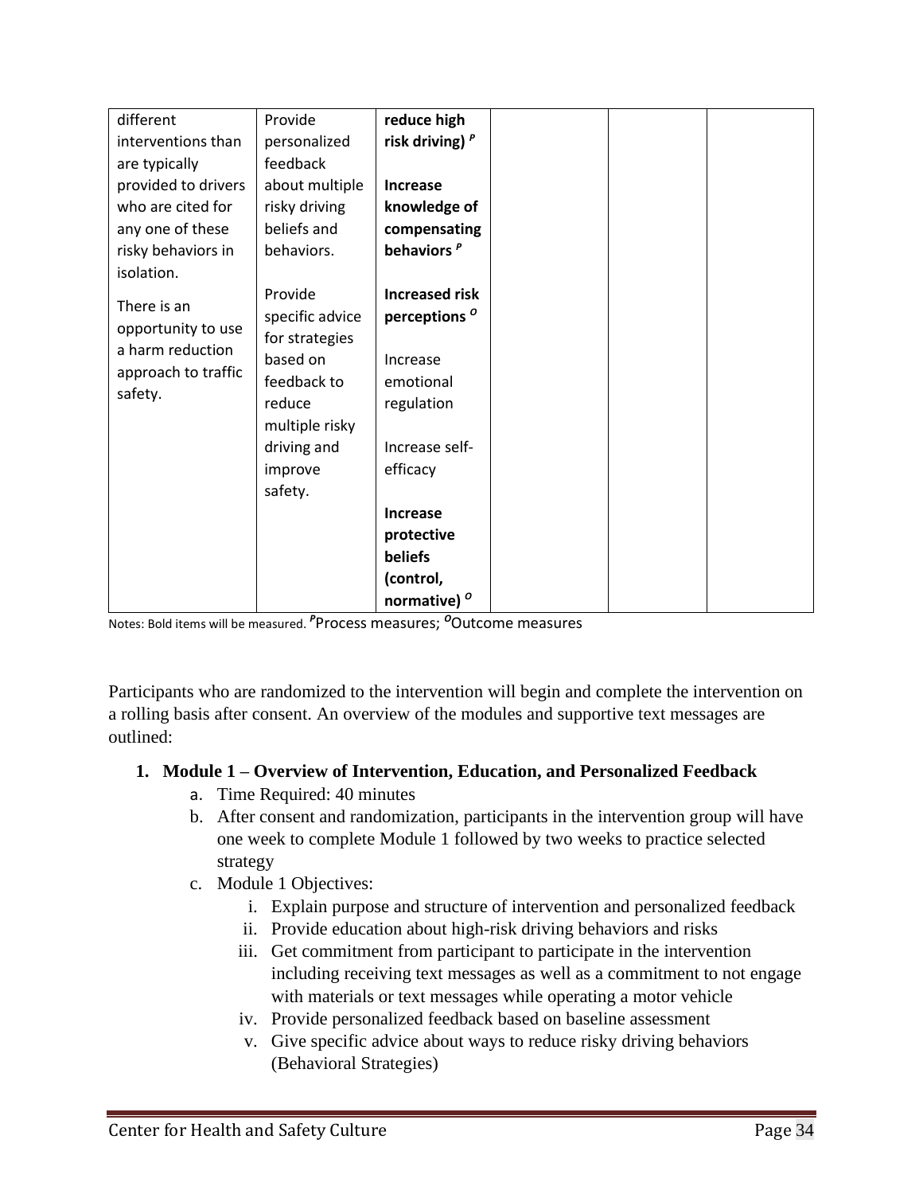| | | | | | |
|---|---|---|---|---|---|
| different interventions than are typically provided to drivers who are cited for any one of these risky behaviors in isolation.<br><br>There is an opportunity to use a harm reduction approach to traffic safety. | Provide personalized feedback about multiple risky driving beliefs and behaviors.<br><br>Provide specific advice for strategies based on feedback to reduce multiple risky driving and improve safety. | **reduce high risk driving)** [P]<br><br>**Increase knowledge of compensating behaviors** [P]<br><br>**Increased risk perceptions** [O]<br><br>Increase emotional regulation<br><br>Increase self-efficacy<br><br>**Increase protective beliefs (control, normative)** [O] | | | |

Notes: Bold items will be measured. [P]Process measures; [O]Outcome measures

Participants who are randomized to the intervention will begin and complete the intervention on a rolling basis after consent. An overview of the modules and supportive text messages are outlined:

1. **Module 1 – Overview of Intervention, Education, and Personalized Feedback**
   a. Time Required: 40 minutes
   b. After consent and randomization, participants in the intervention group will have one week to complete Module 1 followed by two weeks to practice selected strategy
   c. Module 1 Objectives:
      i. Explain purpose and structure of intervention and personalized feedback
      ii. Provide education about high-risk driving behaviors and risks
      iii. Get commitment from participant to participate in the intervention including receiving text messages as well as a commitment to not engage with materials or text messages while operating a motor vehicle
      iv. Provide personalized feedback based on baseline assessment
      v. Give specific advice about ways to reduce risky driving behaviors (Behavioral Strategies)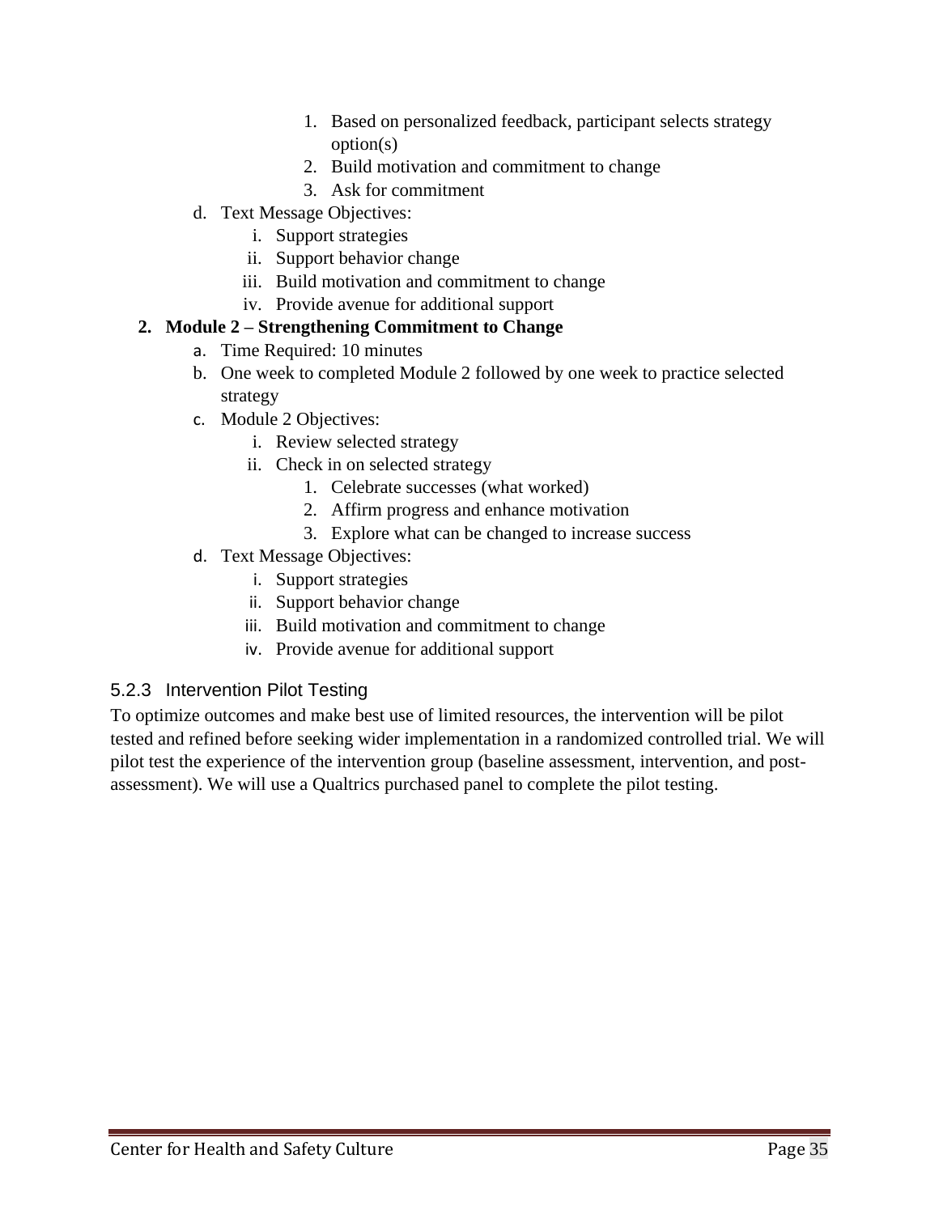1. Based on personalized feedback, participant selects strategy option(s)
2. Build motivation and commitment to change
3. Ask for commitment

d. Text Message Objectives:

i. Support strategies

ii. Support behavior change

iii. Build motivation and commitment to change

iv. Provide avenue for additional support

**2. Module 2 – Strengthening Commitment to Change**

a. Time Required: 10 minutes

b. One week to completed Module 2 followed by one week to practice selected strategy

c. Module 2 Objectives:

i. Review selected strategy

ii. Check in on selected strategy

1. Celebrate successes (what worked)
2. Affirm progress and enhance motivation
3. Explore what can be changed to increase success

d. Text Message Objectives:

i. Support strategies

ii. Support behavior change

iii. Build motivation and commitment to change

iv. Provide avenue for additional support

### 5.2.3 Intervention Pilot Testing

To optimize outcomes and make best use of limited resources, the intervention will be pilot tested and refined before seeking wider implementation in a randomized controlled trial. We will pilot test the experience of the intervention group (baseline assessment, intervention, and post-assessment). We will use a Qualtrics purchased panel to complete the pilot testing.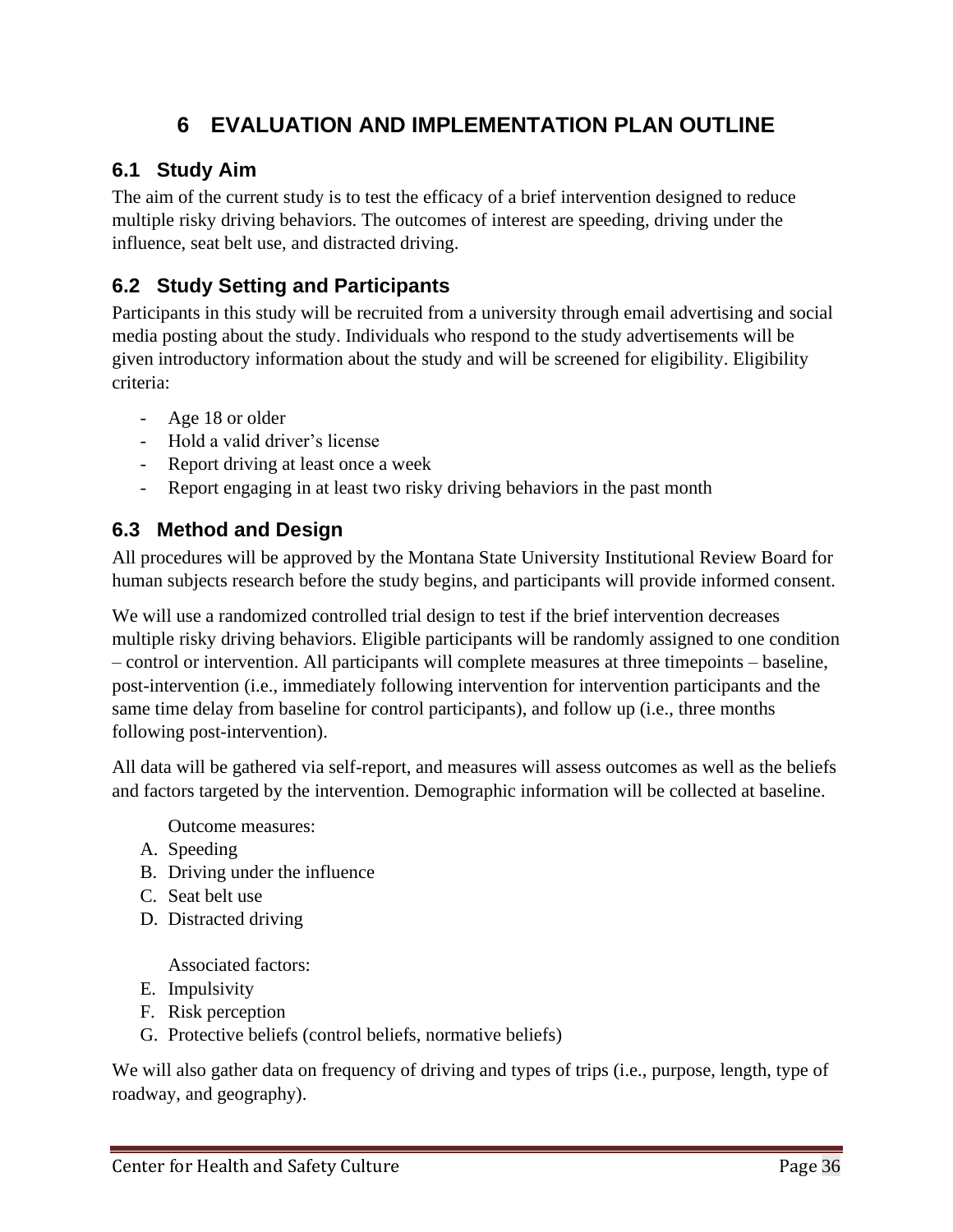# 6 EVALUATION AND IMPLEMENTATION PLAN OUTLINE

## 6.1 Study Aim

The aim of the current study is to test the efficacy of a brief intervention designed to reduce multiple risky driving behaviors. The outcomes of interest are speeding, driving under the influence, seat belt use, and distracted driving.

## 6.2 Study Setting and Participants

Participants in this study will be recruited from a university through email advertising and social media posting about the study. Individuals who respond to the study advertisements will be given introductory information about the study and will be screened for eligibility. Eligibility criteria:

- Age 18 or older
- Hold a valid driver's license
- Report driving at least once a week
- Report engaging in at least two risky driving behaviors in the past month

## 6.3 Method and Design

All procedures will be approved by the Montana State University Institutional Review Board for human subjects research before the study begins, and participants will provide informed consent.

We will use a randomized controlled trial design to test if the brief intervention decreases multiple risky driving behaviors. Eligible participants will be randomly assigned to one condition – control or intervention. All participants will complete measures at three timepoints – baseline, post-intervention (i.e., immediately following intervention for intervention participants and the same time delay from baseline for control participants), and follow up (i.e., three months following post-intervention).

All data will be gathered via self-report, and measures will assess outcomes as well as the beliefs and factors targeted by the intervention. Demographic information will be collected at baseline.

Outcome measures:

A. Speeding
B. Driving under the influence
C. Seat belt use
D. Distracted driving

Associated factors:

E. Impulsivity
F. Risk perception
G. Protective beliefs (control beliefs, normative beliefs)

We will also gather data on frequency of driving and types of trips (i.e., purpose, length, type of roadway, and geography).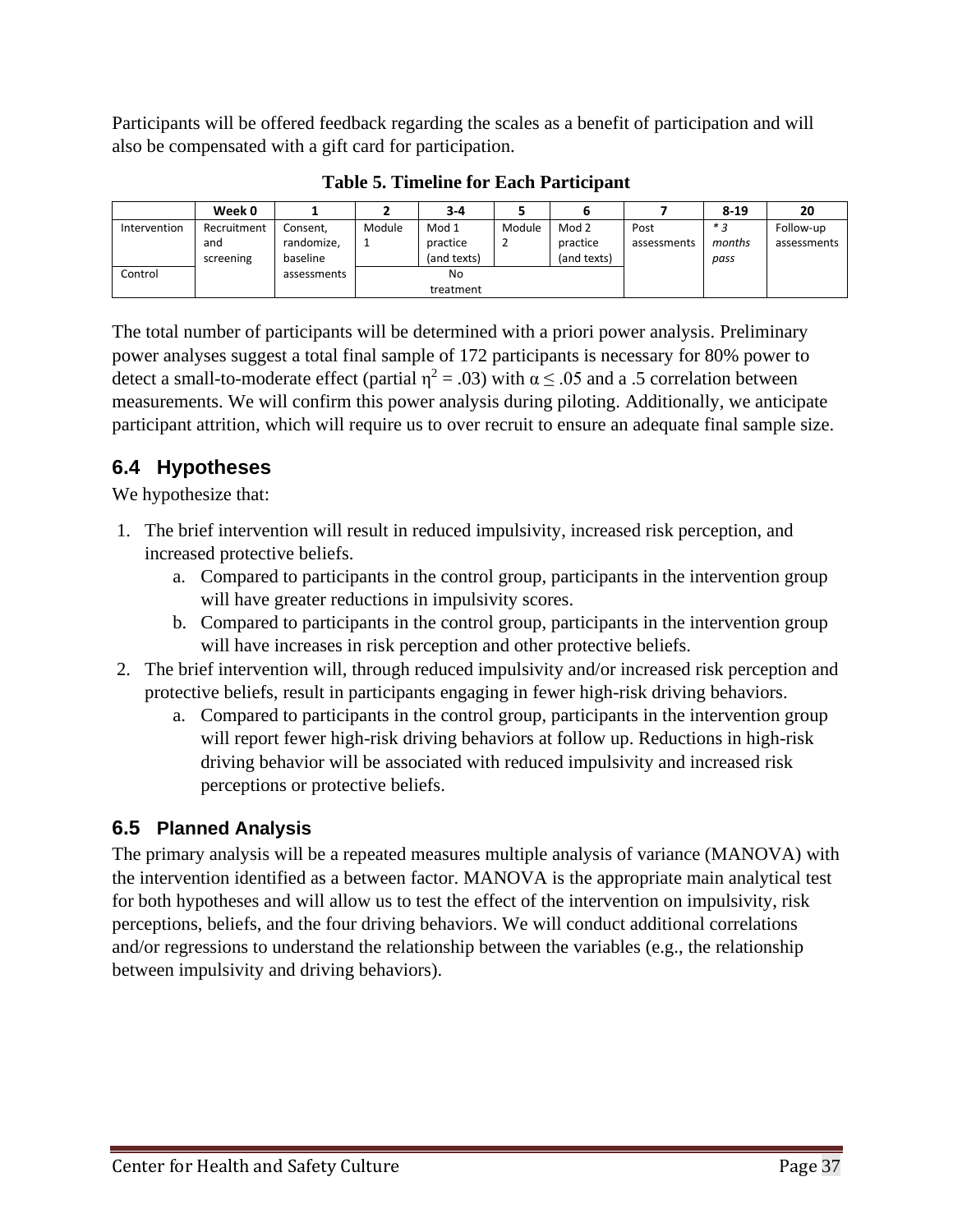Participants will be offered feedback regarding the scales as a benefit of participation and will also be compensated with a gift card for participation.

**Table 5. Timeline for Each Participant**

| | Week 0 | 1 | 2 | 3-4 | 5 | 6 | 7 | 8-19 | 20 |
|---|---|---|---|---|---|---|---|---|---|
| Intervention | Recruitment and screening | Consent, randomize, baseline assessments | Module 1 | Mod 1 practice (and texts) | Module 2 | Mod 2 practice (and texts) | Post assessments | *\* 3 months pass* | Follow-up assessments |
| Control | | | No treatment | | | | | | |

The total number of participants will be determined with a priori power analysis. Preliminary power analyses suggest a total final sample of 172 participants is necessary for 80% power to detect a small-to-moderate effect (partial $\eta^2 = .03$) with $\alpha \leq .05$ and a .5 correlation between measurements. We will confirm this power analysis during piloting. Additionally, we anticipate participant attrition, which will require us to over recruit to ensure an adequate final sample size.

## 6.4 Hypotheses

We hypothesize that:

1. The brief intervention will result in reduced impulsivity, increased risk perception, and increased protective beliefs.
   a. Compared to participants in the control group, participants in the intervention group will have greater reductions in impulsivity scores.
   b. Compared to participants in the control group, participants in the intervention group will have increases in risk perception and other protective beliefs.
2. The brief intervention will, through reduced impulsivity and/or increased risk perception and protective beliefs, result in participants engaging in fewer high-risk driving behaviors.
   a. Compared to participants in the control group, participants in the intervention group will report fewer high-risk driving behaviors at follow up. Reductions in high-risk driving behavior will be associated with reduced impulsivity and increased risk perceptions or protective beliefs.

## 6.5 Planned Analysis

The primary analysis will be a repeated measures multiple analysis of variance (MANOVA) with the intervention identified as a between factor. MANOVA is the appropriate main analytical test for both hypotheses and will allow us to test the effect of the intervention on impulsivity, risk perceptions, beliefs, and the four driving behaviors. We will conduct additional correlations and/or regressions to understand the relationship between the variables (e.g., the relationship between impulsivity and driving behaviors).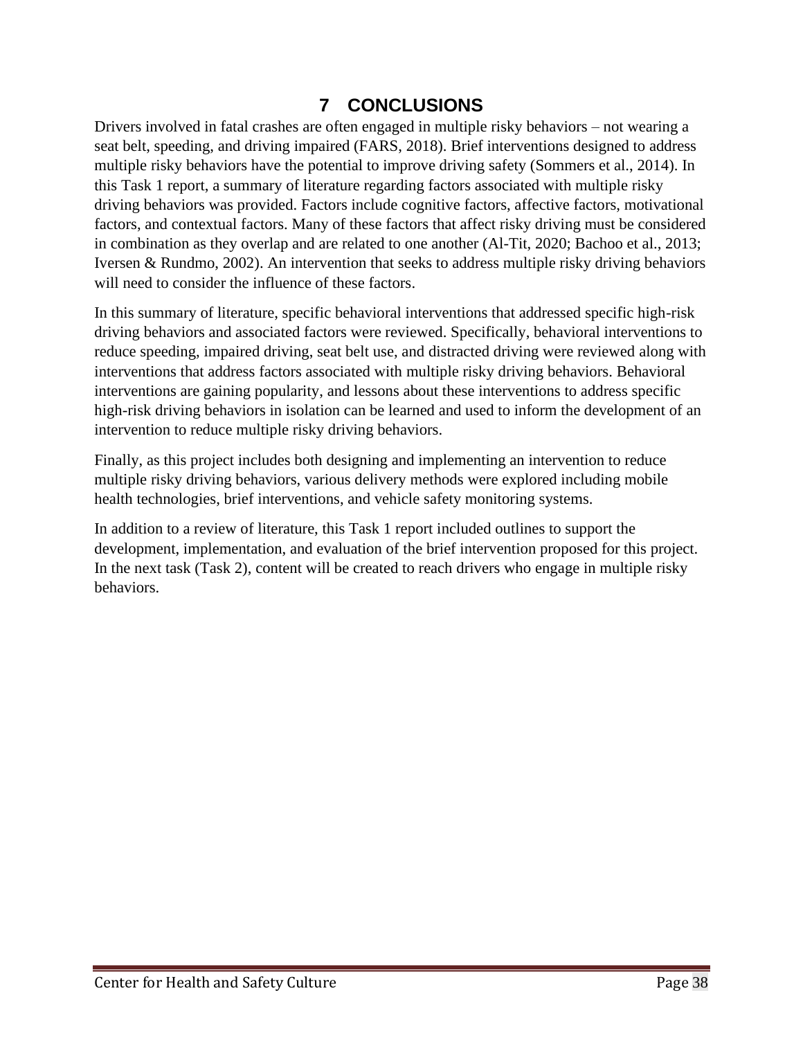# 7 CONCLUSIONS

Drivers involved in fatal crashes are often engaged in multiple risky behaviors – not wearing a seat belt, speeding, and driving impaired (FARS, 2018). Brief interventions designed to address multiple risky behaviors have the potential to improve driving safety (Sommers et al., 2014). In this Task 1 report, a summary of literature regarding factors associated with multiple risky driving behaviors was provided. Factors include cognitive factors, affective factors, motivational factors, and contextual factors. Many of these factors that affect risky driving must be considered in combination as they overlap and are related to one another (Al-Tit, 2020; Bachoo et al., 2013; Iversen & Rundmo, 2002). An intervention that seeks to address multiple risky driving behaviors will need to consider the influence of these factors.

In this summary of literature, specific behavioral interventions that addressed specific high-risk driving behaviors and associated factors were reviewed. Specifically, behavioral interventions to reduce speeding, impaired driving, seat belt use, and distracted driving were reviewed along with interventions that address factors associated with multiple risky driving behaviors. Behavioral interventions are gaining popularity, and lessons about these interventions to address specific high-risk driving behaviors in isolation can be learned and used to inform the development of an intervention to reduce multiple risky driving behaviors.

Finally, as this project includes both designing and implementing an intervention to reduce multiple risky driving behaviors, various delivery methods were explored including mobile health technologies, brief interventions, and vehicle safety monitoring systems.

In addition to a review of literature, this Task 1 report included outlines to support the development, implementation, and evaluation of the brief intervention proposed for this project. In the next task (Task 2), content will be created to reach drivers who engage in multiple risky behaviors.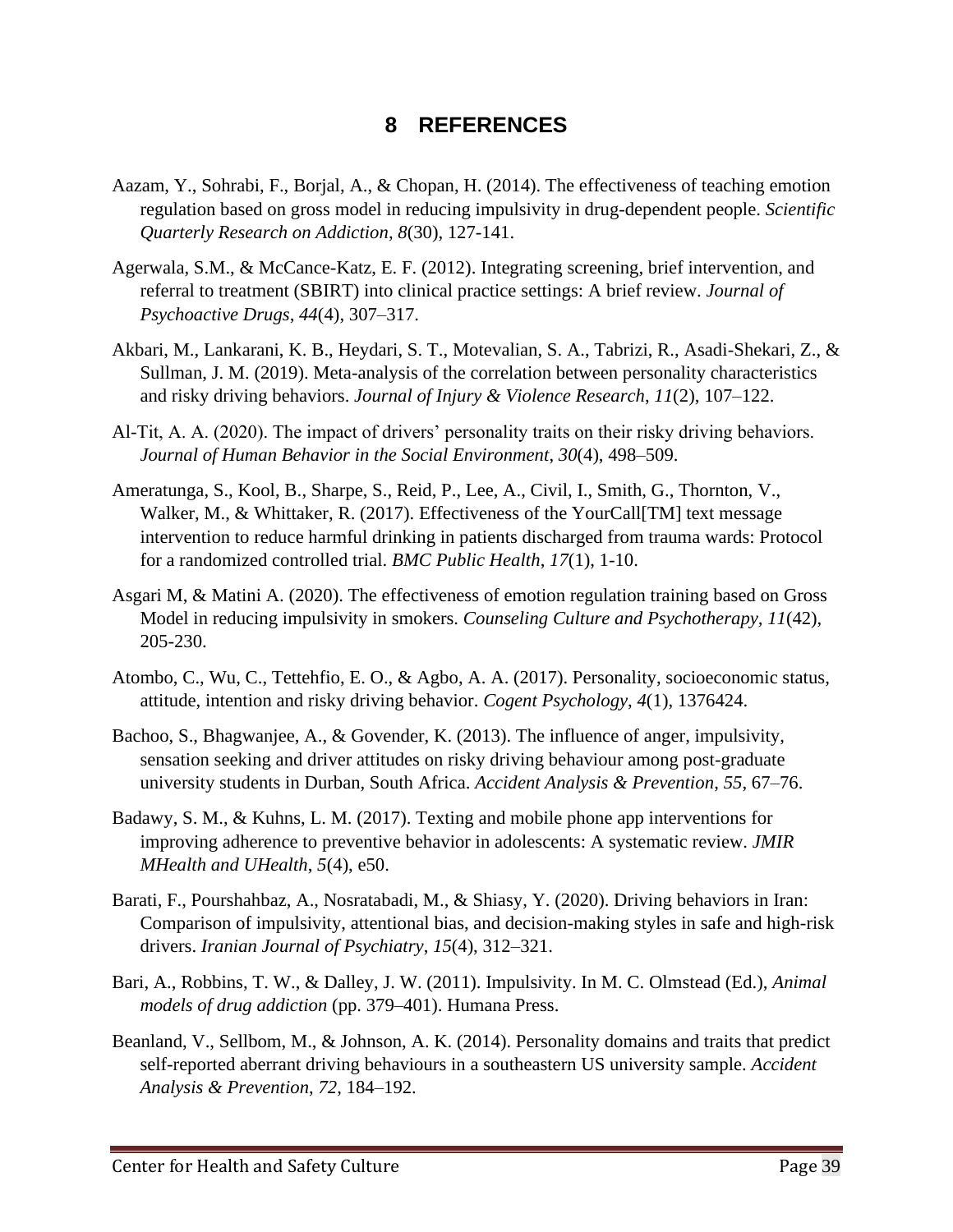# 8 REFERENCES

Aazam, Y., Sohrabi, F., Borjal, A., & Chopan, H. (2014). The effectiveness of teaching emotion regulation based on gross model in reducing impulsivity in drug-dependent people. *Scientific Quarterly Research on Addiction, 8*(30), 127-141.

Agerwala, S.M., & McCance-Katz, E. F. (2012). Integrating screening, brief intervention, and referral to treatment (SBIRT) into clinical practice settings: A brief review. *Journal of Psychoactive Drugs*, *44*(4), 307–317.

Akbari, M., Lankarani, K. B., Heydari, S. T., Motevalian, S. A., Tabrizi, R., Asadi-Shekari, Z., & Sullman, J. M. (2019). Meta-analysis of the correlation between personality characteristics and risky driving behaviors. *Journal of Injury & Violence Research*, *11*(2), 107–122.

Al-Tit, A. A. (2020). The impact of drivers' personality traits on their risky driving behaviors. *Journal of Human Behavior in the Social Environment*, *30*(4), 498–509.

Ameratunga, S., Kool, B., Sharpe, S., Reid, P., Lee, A., Civil, I., Smith, G., Thornton, V., Walker, M., & Whittaker, R. (2017). Effectiveness of the YourCall[TM] text message intervention to reduce harmful drinking in patients discharged from trauma wards: Protocol for a randomized controlled trial. *BMC Public Health*, *17*(1), 1-10.

Asgari M, & Matini A. (2020). The effectiveness of emotion regulation training based on Gross Model in reducing impulsivity in smokers. *Counseling Culture and Psychotherapy, 11*(42), 205-230.

Atombo, C., Wu, C., Tettehfio, E. O., & Agbo, A. A. (2017). Personality, socioeconomic status, attitude, intention and risky driving behavior. *Cogent Psychology*, *4*(1), 1376424.

Bachoo, S., Bhagwanjee, A., & Govender, K. (2013). The influence of anger, impulsivity, sensation seeking and driver attitudes on risky driving behaviour among post-graduate university students in Durban, South Africa. *Accident Analysis & Prevention*, *55*, 67–76.

Badawy, S. M., & Kuhns, L. M. (2017). Texting and mobile phone app interventions for improving adherence to preventive behavior in adolescents: A systematic review. *JMIR MHealth and UHealth*, *5*(4), e50.

Barati, F., Pourshahbaz, A., Nosratabadi, M., & Shiasy, Y. (2020). Driving behaviors in Iran: Comparison of impulsivity, attentional bias, and decision-making styles in safe and high-risk drivers. *Iranian Journal of Psychiatry*, *15*(4), 312–321.

Bari, A., Robbins, T. W., & Dalley, J. W. (2011). Impulsivity. In M. C. Olmstead (Ed.), *Animal models of drug addiction* (pp. 379–401). Humana Press.

Beanland, V., Sellbom, M., & Johnson, A. K. (2014). Personality domains and traits that predict self-reported aberrant driving behaviours in a southeastern US university sample. *Accident Analysis & Prevention*, *72*, 184–192.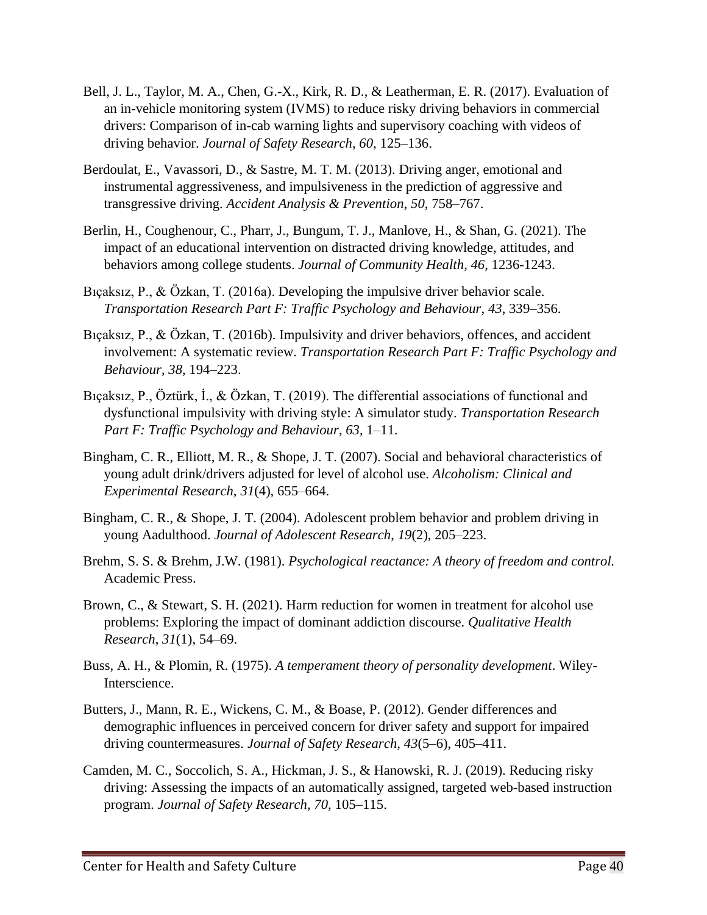Bell, J. L., Taylor, M. A., Chen, G.-X., Kirk, R. D., & Leatherman, E. R. (2017). Evaluation of an in-vehicle monitoring system (IVMS) to reduce risky driving behaviors in commercial drivers: Comparison of in-cab warning lights and supervisory coaching with videos of driving behavior. *Journal of Safety Research*, *60*, 125–136.

Berdoulat, E., Vavassori, D., & Sastre, M. T. M. (2013). Driving anger, emotional and instrumental aggressiveness, and impulsiveness in the prediction of aggressive and transgressive driving. *Accident Analysis & Prevention*, *50*, 758–767.

Berlin, H., Coughenour, C., Pharr, J., Bungum, T. J., Manlove, H., & Shan, G. (2021). The impact of an educational intervention on distracted driving knowledge, attitudes, and behaviors among college students. *Journal of Community Health*, *46*, 1236-1243.

Bıçaksız, P., & Özkan, T. (2016a). Developing the impulsive driver behavior scale. *Transportation Research Part F: Traffic Psychology and Behaviour*, *43*, 339–356.

Bıçaksız, P., & Özkan, T. (2016b). Impulsivity and driver behaviors, offences, and accident involvement: A systematic review. *Transportation Research Part F: Traffic Psychology and Behaviour*, *38*, 194–223.

Bıçaksız, P., Öztürk, İ., & Özkan, T. (2019). The differential associations of functional and dysfunctional impulsivity with driving style: A simulator study. *Transportation Research Part F: Traffic Psychology and Behaviour*, *63*, 1–11.

Bingham, C. R., Elliott, M. R., & Shope, J. T. (2007). Social and behavioral characteristics of young adult drink/drivers adjusted for level of alcohol use. *Alcoholism: Clinical and Experimental Research*, *31*(4), 655–664.

Bingham, C. R., & Shope, J. T. (2004). Adolescent problem behavior and problem driving in young Aadulthood. *Journal of Adolescent Research*, *19*(2), 205–223.

Brehm, S. S. & Brehm, J.W. (1981). *Psychological reactance: A theory of freedom and control.* Academic Press.

Brown, C., & Stewart, S. H. (2021). Harm reduction for women in treatment for alcohol use problems: Exploring the impact of dominant addiction discourse. *Qualitative Health Research*, *31*(1), 54–69.

Buss, A. H., & Plomin, R. (1975). *A temperament theory of personality development*. Wiley-Interscience.

Butters, J., Mann, R. E., Wickens, C. M., & Boase, P. (2012). Gender differences and demographic influences in perceived concern for driver safety and support for impaired driving countermeasures. *Journal of Safety Research*, *43*(5–6), 405–411.

Camden, M. C., Soccolich, S. A., Hickman, J. S., & Hanowski, R. J. (2019). Reducing risky driving: Assessing the impacts of an automatically assigned, targeted web-based instruction program. *Journal of Safety Research, 70,* 105–115.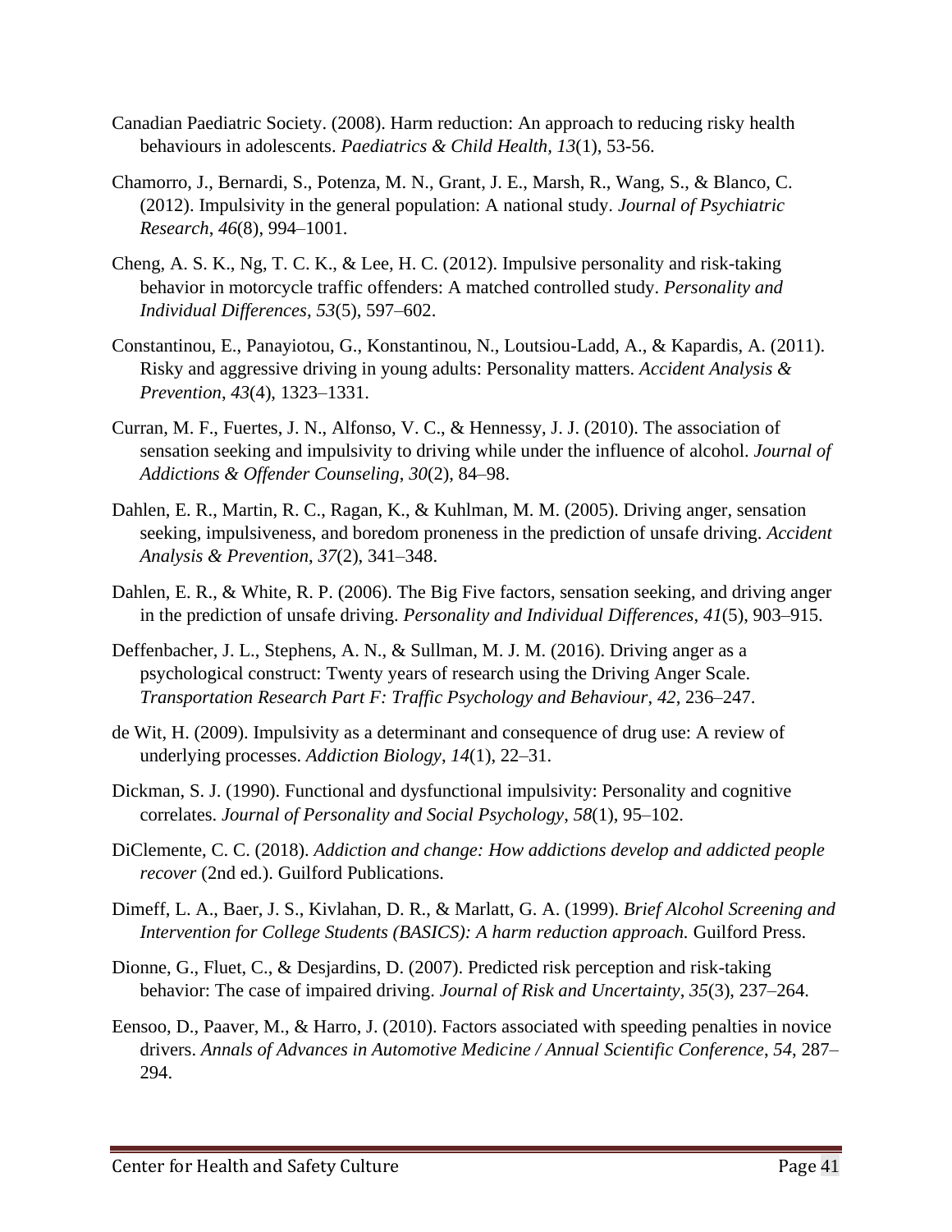Canadian Paediatric Society. (2008). Harm reduction: An approach to reducing risky health behaviours in adolescents. *Paediatrics & Child Health, 13*(1), 53-56.

Chamorro, J., Bernardi, S., Potenza, M. N., Grant, J. E., Marsh, R., Wang, S., & Blanco, C. (2012). Impulsivity in the general population: A national study. *Journal of Psychiatric Research*, *46*(8), 994–1001.

Cheng, A. S. K., Ng, T. C. K., & Lee, H. C. (2012). Impulsive personality and risk-taking behavior in motorcycle traffic offenders: A matched controlled study. *Personality and Individual Differences*, *53*(5), 597–602.

Constantinou, E., Panayiotou, G., Konstantinou, N., Loutsiou-Ladd, A., & Kapardis, A. (2011). Risky and aggressive driving in young adults: Personality matters. *Accident Analysis & Prevention*, *43*(4), 1323–1331.

Curran, M. F., Fuertes, J. N., Alfonso, V. C., & Hennessy, J. J. (2010). The association of sensation seeking and impulsivity to driving while under the influence of alcohol. *Journal of Addictions & Offender Counseling*, *30*(2), 84–98.

Dahlen, E. R., Martin, R. C., Ragan, K., & Kuhlman, M. M. (2005). Driving anger, sensation seeking, impulsiveness, and boredom proneness in the prediction of unsafe driving. *Accident Analysis & Prevention*, *37*(2), 341–348.

Dahlen, E. R., & White, R. P. (2006). The Big Five factors, sensation seeking, and driving anger in the prediction of unsafe driving. *Personality and Individual Differences*, *41*(5), 903–915.

Deffenbacher, J. L., Stephens, A. N., & Sullman, M. J. M. (2016). Driving anger as a psychological construct: Twenty years of research using the Driving Anger Scale. *Transportation Research Part F: Traffic Psychology and Behaviour*, *42*, 236–247.

de Wit, H. (2009). Impulsivity as a determinant and consequence of drug use: A review of underlying processes. *Addiction Biology*, *14*(1), 22–31.

Dickman, S. J. (1990). Functional and dysfunctional impulsivity: Personality and cognitive correlates. *Journal of Personality and Social Psychology*, *58*(1), 95–102.

DiClemente, C. C. (2018). *Addiction and change: How addictions develop and addicted people recover* (2nd ed.). Guilford Publications.

Dimeff, L. A., Baer, J. S., Kivlahan, D. R., & Marlatt, G. A. (1999). *Brief Alcohol Screening and Intervention for College Students (BASICS): A harm reduction approach.* Guilford Press.

Dionne, G., Fluet, C., & Desjardins, D. (2007). Predicted risk perception and risk-taking behavior: The case of impaired driving. *Journal of Risk and Uncertainty*, *35*(3), 237–264.

Eensoo, D., Paaver, M., & Harro, J. (2010). Factors associated with speeding penalties in novice drivers. *Annals of Advances in Automotive Medicine / Annual Scientific Conference*, *54*, 287–294.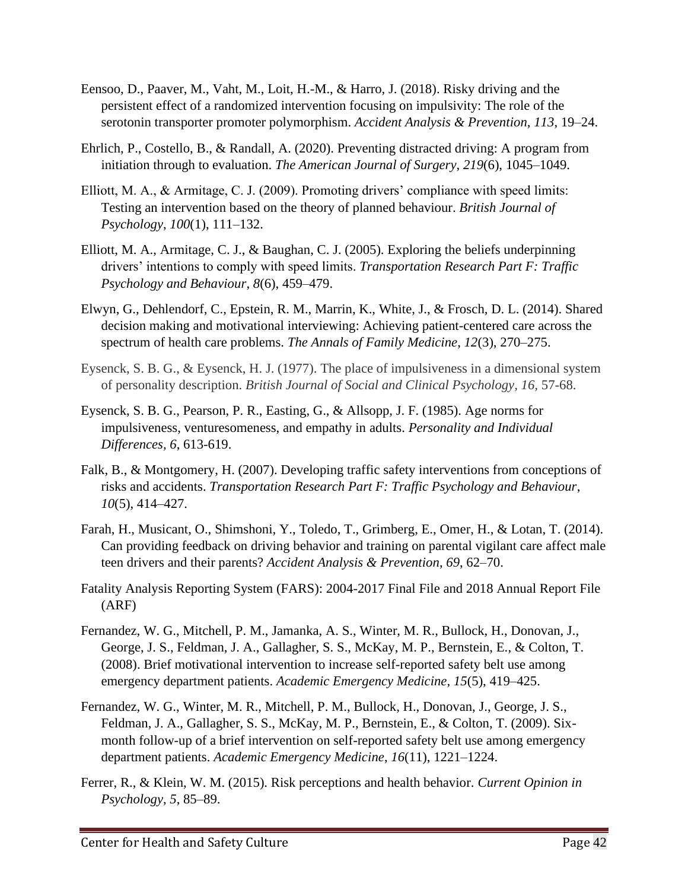Eensoo, D., Paaver, M., Vaht, M., Loit, H.-M., & Harro, J. (2018). Risky driving and the persistent effect of a randomized intervention focusing on impulsivity: The role of the serotonin transporter promoter polymorphism. *Accident Analysis & Prevention*, *113*, 19–24.

Ehrlich, P., Costello, B., & Randall, A. (2020). Preventing distracted driving: A program from initiation through to evaluation. *The American Journal of Surgery*, *219*(6), 1045–1049.

Elliott, M. A., & Armitage, C. J. (2009). Promoting drivers' compliance with speed limits: Testing an intervention based on the theory of planned behaviour. *British Journal of Psychology*, *100*(1), 111–132.

Elliott, M. A., Armitage, C. J., & Baughan, C. J. (2005). Exploring the beliefs underpinning drivers' intentions to comply with speed limits. *Transportation Research Part F: Traffic Psychology and Behaviour*, *8*(6), 459–479.

Elwyn, G., Dehlendorf, C., Epstein, R. M., Marrin, K., White, J., & Frosch, D. L. (2014). Shared decision making and motivational interviewing: Achieving patient-centered care across the spectrum of health care problems. *The Annals of Family Medicine*, *12*(3), 270–275.

Eysenck, S. B. G., & Eysenck, H. J. (1977). The place of impulsiveness in a dimensional system of personality description. *British Journal of Social and Clinical Psychology, 16,* 57-68.

Eysenck, S. B. G., Pearson, P. R., Easting, G., & Allsopp, J. F. (1985). Age norms for impulsiveness, venturesomeness, and empathy in adults. *Personality and Individual Differences, 6*, 613-619.

Falk, B., & Montgomery, H. (2007). Developing traffic safety interventions from conceptions of risks and accidents. *Transportation Research Part F: Traffic Psychology and Behaviour*, *10*(5), 414–427.

Farah, H., Musicant, O., Shimshoni, Y., Toledo, T., Grimberg, E., Omer, H., & Lotan, T. (2014). Can providing feedback on driving behavior and training on parental vigilant care affect male teen drivers and their parents? *Accident Analysis & Prevention*, *69*, 62–70.

Fatality Analysis Reporting System (FARS): 2004-2017 Final File and 2018 Annual Report File (ARF)

Fernandez, W. G., Mitchell, P. M., Jamanka, A. S., Winter, M. R., Bullock, H., Donovan, J., George, J. S., Feldman, J. A., Gallagher, S. S., McKay, M. P., Bernstein, E., & Colton, T. (2008). Brief motivational intervention to increase self-reported safety belt use among emergency department patients. *Academic Emergency Medicine*, *15*(5), 419–425.

Fernandez, W. G., Winter, M. R., Mitchell, P. M., Bullock, H., Donovan, J., George, J. S., Feldman, J. A., Gallagher, S. S., McKay, M. P., Bernstein, E., & Colton, T. (2009). Six-month follow-up of a brief intervention on self-reported safety belt use among emergency department patients. *Academic Emergency Medicine*, *16*(11), 1221–1224.

Ferrer, R., & Klein, W. M. (2015). Risk perceptions and health behavior. *Current Opinion in Psychology*, *5*, 85–89.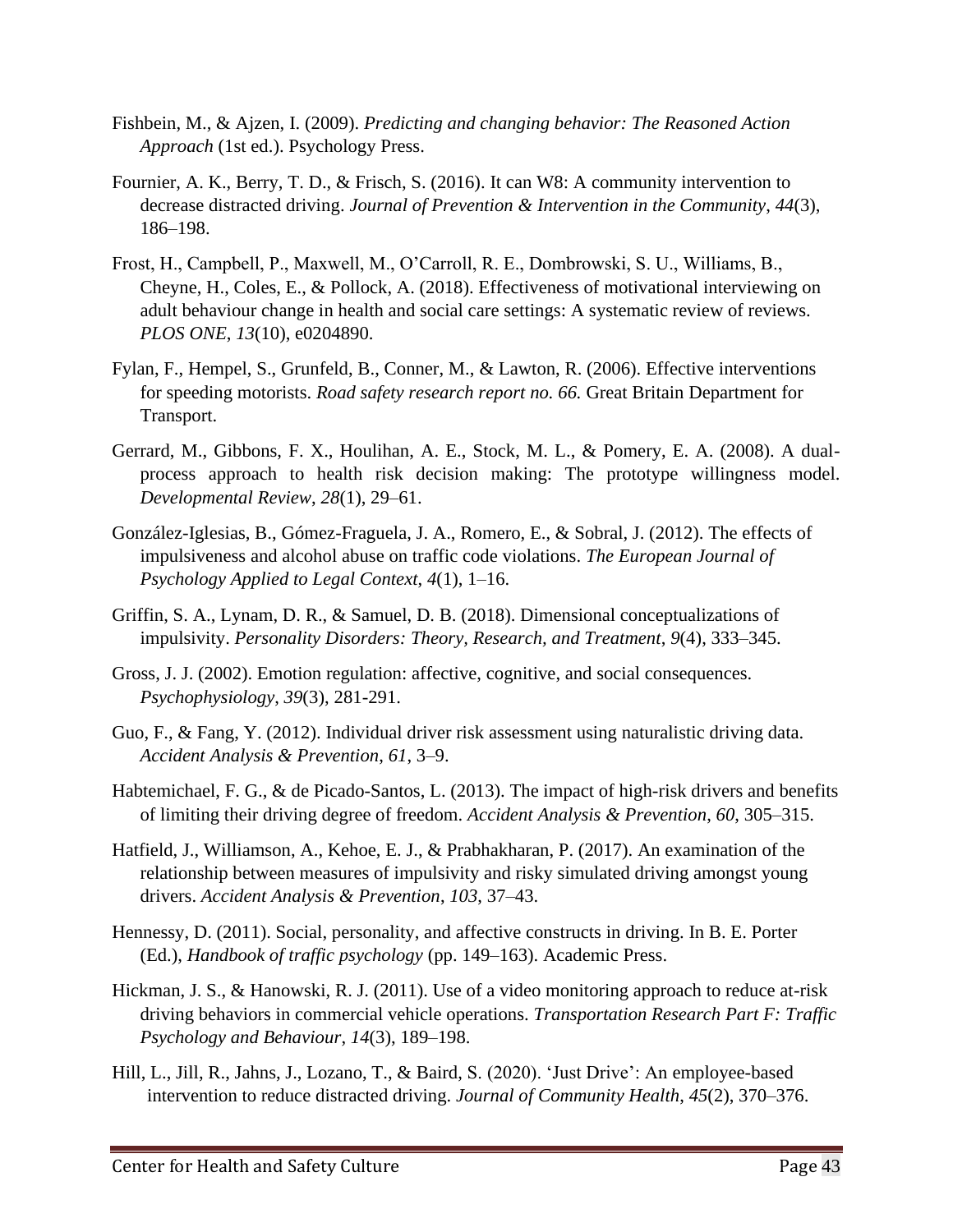Fishbein, M., & Ajzen, I. (2009). *Predicting and changing behavior: The Reasoned Action Approach* (1st ed.). Psychology Press.

Fournier, A. K., Berry, T. D., & Frisch, S. (2016). It can W8: A community intervention to decrease distracted driving. *Journal of Prevention & Intervention in the Community*, *44*(3), 186–198.

Frost, H., Campbell, P., Maxwell, M., O'Carroll, R. E., Dombrowski, S. U., Williams, B., Cheyne, H., Coles, E., & Pollock, A. (2018). Effectiveness of motivational interviewing on adult behaviour change in health and social care settings: A systematic review of reviews. *PLOS ONE*, *13*(10), e0204890.

Fylan, F., Hempel, S., Grunfeld, B., Conner, M., & Lawton, R. (2006). Effective interventions for speeding motorists. *Road safety research report no. 66.* Great Britain Department for Transport.

Gerrard, M., Gibbons, F. X., Houlihan, A. E., Stock, M. L., & Pomery, E. A. (2008). A dual-process approach to health risk decision making: The prototype willingness model. *Developmental Review*, *28*(1), 29–61.

González-Iglesias, B., Gómez-Fraguela, J. A., Romero, E., & Sobral, J. (2012). The effects of impulsiveness and alcohol abuse on traffic code violations. *The European Journal of Psychology Applied to Legal Context*, *4*(1), 1–16.

Griffin, S. A., Lynam, D. R., & Samuel, D. B. (2018). Dimensional conceptualizations of impulsivity. *Personality Disorders: Theory, Research, and Treatment, 9*(4), 333–345.

Gross, J. J. (2002). Emotion regulation: affective, cognitive, and social consequences. *Psychophysiology*, *39*(3), 281-291.

Guo, F., & Fang, Y. (2012). Individual driver risk assessment using naturalistic driving data. *Accident Analysis & Prevention*, *61*, 3–9.

Habtemichael, F. G., & de Picado-Santos, L. (2013). The impact of high-risk drivers and benefits of limiting their driving degree of freedom. *Accident Analysis & Prevention*, *60*, 305–315.

Hatfield, J., Williamson, A., Kehoe, E. J., & Prabhakharan, P. (2017). An examination of the relationship between measures of impulsivity and risky simulated driving amongst young drivers. *Accident Analysis & Prevention*, *103*, 37–43.

Hennessy, D. (2011). Social, personality, and affective constructs in driving. In B. E. Porter (Ed.), *Handbook of traffic psychology* (pp. 149–163). Academic Press.

Hickman, J. S., & Hanowski, R. J. (2011). Use of a video monitoring approach to reduce at-risk driving behaviors in commercial vehicle operations. *Transportation Research Part F: Traffic Psychology and Behaviour*, *14*(3), 189–198.

Hill, L., Jill, R., Jahns, J., Lozano, T., & Baird, S. (2020). 'Just Drive': An employee-based intervention to reduce distracted driving. *Journal of Community Health*, *45*(2), 370–376.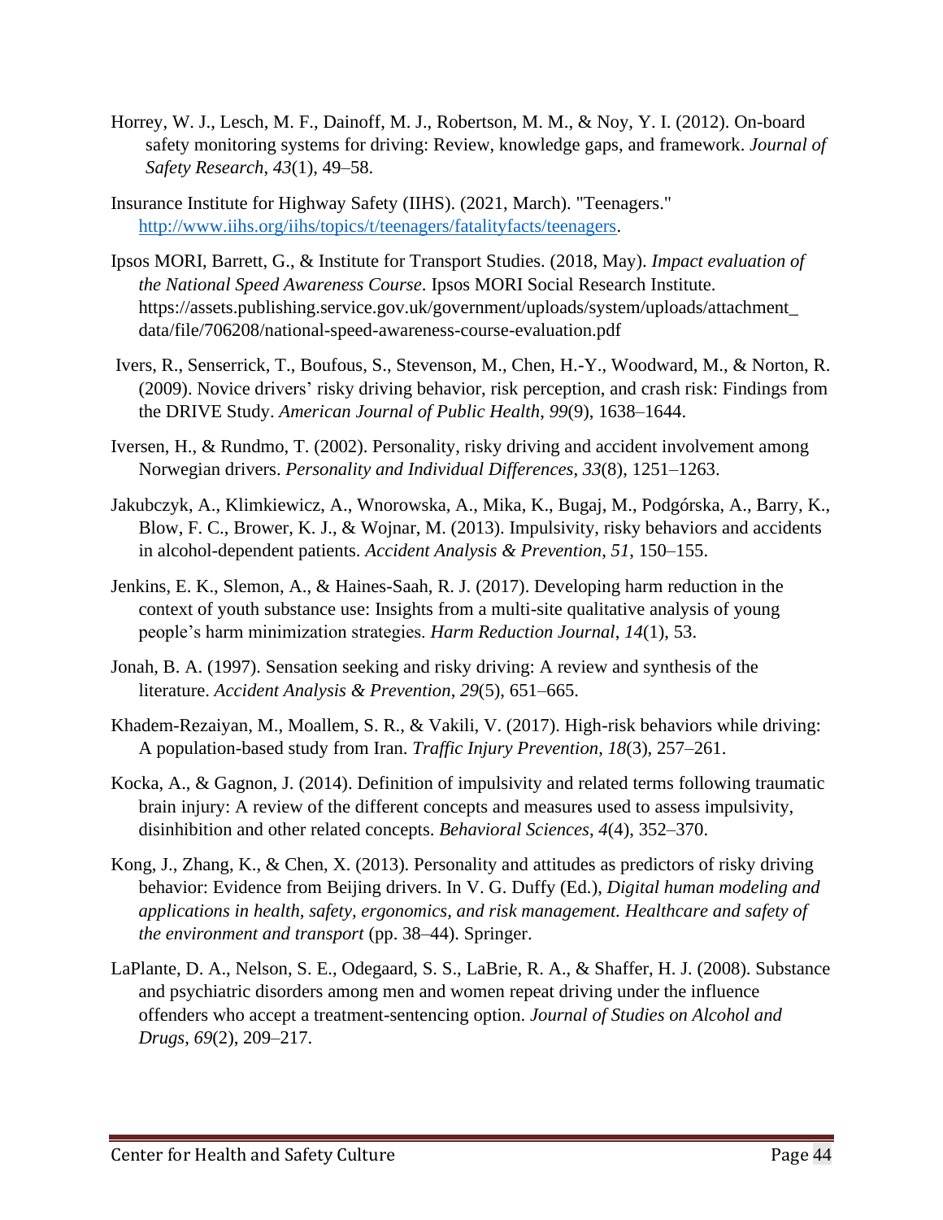Horrey, W. J., Lesch, M. F., Dainoff, M. J., Robertson, M. M., & Noy, Y. I. (2012). On-board safety monitoring systems for driving: Review, knowledge gaps, and framework. *Journal of Safety Research*, *43*(1), 49–58.

Insurance Institute for Highway Safety (IIHS). (2021, March). "Teenagers." [http://www.iihs.org/iihs/topics/t/teenagers/fatalityfacts/teenagers](http://www.iihs.org/iihs/topics/t/teenagers/fatalityfacts/teenagers).

Ipsos MORI, Barrett, G., & Institute for Transport Studies. (2018, May). *Impact evaluation of the National Speed Awareness Course*. Ipsos MORI Social Research Institute. https://assets.publishing.service.gov.uk/government/uploads/system/uploads/attachment_data/file/706208/national-speed-awareness-course-evaluation.pdf

Ivers, R., Senserrick, T., Boufous, S., Stevenson, M., Chen, H.-Y., Woodward, M., & Norton, R. (2009). Novice drivers' risky driving behavior, risk perception, and crash risk: Findings from the DRIVE Study. *American Journal of Public Health*, *99*(9), 1638–1644.

Iversen, H., & Rundmo, T. (2002). Personality, risky driving and accident involvement among Norwegian drivers. *Personality and Individual Differences*, *33*(8), 1251–1263.

Jakubczyk, A., Klimkiewicz, A., Wnorowska, A., Mika, K., Bugaj, M., Podgórska, A., Barry, K., Blow, F. C., Brower, K. J., & Wojnar, M. (2013). Impulsivity, risky behaviors and accidents in alcohol-dependent patients. *Accident Analysis & Prevention*, *51*, 150–155.

Jenkins, E. K., Slemon, A., & Haines-Saah, R. J. (2017). Developing harm reduction in the context of youth substance use: Insights from a multi-site qualitative analysis of young people's harm minimization strategies. *Harm Reduction Journal*, *14*(1), 53.

Jonah, B. A. (1997). Sensation seeking and risky driving: A review and synthesis of the literature. *Accident Analysis & Prevention*, *29*(5), 651–665.

Khadem-Rezaiyan, M., Moallem, S. R., & Vakili, V. (2017). High-risk behaviors while driving: A population-based study from Iran. *Traffic Injury Prevention*, *18*(3), 257–261.

Kocka, A., & Gagnon, J. (2014). Definition of impulsivity and related terms following traumatic brain injury: A review of the different concepts and measures used to assess impulsivity, disinhibition and other related concepts. *Behavioral Sciences*, *4*(4), 352–370.

Kong, J., Zhang, K., & Chen, X. (2013). Personality and attitudes as predictors of risky driving behavior: Evidence from Beijing drivers. In V. G. Duffy (Ed.), *Digital human modeling and applications in health, safety, ergonomics, and risk management. Healthcare and safety of the environment and transport* (pp. 38–44). Springer.

LaPlante, D. A., Nelson, S. E., Odegaard, S. S., LaBrie, R. A., & Shaffer, H. J. (2008). Substance and psychiatric disorders among men and women repeat driving under the influence offenders who accept a treatment-sentencing option. *Journal of Studies on Alcohol and Drugs*, *69*(2), 209–217.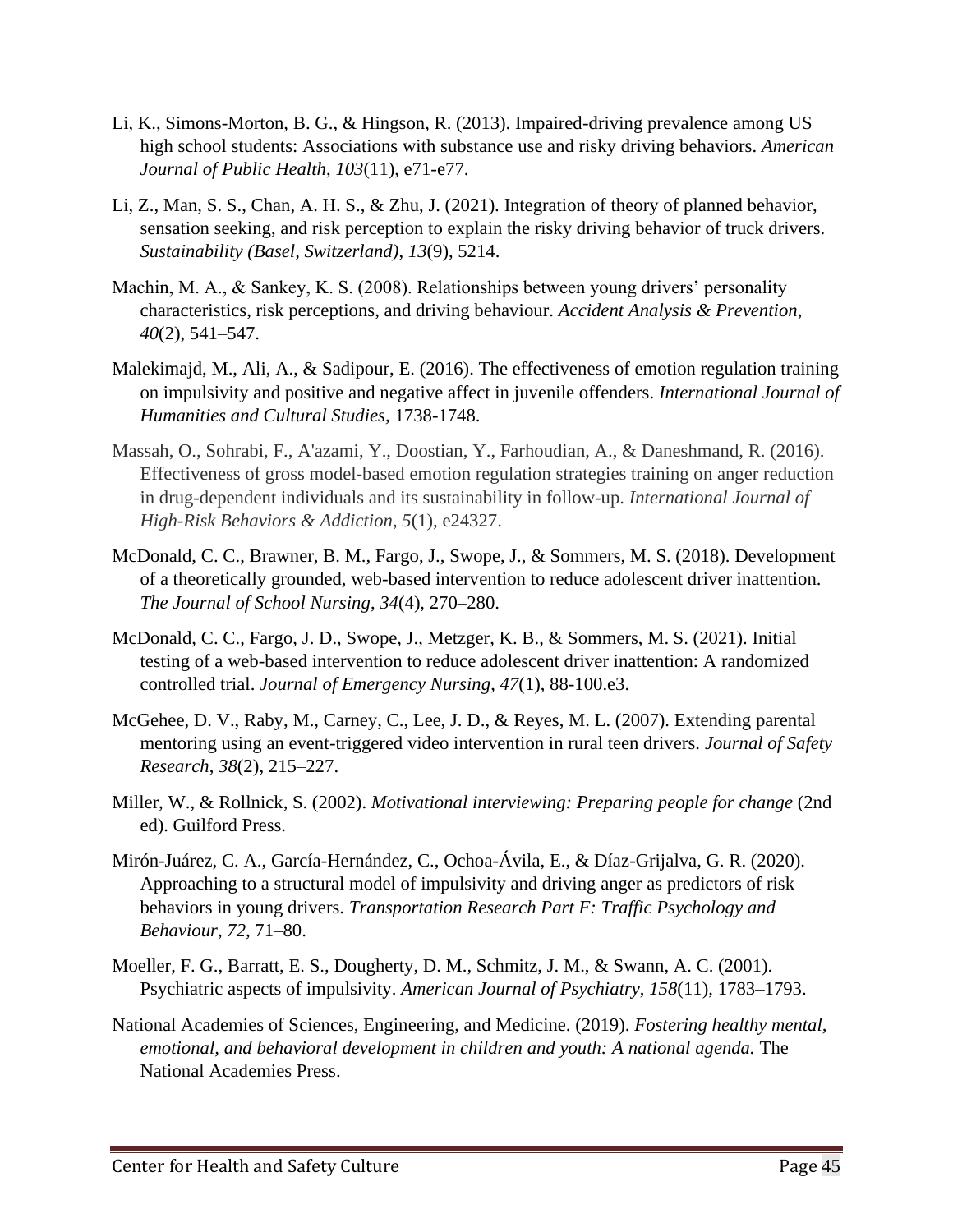Li, K., Simons-Morton, B. G., & Hingson, R. (2013). Impaired-driving prevalence among US high school students: Associations with substance use and risky driving behaviors. *American Journal of Public Health*, *103*(11), e71-e77.

Li, Z., Man, S. S., Chan, A. H. S., & Zhu, J. (2021). Integration of theory of planned behavior, sensation seeking, and risk perception to explain the risky driving behavior of truck drivers. *Sustainability (Basel, Switzerland)*, *13*(9), 5214.

Machin, M. A., & Sankey, K. S. (2008). Relationships between young drivers' personality characteristics, risk perceptions, and driving behaviour. *Accident Analysis & Prevention*, *40*(2), 541–547.

Malekimajd, M., Ali, A., & Sadipour, E. (2016). The effectiveness of emotion regulation training on impulsivity and positive and negative affect in juvenile offenders. *International Journal of Humanities and Cultural Studies*, 1738-1748.

Massah, O., Sohrabi, F., A'azami, Y., Doostian, Y., Farhoudian, A., & Daneshmand, R. (2016). Effectiveness of gross model-based emotion regulation strategies training on anger reduction in drug-dependent individuals and its sustainability in follow-up. *International Journal of High-Risk Behaviors & Addiction*, *5*(1), e24327.

McDonald, C. C., Brawner, B. M., Fargo, J., Swope, J., & Sommers, M. S. (2018). Development of a theoretically grounded, web-based intervention to reduce adolescent driver inattention. *The Journal of School Nursing*, *34*(4), 270–280.

McDonald, C. C., Fargo, J. D., Swope, J., Metzger, K. B., & Sommers, M. S. (2021). Initial testing of a web-based intervention to reduce adolescent driver inattention: A randomized controlled trial. *Journal of Emergency Nursing*, *47*(1), 88-100.e3.

McGehee, D. V., Raby, M., Carney, C., Lee, J. D., & Reyes, M. L. (2007). Extending parental mentoring using an event-triggered video intervention in rural teen drivers. *Journal of Safety Research*, *38*(2), 215–227.

Miller, W., & Rollnick, S. (2002). *Motivational interviewing: Preparing people for change* (2nd ed). Guilford Press.

Mirón-Juárez, C. A., García-Hernández, C., Ochoa-Ávila, E., & Díaz-Grijalva, G. R. (2020). Approaching to a structural model of impulsivity and driving anger as predictors of risk behaviors in young drivers. *Transportation Research Part F: Traffic Psychology and Behaviour*, *72*, 71–80.

Moeller, F. G., Barratt, E. S., Dougherty, D. M., Schmitz, J. M., & Swann, A. C. (2001). Psychiatric aspects of impulsivity. *American Journal of Psychiatry*, *158*(11), 1783–1793.

National Academies of Sciences, Engineering, and Medicine. (2019). *Fostering healthy mental, emotional, and behavioral development in children and youth: A national agenda.* The National Academies Press.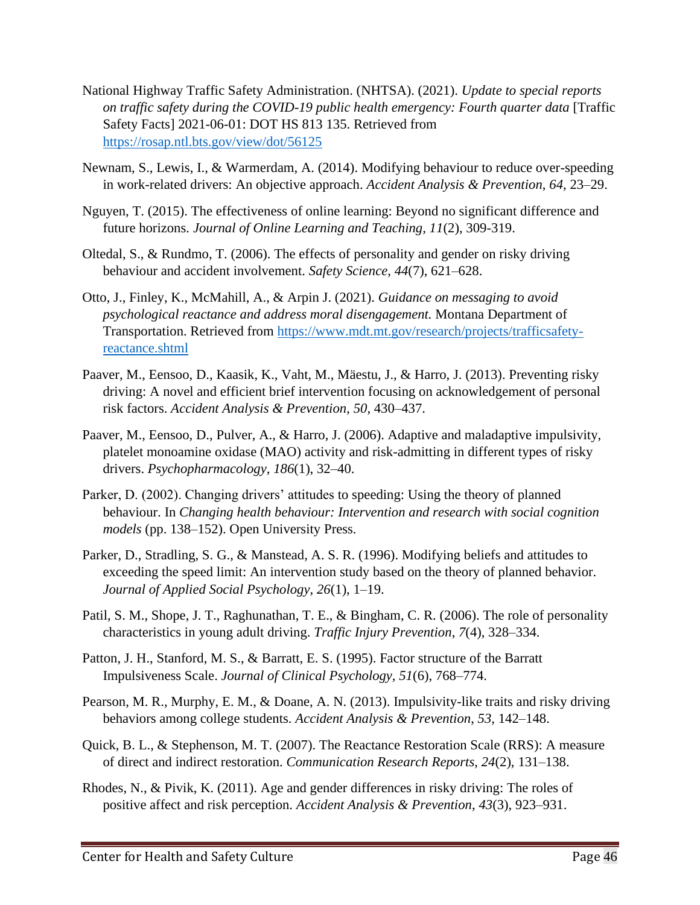National Highway Traffic Safety Administration. (NHTSA). (2021). *Update to special reports on traffic safety during the COVID-19 public health emergency: Fourth quarter data* [Traffic Safety Facts] 2021-06-01: DOT HS 813 135. Retrieved from https://rosap.ntl.bts.gov/view/dot/56125

Newnam, S., Lewis, I., & Warmerdam, A. (2014). Modifying behaviour to reduce over-speeding in work-related drivers: An objective approach. *Accident Analysis & Prevention*, *64*, 23–29.

Nguyen, T. (2015). The effectiveness of online learning: Beyond no significant difference and future horizons. *Journal of Online Learning and Teaching, 11*(2), 309-319.

Oltedal, S., & Rundmo, T. (2006). The effects of personality and gender on risky driving behaviour and accident involvement. *Safety Science*, *44*(7), 621–628.

Otto, J., Finley, K., McMahill, A., & Arpin J. (2021). *Guidance on messaging to avoid psychological reactance and address moral disengagement.* Montana Department of Transportation. Retrieved from https://www.mdt.mt.gov/research/projects/trafficsafety-reactance.shtml

Paaver, M., Eensoo, D., Kaasik, K., Vaht, M., Mäestu, J., & Harro, J. (2013). Preventing risky driving: A novel and efficient brief intervention focusing on acknowledgement of personal risk factors. *Accident Analysis & Prevention*, *50*, 430–437.

Paaver, M., Eensoo, D., Pulver, A., & Harro, J. (2006). Adaptive and maladaptive impulsivity, platelet monoamine oxidase (MAO) activity and risk-admitting in different types of risky drivers. *Psychopharmacology*, *186*(1), 32–40.

Parker, D. (2002). Changing drivers' attitudes to speeding: Using the theory of planned behaviour. In *Changing health behaviour: Intervention and research with social cognition models* (pp. 138–152). Open University Press.

Parker, D., Stradling, S. G., & Manstead, A. S. R. (1996). Modifying beliefs and attitudes to exceeding the speed limit: An intervention study based on the theory of planned behavior. *Journal of Applied Social Psychology*, *26*(1), 1–19.

Patil, S. M., Shope, J. T., Raghunathan, T. E., & Bingham, C. R. (2006). The role of personality characteristics in young adult driving. *Traffic Injury Prevention*, *7*(4), 328–334.

Patton, J. H., Stanford, M. S., & Barratt, E. S. (1995). Factor structure of the Barratt Impulsiveness Scale. *Journal of Clinical Psychology, 51*(6), 768–774.

Pearson, M. R., Murphy, E. M., & Doane, A. N. (2013). Impulsivity-like traits and risky driving behaviors among college students. *Accident Analysis & Prevention*, *53*, 142–148.

Quick, B. L., & Stephenson, M. T. (2007). The Reactance Restoration Scale (RRS): A measure of direct and indirect restoration. *Communication Research Reports*, *24*(2), 131–138.

Rhodes, N., & Pivik, K. (2011). Age and gender differences in risky driving: The roles of positive affect and risk perception. *Accident Analysis & Prevention, 43*(3), 923–931.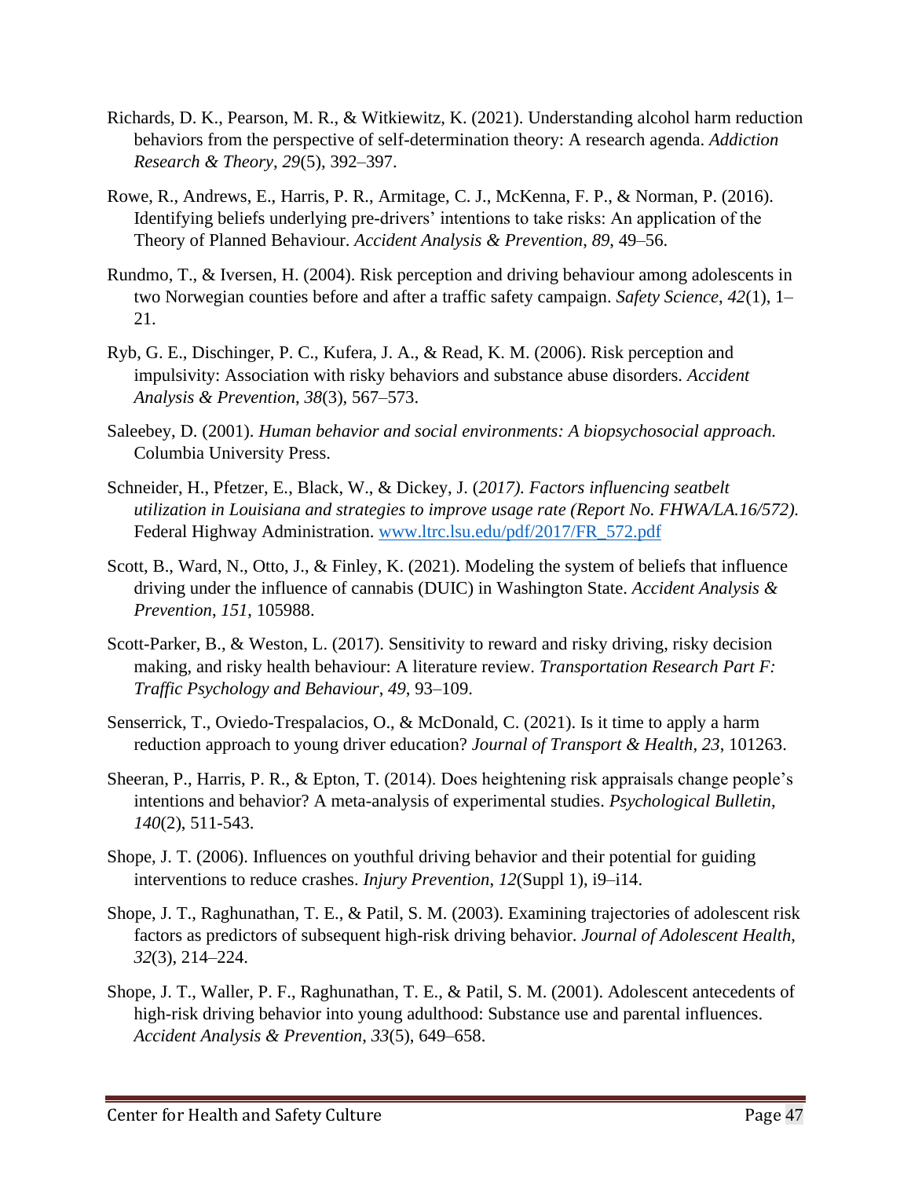Richards, D. K., Pearson, M. R., & Witkiewitz, K. (2021). Understanding alcohol harm reduction behaviors from the perspective of self-determination theory: A research agenda. *Addiction Research & Theory*, *29*(5), 392–397.

Rowe, R., Andrews, E., Harris, P. R., Armitage, C. J., McKenna, F. P., & Norman, P. (2016). Identifying beliefs underlying pre-drivers' intentions to take risks: An application of the Theory of Planned Behaviour. *Accident Analysis & Prevention*, *89*, 49–56.

Rundmo, T., & Iversen, H. (2004). Risk perception and driving behaviour among adolescents in two Norwegian counties before and after a traffic safety campaign. *Safety Science*, *42*(1), 1–21.

Ryb, G. E., Dischinger, P. C., Kufera, J. A., & Read, K. M. (2006). Risk perception and impulsivity: Association with risky behaviors and substance abuse disorders. *Accident Analysis & Prevention*, *38*(3), 567–573.

Saleebey, D. (2001). *Human behavior and social environments: A biopsychosocial approach.* Columbia University Press.

Schneider, H., Pfetzer, E., Black, W., & Dickey, J. (*2017). Factors influencing seatbelt utilization in Louisiana and strategies to improve usage rate (Report No. FHWA/LA.16/572).* Federal Highway Administration. [www.ltrc.lsu.edu/pdf/2017/FR_572.pdf](www.ltrc.lsu.edu/pdf/2017/FR_572.pdf)

Scott, B., Ward, N., Otto, J., & Finley, K. (2021). Modeling the system of beliefs that influence driving under the influence of cannabis (DUIC) in Washington State. *Accident Analysis & Prevention, 151,* 105988.

Scott-Parker, B., & Weston, L. (2017). Sensitivity to reward and risky driving, risky decision making, and risky health behaviour: A literature review. *Transportation Research Part F: Traffic Psychology and Behaviour*, *49*, 93–109.

Senserrick, T., Oviedo-Trespalacios, O., & McDonald, C. (2021). Is it time to apply a harm reduction approach to young driver education? *Journal of Transport & Health*, *23*, 101263.

Sheeran, P., Harris, P. R., & Epton, T. (2014). Does heightening risk appraisals change people's intentions and behavior? A meta-analysis of experimental studies. *Psychological Bulletin*, *140*(2), 511-543.

Shope, J. T. (2006). Influences on youthful driving behavior and their potential for guiding interventions to reduce crashes. *Injury Prevention*, *12*(Suppl 1), i9–i14.

Shope, J. T., Raghunathan, T. E., & Patil, S. M. (2003). Examining trajectories of adolescent risk factors as predictors of subsequent high-risk driving behavior. *Journal of Adolescent Health*, *32*(3), 214–224.

Shope, J. T., Waller, P. F., Raghunathan, T. E., & Patil, S. M. (2001). Adolescent antecedents of high-risk driving behavior into young adulthood: Substance use and parental influences. *Accident Analysis & Prevention*, *33*(5), 649–658.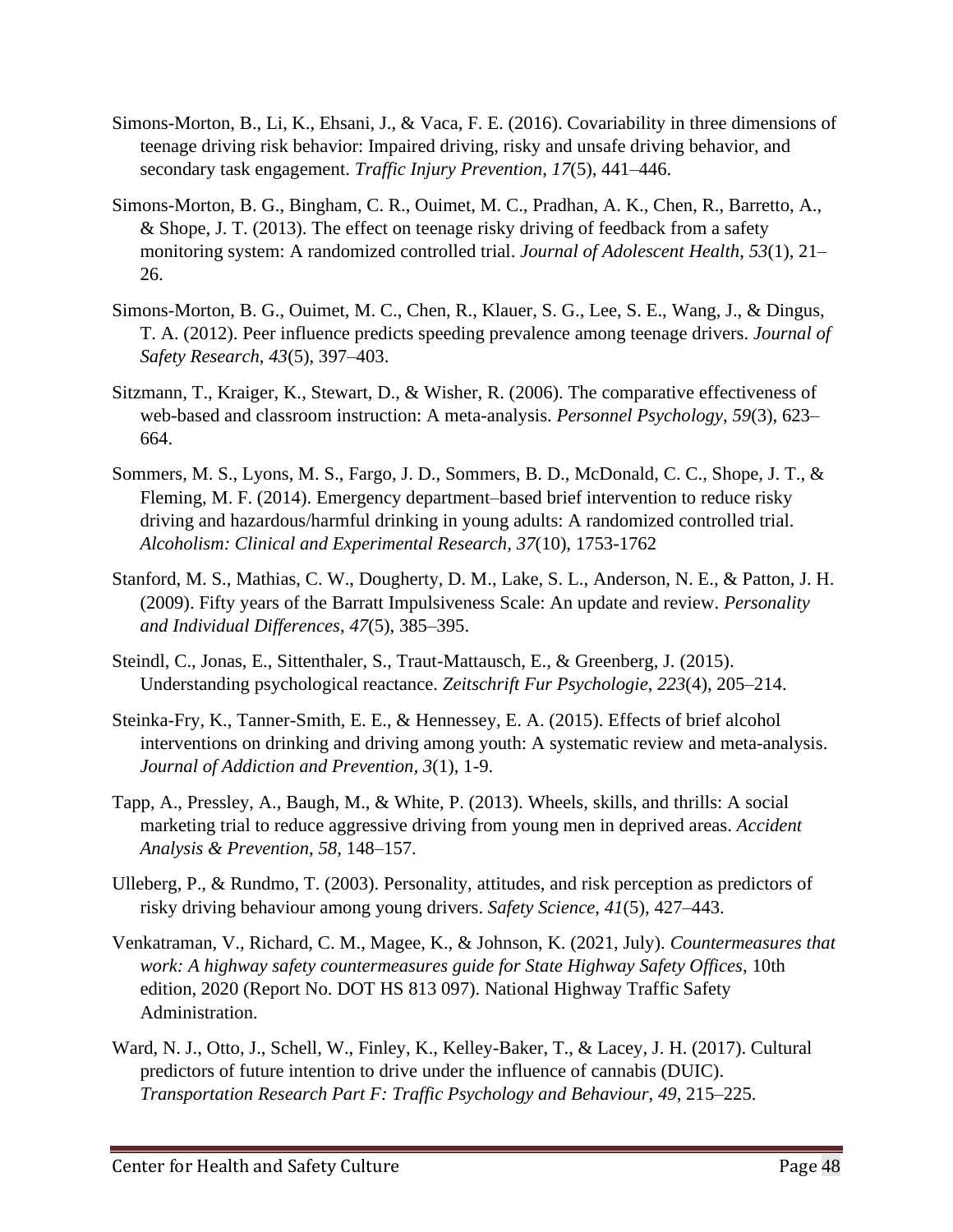Simons-Morton, B., Li, K., Ehsani, J., & Vaca, F. E. (2016). Covariability in three dimensions of teenage driving risk behavior: Impaired driving, risky and unsafe driving behavior, and secondary task engagement. *Traffic Injury Prevention*, *17*(5), 441–446.

Simons-Morton, B. G., Bingham, C. R., Ouimet, M. C., Pradhan, A. K., Chen, R., Barretto, A., & Shope, J. T. (2013). The effect on teenage risky driving of feedback from a safety monitoring system: A randomized controlled trial. *Journal of Adolescent Health*, *53*(1), 21–26.

Simons-Morton, B. G., Ouimet, M. C., Chen, R., Klauer, S. G., Lee, S. E., Wang, J., & Dingus, T. A. (2012). Peer influence predicts speeding prevalence among teenage drivers. *Journal of Safety Research*, *43*(5), 397–403.

Sitzmann, T., Kraiger, K., Stewart, D., & Wisher, R. (2006). The comparative effectiveness of web-based and classroom instruction: A meta-analysis. *Personnel Psychology*, *59*(3), 623–664.

Sommers, M. S., Lyons, M. S., Fargo, J. D., Sommers, B. D., McDonald, C. C., Shope, J. T., & Fleming, M. F. (2014). Emergency department–based brief intervention to reduce risky driving and hazardous/harmful drinking in young adults: A randomized controlled trial. *Alcoholism: Clinical and Experimental Research*, *37*(10), 1753-1762

Stanford, M. S., Mathias, C. W., Dougherty, D. M., Lake, S. L., Anderson, N. E., & Patton, J. H. (2009). Fifty years of the Barratt Impulsiveness Scale: An update and review. *Personality and Individual Differences*, *47*(5), 385–395.

Steindl, C., Jonas, E., Sittenthaler, S., Traut-Mattausch, E., & Greenberg, J. (2015). Understanding psychological reactance. *Zeitschrift Fur Psychologie*, *223*(4), 205–214.

Steinka-Fry, K., Tanner-Smith, E. E., & Hennessey, E. A. (2015). Effects of brief alcohol interventions on drinking and driving among youth: A systematic review and meta-analysis. *Journal of Addiction and Prevention*, *3*(1), 1-9.

Tapp, A., Pressley, A., Baugh, M., & White, P. (2013). Wheels, skills, and thrills: A social marketing trial to reduce aggressive driving from young men in deprived areas. *Accident Analysis & Prevention*, *58*, 148–157.

Ulleberg, P., & Rundmo, T. (2003). Personality, attitudes, and risk perception as predictors of risky driving behaviour among young drivers. *Safety Science*, *41*(5), 427–443.

Venkatraman, V., Richard, C. M., Magee, K., & Johnson, K. (2021, July). *Countermeasures that work: A highway safety countermeasures guide for State Highway Safety Offices*, 10th edition, 2020 (Report No. DOT HS 813 097). National Highway Traffic Safety Administration.

Ward, N. J., Otto, J., Schell, W., Finley, K., Kelley-Baker, T., & Lacey, J. H. (2017). Cultural predictors of future intention to drive under the influence of cannabis (DUIC). *Transportation Research Part F: Traffic Psychology and Behaviour*, *49*, 215–225.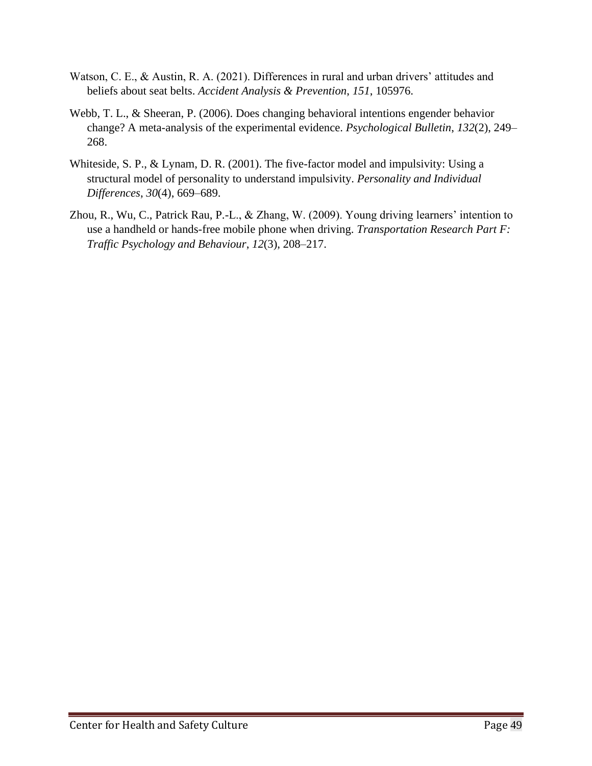Watson, C. E., & Austin, R. A. (2021). Differences in rural and urban drivers' attitudes and beliefs about seat belts. *Accident Analysis & Prevention*, *151*, 105976.

Webb, T. L., & Sheeran, P. (2006). Does changing behavioral intentions engender behavior change? A meta-analysis of the experimental evidence. *Psychological Bulletin*, *132*(2), 249–268.

Whiteside, S. P., & Lynam, D. R. (2001). The five-factor model and impulsivity: Using a structural model of personality to understand impulsivity. *Personality and Individual Differences*, *30*(4), 669–689.

Zhou, R., Wu, C., Patrick Rau, P.-L., & Zhang, W. (2009). Young driving learners' intention to use a handheld or hands-free mobile phone when driving. *Transportation Research Part F: Traffic Psychology and Behaviour*, *12*(3), 208–217.